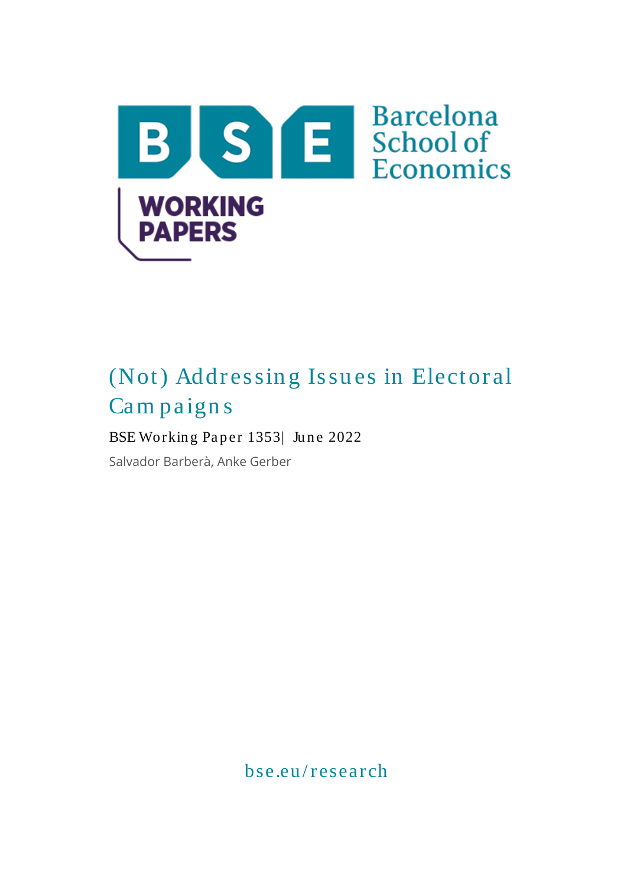Barcelona School of Economics

WORKING PAPERS

# (Not) Addressing Issues in Electoral Campaigns

BSE Working Paper 1353| June 2022

Salvador Barberà, Anke Gerber

bse.eu/research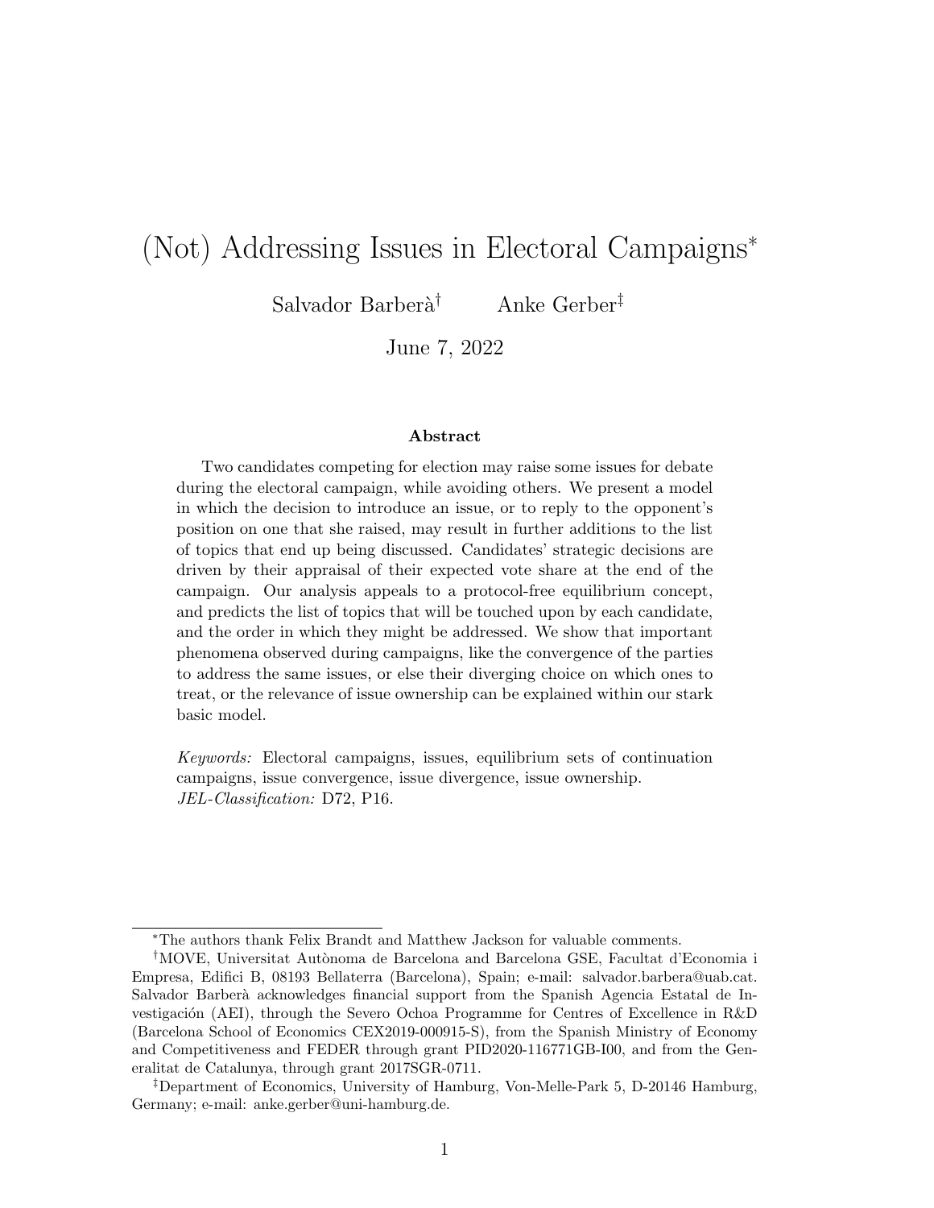# (Not) Addressing Issues in Electoral Campaigns[*]

Salvador Barberà[†] Anke Gerber[‡]

June 7, 2022

### Abstract

Two candidates competing for election may raise some issues for debate during the electoral campaign, while avoiding others. We present a model in which the decision to introduce an issue, or to reply to the opponent's position on one that she raised, may result in further additions to the list of topics that end up being discussed. Candidates' strategic decisions are driven by their appraisal of their expected vote share at the end of the campaign. Our analysis appeals to a protocol-free equilibrium concept, and predicts the list of topics that will be touched upon by each candidate, and the order in which they might be addressed. We show that important phenomena observed during campaigns, like the convergence of the parties to address the same issues, or else their diverging choice on which ones to treat, or the relevance of issue ownership can be explained within our stark basic model.

*Keywords:* Electoral campaigns, issues, equilibrium sets of continuation campaigns, issue convergence, issue divergence, issue ownership.
*JEL-Classification:* D72, P16.

---

[*] The authors thank Felix Brandt and Matthew Jackson for valuable comments.

[†] MOVE, Universitat Autònoma de Barcelona and Barcelona GSE, Facultat d'Economia i Empresa, Edifici B, 08193 Bellaterra (Barcelona), Spain; e-mail: salvador.barbera@uab.cat. Salvador Barberà acknowledges financial support from the Spanish Agencia Estatal de Investigación (AEI), through the Severo Ochoa Programme for Centres of Excellence in R&D (Barcelona School of Economics CEX2019-000915-S), from the Spanish Ministry of Economy and Competitiveness and FEDER through grant PID2020-116771GB-I00, and from the Generalitat de Catalunya, through grant 2017SGR-0711.

[‡] Department of Economics, University of Hamburg, Von-Melle-Park 5, D-20146 Hamburg, Germany; e-mail: anke.gerber@uni-hamburg.de.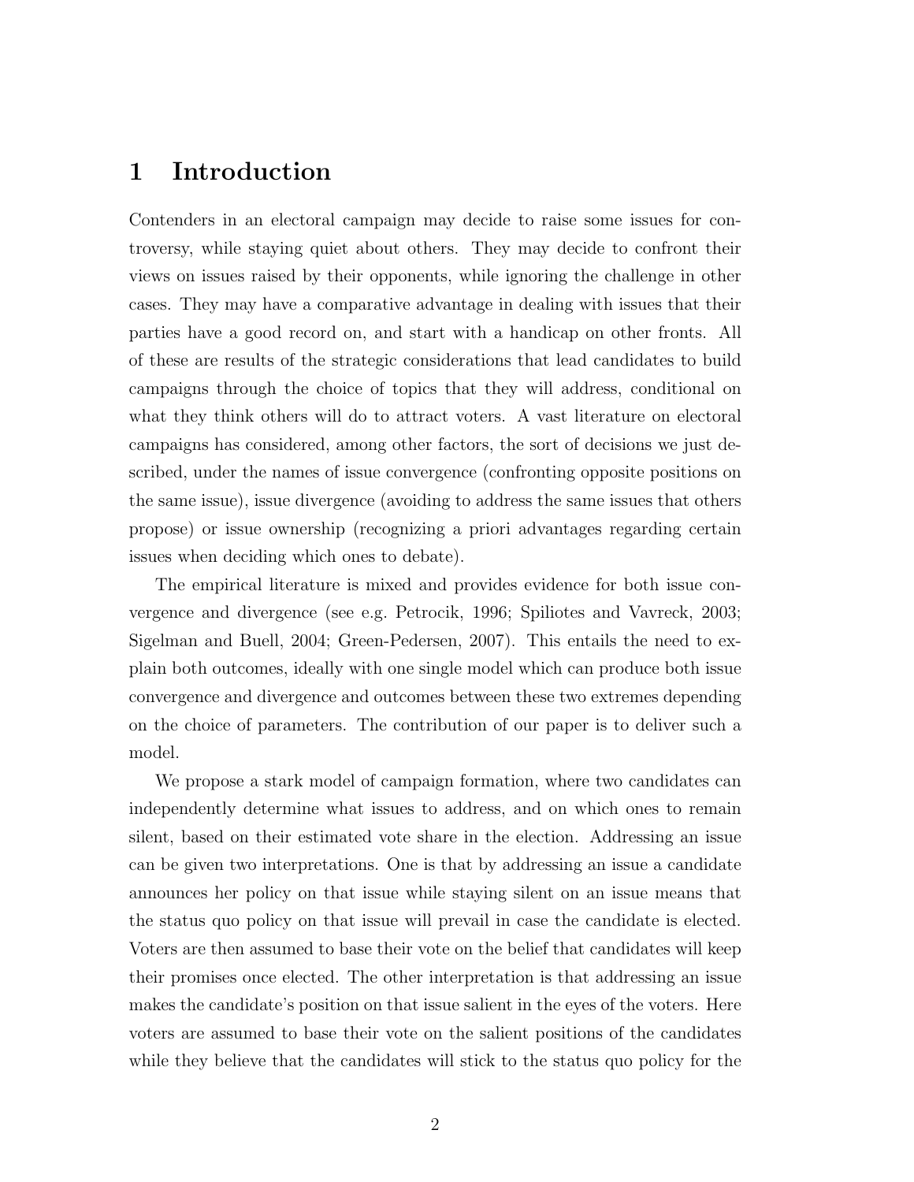# 1 Introduction

Contenders in an electoral campaign may decide to raise some issues for controversy, while staying quiet about others. They may decide to confront their views on issues raised by their opponents, while ignoring the challenge in other cases. They may have a comparative advantage in dealing with issues that their parties have a good record on, and start with a handicap on other fronts. All of these are results of the strategic considerations that lead candidates to build campaigns through the choice of topics that they will address, conditional on what they think others will do to attract voters. A vast literature on electoral campaigns has considered, among other factors, the sort of decisions we just described, under the names of issue convergence (confronting opposite positions on the same issue), issue divergence (avoiding to address the same issues that others propose) or issue ownership (recognizing a priori advantages regarding certain issues when deciding which ones to debate).

The empirical literature is mixed and provides evidence for both issue convergence and divergence (see e.g. Petrocik, 1996; Spiliotes and Vavreck, 2003; Sigelman and Buell, 2004; Green-Pedersen, 2007). This entails the need to explain both outcomes, ideally with one single model which can produce both issue convergence and divergence and outcomes between these two extremes depending on the choice of parameters. The contribution of our paper is to deliver such a model.

We propose a stark model of campaign formation, where two candidates can independently determine what issues to address, and on which ones to remain silent, based on their estimated vote share in the election. Addressing an issue can be given two interpretations. One is that by addressing an issue a candidate announces her policy on that issue while staying silent on an issue means that the status quo policy on that issue will prevail in case the candidate is elected. Voters are then assumed to base their vote on the belief that candidates will keep their promises once elected. The other interpretation is that addressing an issue makes the candidate's position on that issue salient in the eyes of the voters. Here voters are assumed to base their vote on the salient positions of the candidates while they believe that the candidates will stick to the status quo policy for the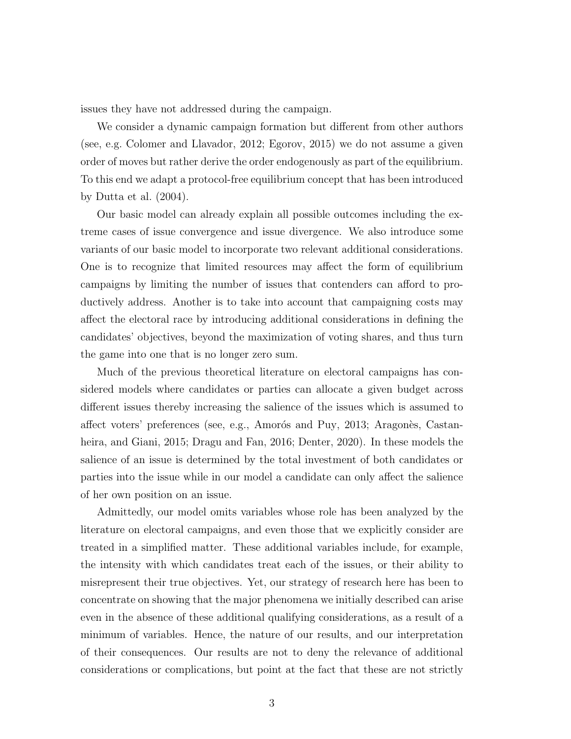issues they have not addressed during the campaign.

We consider a dynamic campaign formation but different from other authors (see, e.g. Colomer and Llavador, 2012; Egorov, 2015) we do not assume a given order of moves but rather derive the order endogenously as part of the equilibrium. To this end we adapt a protocol-free equilibrium concept that has been introduced by Dutta et al. (2004).

Our basic model can already explain all possible outcomes including the extreme cases of issue convergence and issue divergence. We also introduce some variants of our basic model to incorporate two relevant additional considerations. One is to recognize that limited resources may affect the form of equilibrium campaigns by limiting the number of issues that contenders can afford to productively address. Another is to take into account that campaigning costs may affect the electoral race by introducing additional considerations in defining the candidates' objectives, beyond the maximization of voting shares, and thus turn the game into one that is no longer zero sum.

Much of the previous theoretical literature on electoral campaigns has considered models where candidates or parties can allocate a given budget across different issues thereby increasing the salience of the issues which is assumed to affect voters' preferences (see, e.g., Amorós and Puy, 2013; Aragonès, Castanheira, and Giani, 2015; Dragu and Fan, 2016; Denter, 2020). In these models the salience of an issue is determined by the total investment of both candidates or parties into the issue while in our model a candidate can only affect the salience of her own position on an issue.

Admittedly, our model omits variables whose role has been analyzed by the literature on electoral campaigns, and even those that we explicitly consider are treated in a simplified matter. These additional variables include, for example, the intensity with which candidates treat each of the issues, or their ability to misrepresent their true objectives. Yet, our strategy of research here has been to concentrate on showing that the major phenomena we initially described can arise even in the absence of these additional qualifying considerations, as a result of a minimum of variables. Hence, the nature of our results, and our interpretation of their consequences. Our results are not to deny the relevance of additional considerations or complications, but point at the fact that these are not strictly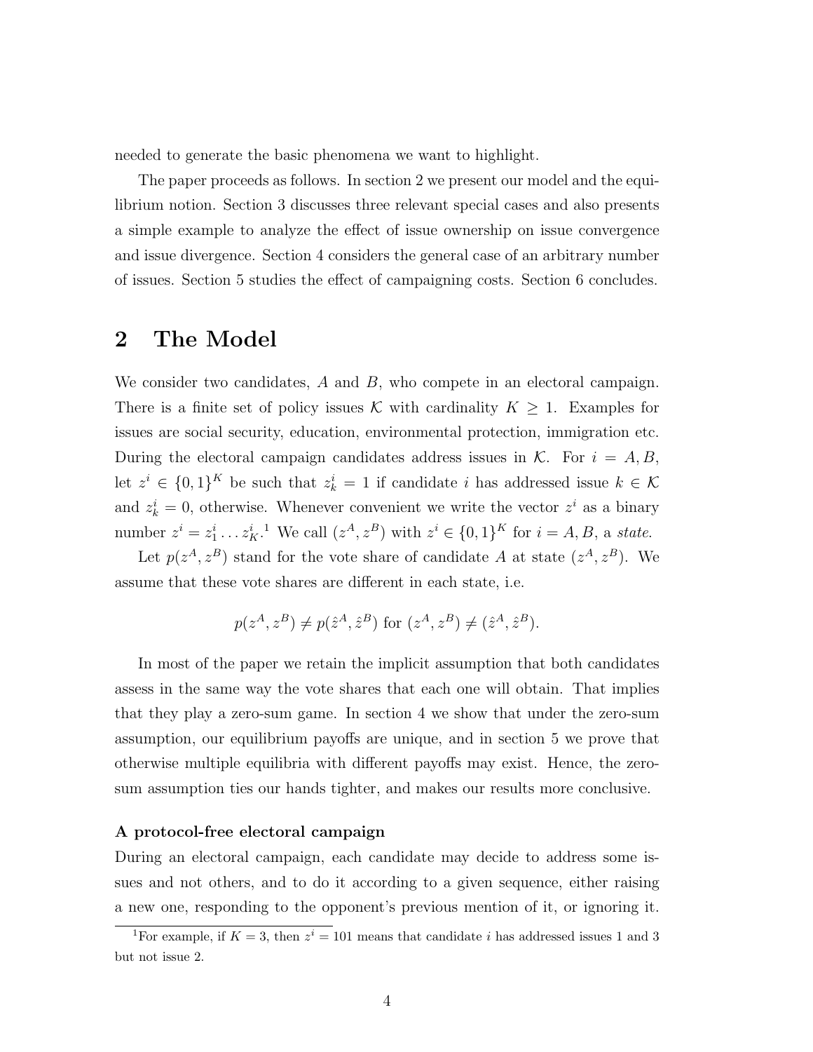needed to generate the basic phenomena we want to highlight.

The paper proceeds as follows. In section 2 we present our model and the equilibrium notion. Section 3 discusses three relevant special cases and also presents a simple example to analyze the effect of issue ownership on issue convergence and issue divergence. Section 4 considers the general case of an arbitrary number of issues. Section 5 studies the effect of campaigning costs. Section 6 concludes.

## 2 The Model

We consider two candidates, $A$ and $B$, who compete in an electoral campaign. There is a finite set of policy issues $\mathcal{K}$ with cardinality $K \geq 1$. Examples for issues are social security, education, environmental protection, immigration etc. During the electoral campaign candidates address issues in $\mathcal{K}$. For $i = A, B$, let $z^i \in \{0,1\}^K$ be such that $z^i_k = 1$ if candidate $i$ has addressed issue $k \in \mathcal{K}$ and $z^i_k = 0$, otherwise. Whenever convenient we write the vector $z^i$ as a binary number $z^i = z^i_1 \dots z^i_K$.[1] We call $(z^A, z^B)$ with $z^i \in \{0,1\}^K$ for $i = A, B$, a *state*.

Let $p(z^A, z^B)$ stand for the vote share of candidate $A$ at state $(z^A, z^B)$. We assume that these vote shares are different in each state, i.e.

$$p(z^A, z^B) \neq p(\hat{z}^A, \hat{z}^B) \text{ for } (z^A, z^B) \neq (\hat{z}^A, \hat{z}^B).$$

In most of the paper we retain the implicit assumption that both candidates assess in the same way the vote shares that each one will obtain. That implies that they play a zero-sum game. In section 4 we show that under the zero-sum assumption, our equilibrium payoffs are unique, and in section 5 we prove that otherwise multiple equilibria with different payoffs may exist. Hence, the zero-sum assumption ties our hands tighter, and makes our results more conclusive.

**A protocol-free electoral campaign**

During an electoral campaign, each candidate may decide to address some issues and not others, and to do it according to a given sequence, either raising a new one, responding to the opponent's previous mention of it, or ignoring it.

[1] For example, if $K = 3$, then $z^i = 101$ means that candidate $i$ has addressed issues 1 and 3 but not issue 2.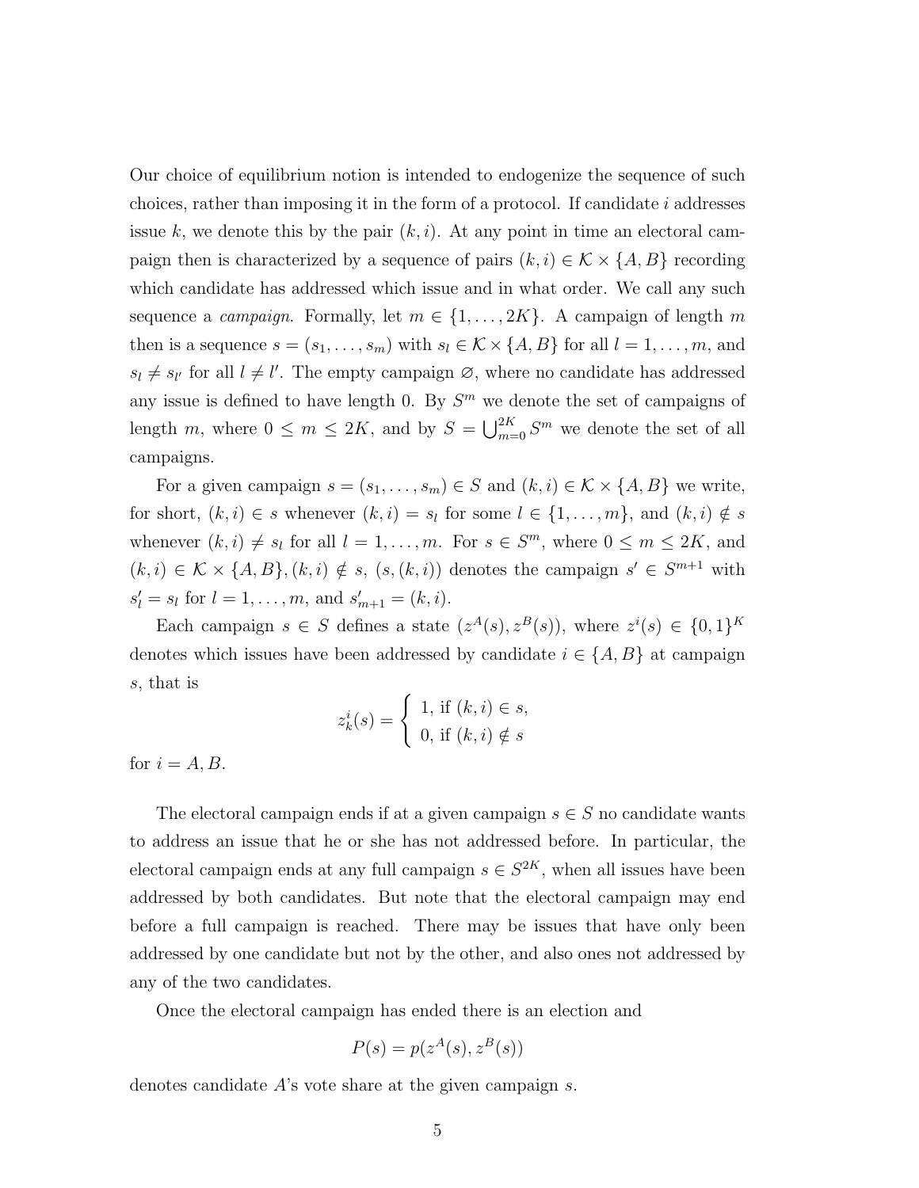Our choice of equilibrium notion is intended to endogenize the sequence of such choices, rather than imposing it in the form of a protocol. If candidate $i$ addresses issue $k$, we denote this by the pair $(k, i)$. At any point in time an electoral campaign then is characterized by a sequence of pairs $(k, i) \in \mathcal{K} \times \{A, B\}$ recording which candidate has addressed which issue and in what order. We call any such sequence a *campaign*. Formally, let $m \in \{1, \ldots, 2K\}$. A campaign of length $m$ then is a sequence $s = (s_1, \ldots, s_m)$ with $s_l \in \mathcal{K} \times \{A, B\}$ for all $l = 1, \ldots, m$, and $s_l \neq s_{l'}$ for all $l \neq l'$. The empty campaign $\varnothing$, where no candidate has addressed any issue is defined to have length 0. By $S^m$ we denote the set of campaigns of length $m$, where $0 \leq m \leq 2K$, and by $S = \bigcup_{m=0}^{2K} S^m$ we denote the set of all campaigns.

For a given campaign $s = (s_1, \ldots, s_m) \in S$ and $(k, i) \in \mathcal{K} \times \{A, B\}$ we write, for short, $(k, i) \in s$ whenever $(k, i) = s_l$ for some $l \in \{1, \ldots, m\}$, and $(k, i) \notin s$ whenever $(k, i) \neq s_l$ for all $l = 1, \ldots, m$. For $s \in S^m$, where $0 \leq m \leq 2K$, and $(k, i) \in \mathcal{K} \times \{A, B\}, (k, i) \notin s$, $(s, (k, i))$ denotes the campaign $s' \in S^{m+1}$ with $s'_l = s_l$ for $l = 1, \ldots, m$, and $s'_{m+1} = (k, i)$.

Each campaign $s \in S$ defines a state $(z^A(s), z^B(s))$, where $z^i(s) \in \{0, 1\}^K$ denotes which issues have been addressed by candidate $i \in \{A, B\}$ at campaign $s$, that is

$$z_k^i(s) = \begin{cases} 1, \text{ if } (k, i) \in s, \\ 0, \text{ if } (k, i) \notin s \end{cases}$$

for $i = A, B$.

The electoral campaign ends if at a given campaign $s \in S$ no candidate wants to address an issue that he or she has not addressed before. In particular, the electoral campaign ends at any full campaign $s \in S^{2K}$, when all issues have been addressed by both candidates. But note that the electoral campaign may end before a full campaign is reached. There may be issues that have only been addressed by one candidate but not by the other, and also ones not addressed by any of the two candidates.

Once the electoral campaign has ended there is an election and

$$P(s) = p(z^A(s), z^B(s))$$

denotes candidate $A$'s vote share at the given campaign $s$.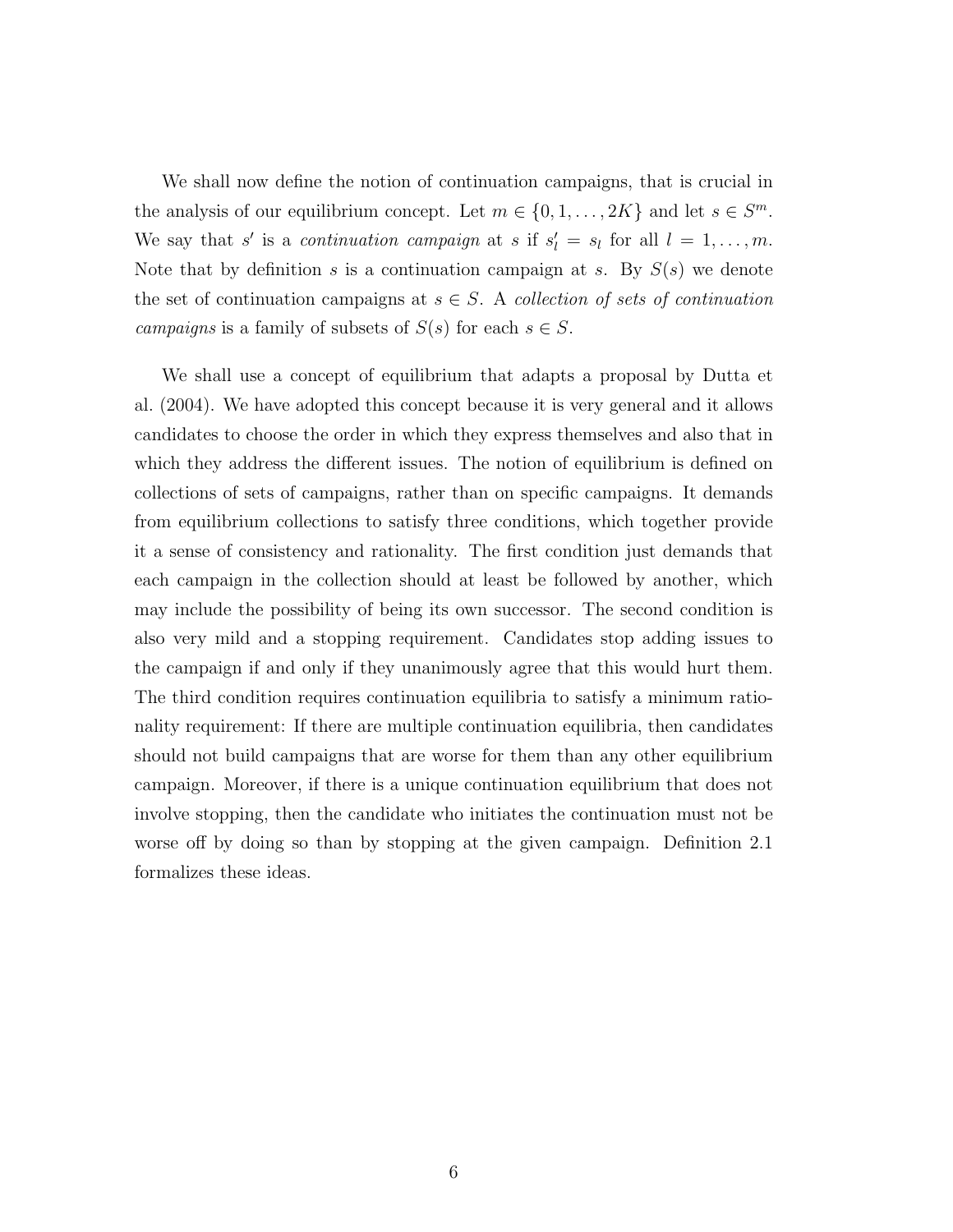We shall now define the notion of continuation campaigns, that is crucial in the analysis of our equilibrium concept. Let $m \in \{0, 1, \ldots, 2K\}$ and let $s \in S^m$. We say that $s'$ is a *continuation campaign* at $s$ if $s'_l = s_l$ for all $l = 1, \ldots, m$. Note that by definition $s$ is a continuation campaign at $s$. By $S(s)$ we denote the set of continuation campaigns at $s \in S$. A *collection of sets of continuation campaigns* is a family of subsets of $S(s)$ for each $s \in S$.

We shall use a concept of equilibrium that adapts a proposal by Dutta et al. (2004). We have adopted this concept because it is very general and it allows candidates to choose the order in which they express themselves and also that in which they address the different issues. The notion of equilibrium is defined on collections of sets of campaigns, rather than on specific campaigns. It demands from equilibrium collections to satisfy three conditions, which together provide it a sense of consistency and rationality. The first condition just demands that each campaign in the collection should at least be followed by another, which may include the possibility of being its own successor. The second condition is also very mild and a stopping requirement. Candidates stop adding issues to the campaign if and only if they unanimously agree that this would hurt them. The third condition requires continuation equilibria to satisfy a minimum rationality requirement: If there are multiple continuation equilibria, then candidates should not build campaigns that are worse for them than any other equilibrium campaign. Moreover, if there is a unique continuation equilibrium that does not involve stopping, then the candidate who initiates the continuation must not be worse off by doing so than by stopping at the given campaign. Definition 2.1 formalizes these ideas.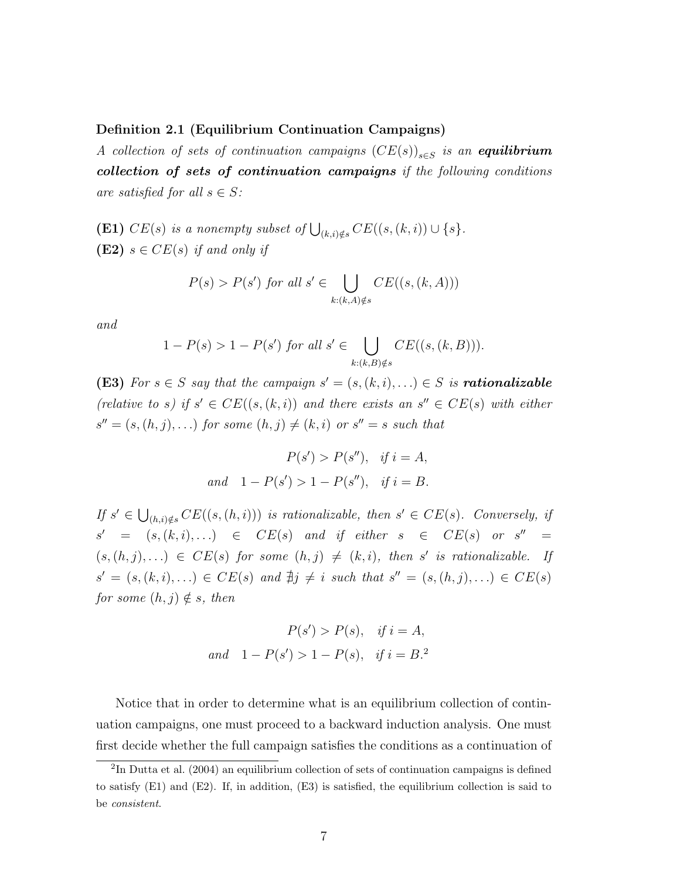**Definition 2.1 (Equilibrium Continuation Campaigns)**
*A collection of sets of continuation campaigns $(CE(s))_{s \in S}$ is an **equilibrium collection of sets of continuation campaigns** if the following conditions are satisfied for all $s \in S$:*

**(E1)** *$CE(s)$ is a nonempty subset of $\bigcup_{(k,i)\notin s} CE((s,(k,i)) \cup \{s\}$.*
**(E2)** *$s \in CE(s)$ if and only if*

$$P(s) > P(s') \text{ for all } s' \in \bigcup_{k:(k,A)\notin s} CE((s,(k,A)))$$

*and*

$$1 - P(s) > 1 - P(s') \text{ for all } s' \in \bigcup_{k:(k,B)\notin s} CE((s,(k,B))).$$

**(E3)** *For $s \in S$ say that the campaign $s' = (s,(k,i),\ldots) \in S$ is **rationalizable** (relative to $s$) if $s' \in CE((s,(k,i))$ and there exists an $s'' \in CE(s)$ with either $s'' = (s,(h,j),\ldots)$ for some $(h,j) \neq (k,i)$ or $s'' = s$ such that*

$$P(s') > P(s''), \quad \text{if } i = A,$$
$$\text{and} \quad 1 - P(s') > 1 - P(s''), \quad \text{if } i = B.$$

*If $s' \in \bigcup_{(h,i)\notin s} CE((s,(h,i)))$ is rationalizable, then $s' \in CE(s)$. Conversely, if $s' = (s,(k,i),\ldots) \in CE(s)$ and if either $s \in CE(s)$ or $s'' = (s,(h,j),\ldots) \in CE(s)$ for some $(h,j) \neq (k,i)$, then $s'$ is rationalizable. If $s' = (s,(k,i),\ldots) \in CE(s)$ and $\nexists j \neq i$ such that $s'' = (s,(h,j),\ldots) \in CE(s)$ for some $(h,j) \notin s$, then*

$$P(s') > P(s), \quad \text{if } i = A,$$
$$\text{and} \quad 1 - P(s') > 1 - P(s), \quad \text{if } i = B.\text{[2]}$$

Notice that in order to determine what is an equilibrium collection of continuation campaigns, one must proceed to a backward induction analysis. One must first decide whether the full campaign satisfies the conditions as a continuation of

[2] In Dutta et al. (2004) an equilibrium collection of sets of continuation campaigns is defined to satisfy (E1) and (E2). If, in addition, (E3) is satisfied, the equilibrium collection is said to be *consistent*.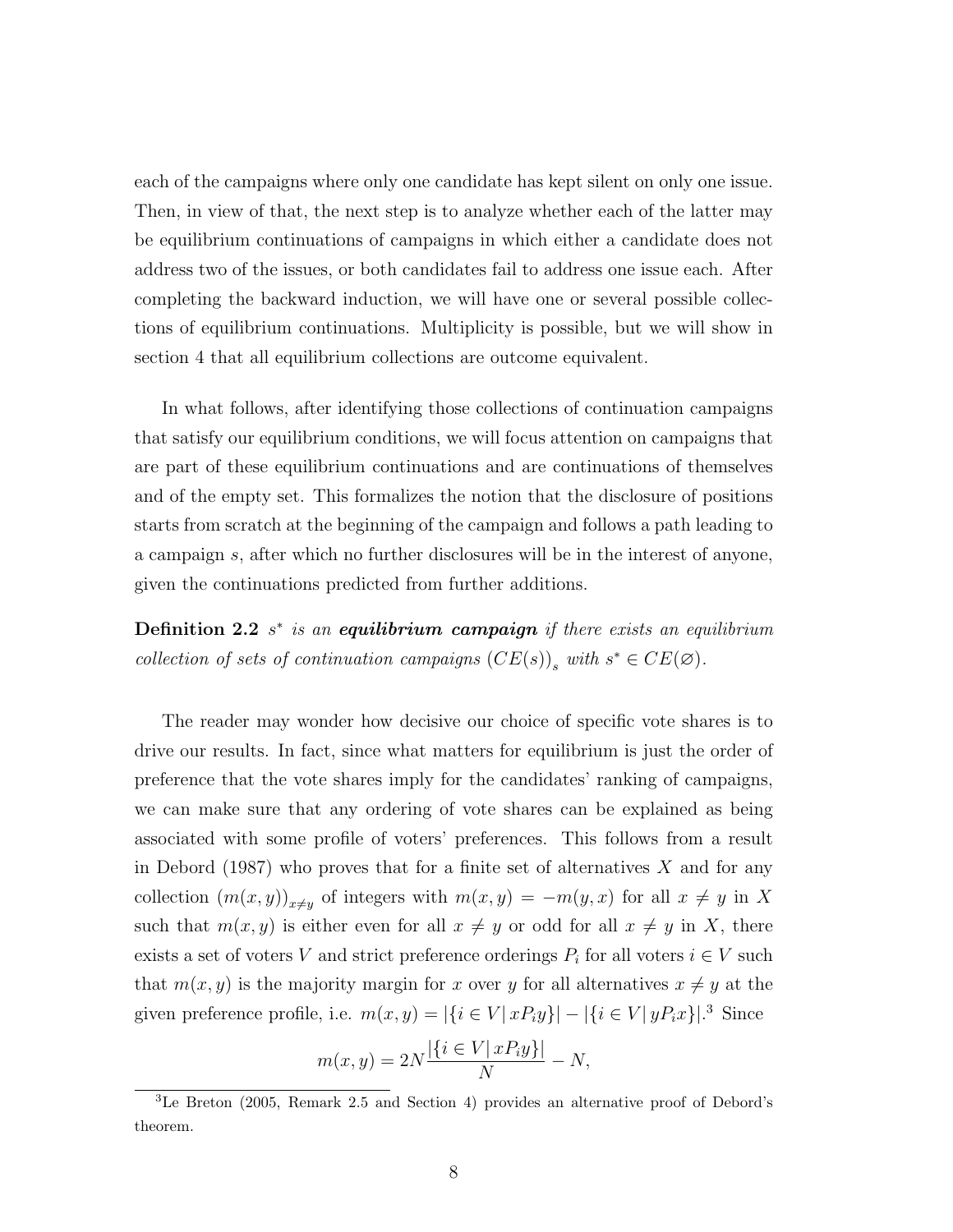each of the campaigns where only one candidate has kept silent on only one issue. Then, in view of that, the next step is to analyze whether each of the latter may be equilibrium continuations of campaigns in which either a candidate does not address two of the issues, or both candidates fail to address one issue each. After completing the backward induction, we will have one or several possible collections of equilibrium continuations. Multiplicity is possible, but we will show in section 4 that all equilibrium collections are outcome equivalent.

In what follows, after identifying those collections of continuation campaigns that satisfy our equilibrium conditions, we will focus attention on campaigns that are part of these equilibrium continuations and are continuations of themselves and of the empty set. This formalizes the notion that the disclosure of positions starts from scratch at the beginning of the campaign and follows a path leading to a campaign $s$, after which no further disclosures will be in the interest of anyone, given the continuations predicted from further additions.

**Definition 2.2** *$s^*$ is an* ***equilibrium campaign*** *if there exists an equilibrium collection of sets of continuation campaigns $(CE(s))_s$ with $s^* \in CE(\varnothing)$.*

The reader may wonder how decisive our choice of specific vote shares is to drive our results. In fact, since what matters for equilibrium is just the order of preference that the vote shares imply for the candidates' ranking of campaigns, we can make sure that any ordering of vote shares can be explained as being associated with some profile of voters' preferences. This follows from a result in Debord (1987) who proves that for a finite set of alternatives $X$ and for any collection $(m(x,y))_{x \neq y}$ of integers with $m(x,y) = -m(y,x)$ for all $x \neq y$ in $X$ such that $m(x,y)$ is either even for all $x \neq y$ or odd for all $x \neq y$ in $X$, there exists a set of voters $V$ and strict preference orderings $P_i$ for all voters $i \in V$ such that $m(x,y)$ is the majority margin for $x$ over $y$ for all alternatives $x \neq y$ at the given preference profile, i.e. $m(x,y) = |\{i \in V \,|\, xP_iy\}| - |\{i \in V \,|\, yP_ix\}|$.[3] Since

$$m(x,y) = 2N\frac{|\{i \in V \,|\, xP_iy\}|}{N} - N,$$

[3] Le Breton (2005, Remark 2.5 and Section 4) provides an alternative proof of Debord's theorem.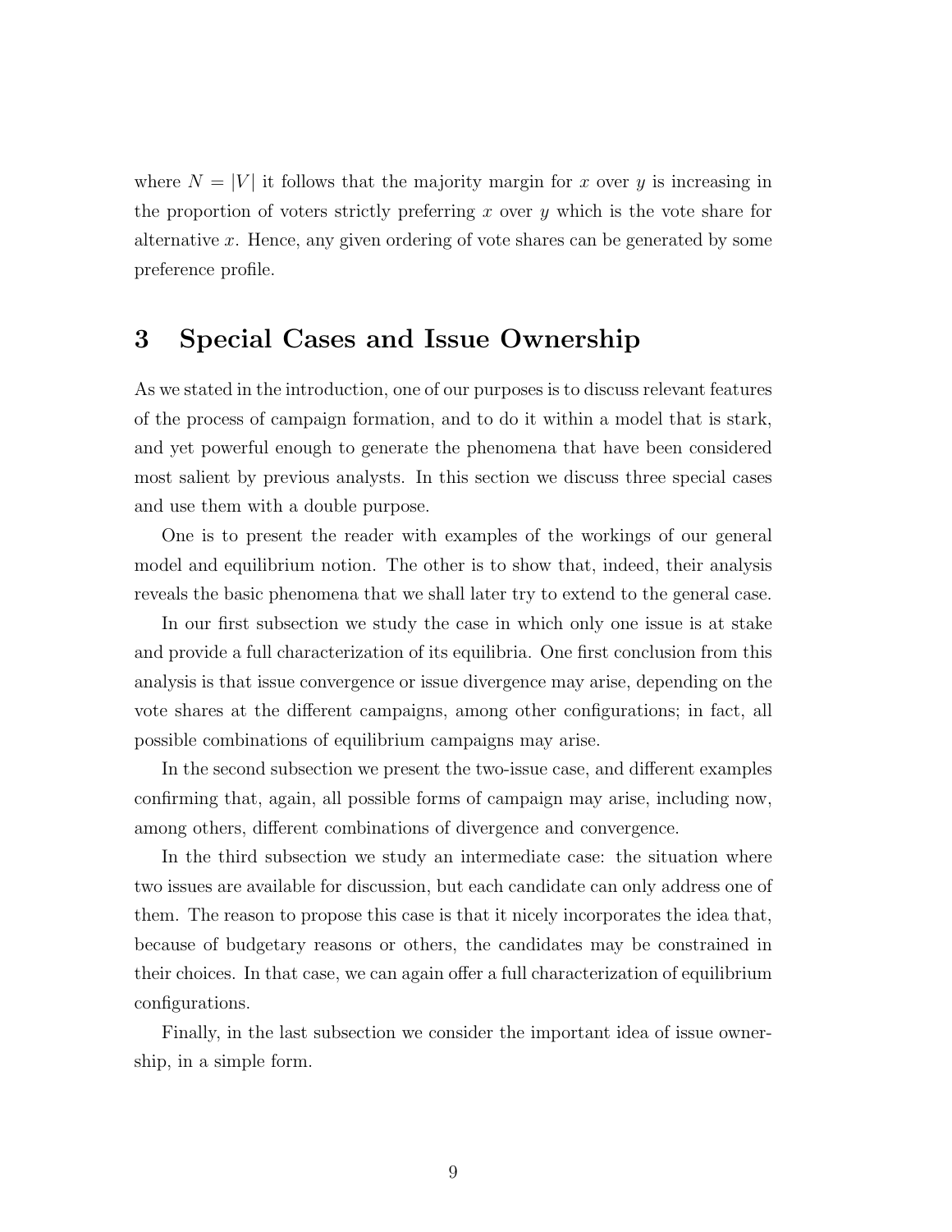where $N = |V|$ it follows that the majority margin for $x$ over $y$ is increasing in the proportion of voters strictly preferring $x$ over $y$ which is the vote share for alternative $x$. Hence, any given ordering of vote shares can be generated by some preference profile.

# 3 Special Cases and Issue Ownership

As we stated in the introduction, one of our purposes is to discuss relevant features of the process of campaign formation, and to do it within a model that is stark, and yet powerful enough to generate the phenomena that have been considered most salient by previous analysts. In this section we discuss three special cases and use them with a double purpose.

One is to present the reader with examples of the workings of our general model and equilibrium notion. The other is to show that, indeed, their analysis reveals the basic phenomena that we shall later try to extend to the general case.

In our first subsection we study the case in which only one issue is at stake and provide a full characterization of its equilibria. One first conclusion from this analysis is that issue convergence or issue divergence may arise, depending on the vote shares at the different campaigns, among other configurations; in fact, all possible combinations of equilibrium campaigns may arise.

In the second subsection we present the two-issue case, and different examples confirming that, again, all possible forms of campaign may arise, including now, among others, different combinations of divergence and convergence.

In the third subsection we study an intermediate case: the situation where two issues are available for discussion, but each candidate can only address one of them. The reason to propose this case is that it nicely incorporates the idea that, because of budgetary reasons or others, the candidates may be constrained in their choices. In that case, we can again offer a full characterization of equilibrium configurations.

Finally, in the last subsection we consider the important idea of issue ownership, in a simple form.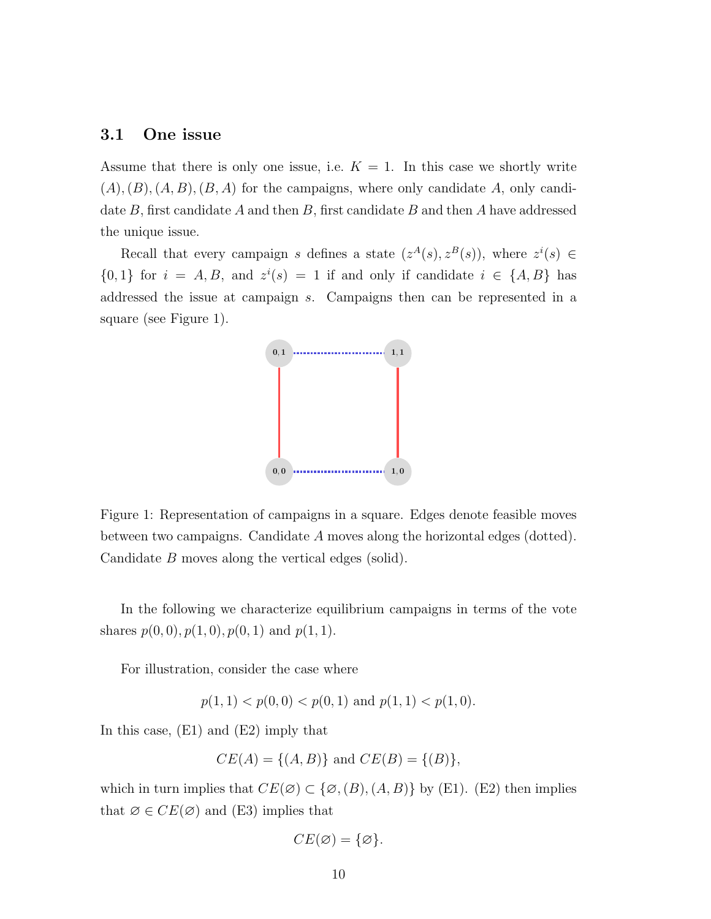### 3.1 One issue

Assume that there is only one issue, i.e. $K = 1$. In this case we shortly write $(A), (B), (A, B), (B, A)$ for the campaigns, where only candidate $A$, only candidate $B$, first candidate $A$ and then $B$, first candidate $B$ and then $A$ have addressed the unique issue.

Recall that every campaign $s$ defines a state $(z^A(s), z^B(s))$, where $z^i(s) \in \{0, 1\}$ for $i = A, B$, and $z^i(s) = 1$ if and only if candidate $i \in \{A, B\}$ has addressed the issue at campaign $s$. Campaigns then can be represented in a square (see Figure 1).

Figure 1: Representation of campaigns in a square. Edges denote feasible moves between two campaigns. Candidate $A$ moves along the horizontal edges (dotted). Candidate $B$ moves along the vertical edges (solid).

In the following we characterize equilibrium campaigns in terms of the vote shares $p(0, 0), p(1, 0), p(0, 1)$ and $p(1, 1)$.

For illustration, consider the case where

$$p(1, 1) < p(0, 0) < p(0, 1) \text{ and } p(1, 1) < p(1, 0).$$

In this case, (E1) and (E2) imply that

$$CE(A) = \{(A, B)\} \text{ and } CE(B) = \{(B)\},$$

which in turn implies that $CE(\varnothing) \subset \{\varnothing, (B), (A, B)\}$ by (E1). (E2) then implies that $\varnothing \in CE(\varnothing)$ and (E3) implies that

$$CE(\varnothing) = \{\varnothing\}.$$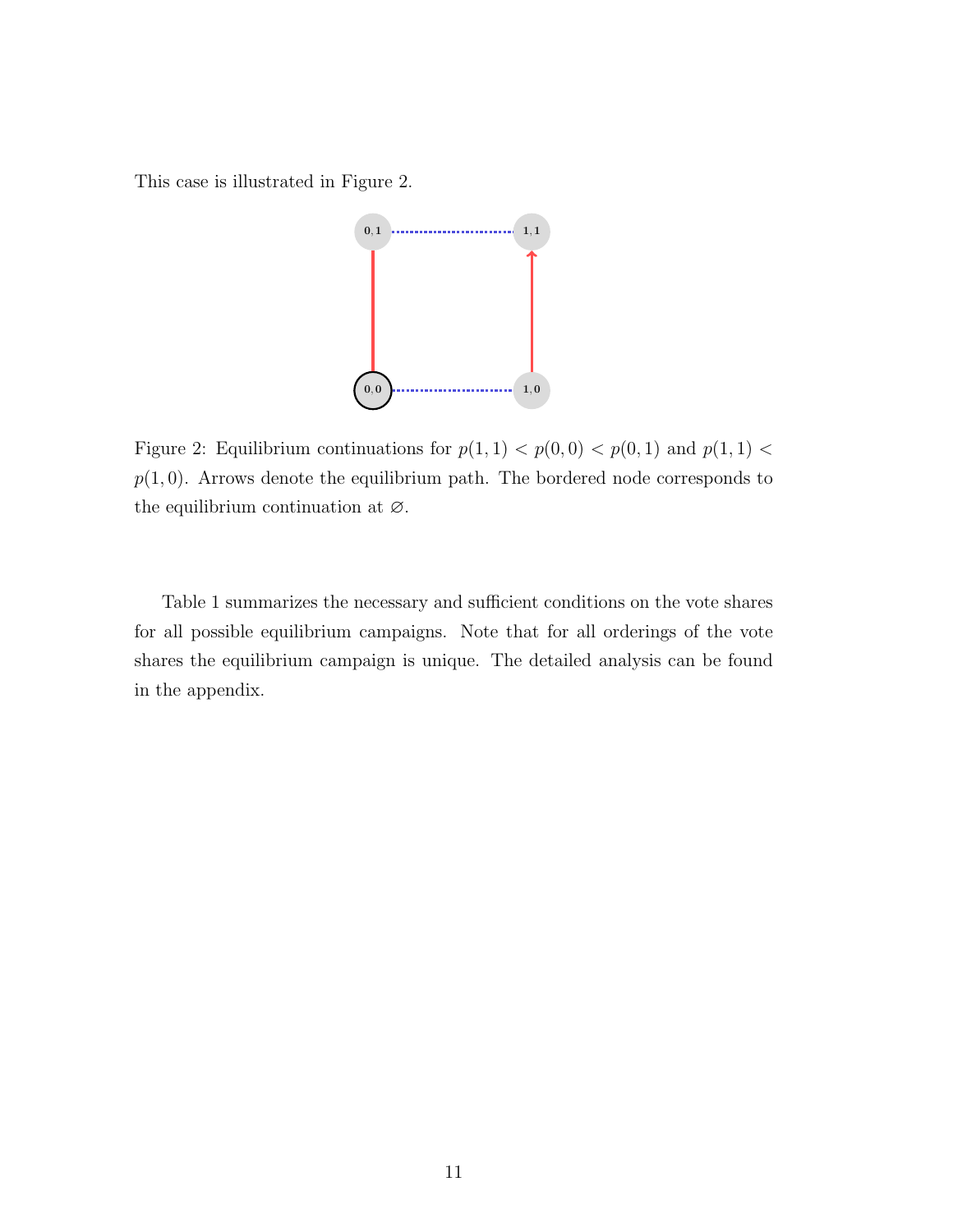This case is illustrated in Figure 2.

Figure 2: Equilibrium continuations for $p(1,1) < p(0,0) < p(0,1)$ and $p(1,1) < p(1,0)$. Arrows denote the equilibrium path. The bordered node corresponds to the equilibrium continuation at $\varnothing$.

Table 1 summarizes the necessary and sufficient conditions on the vote shares for all possible equilibrium campaigns. Note that for all orderings of the vote shares the equilibrium campaign is unique. The detailed analysis can be found in the appendix.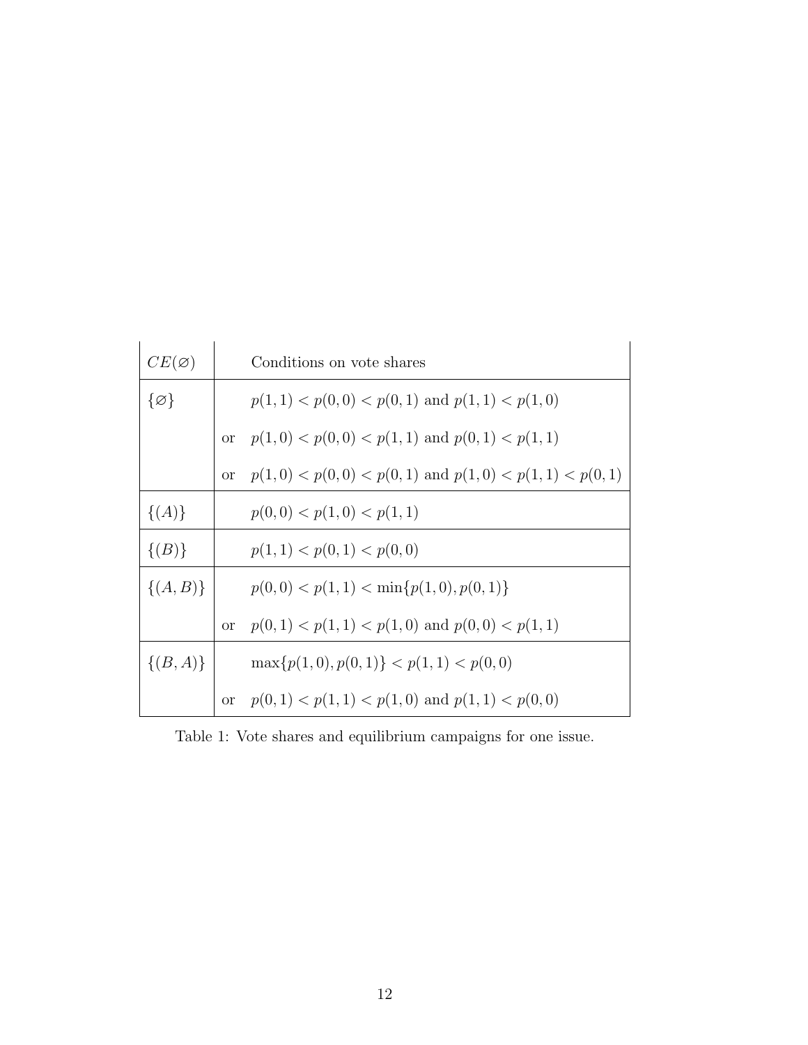| $CE(\varnothing)$ | | Conditions on vote shares |
|---|---|---|
| $\{\varnothing\}$ | | $p(1,1) < p(0,0) < p(0,1)$ and $p(1,1) < p(1,0)$ |
| | or | $p(1,0) < p(0,0) < p(1,1)$ and $p(0,1) < p(1,1)$ |
| | or | $p(1,0) < p(0,0) < p(0,1)$ and $p(1,0) < p(1,1) < p(0,1)$ |
| $\{(A)\}$ | | $p(0,0) < p(1,0) < p(1,1)$ |
| $\{(B)\}$ | | $p(1,1) < p(0,1) < p(0,0)$ |
| $\{(A,B)\}$ | | $p(0,0) < p(1,1) < \min\{p(1,0), p(0,1)\}$ |
| | or | $p(0,1) < p(1,1) < p(1,0)$ and $p(0,0) < p(1,1)$ |
| $\{(B,A)\}$ | | $\max\{p(1,0), p(0,1)\} < p(1,1) < p(0,0)$ |
| | or | $p(0,1) < p(1,1) < p(1,0)$ and $p(1,1) < p(0,0)$ |

Table 1: Vote shares and equilibrium campaigns for one issue.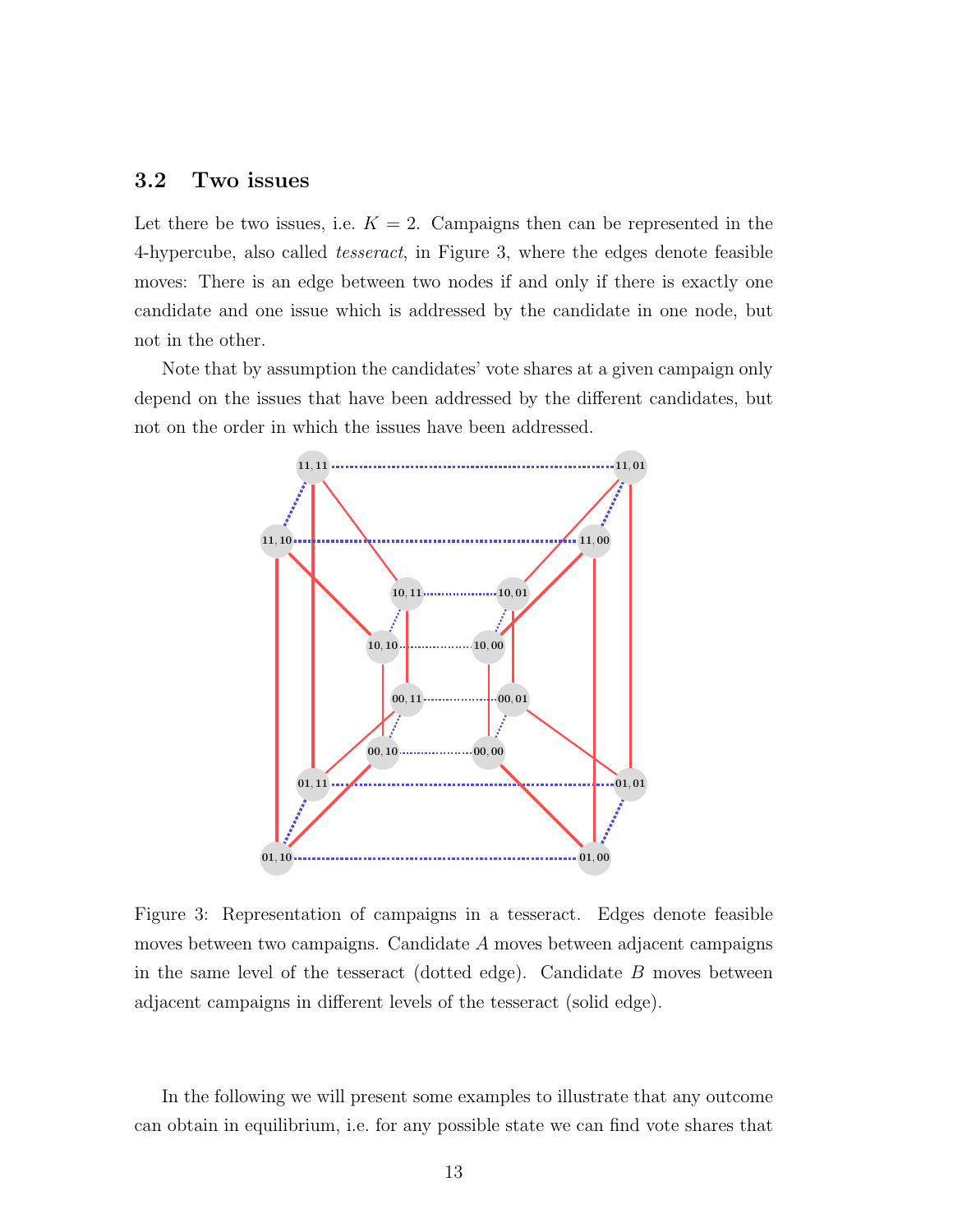### 3.2 Two issues

Let there be two issues, i.e. $K = 2$. Campaigns then can be represented in the 4-hypercube, also called *tesseract*, in Figure 3, where the edges denote feasible moves: There is an edge between two nodes if and only if there is exactly one candidate and one issue which is addressed by the candidate in one node, but not in the other.

Note that by assumption the candidates' vote shares at a given campaign only depend on the issues that have been addressed by the different candidates, but not on the order in which the issues have been addressed.

Figure 3: Representation of campaigns in a tesseract. Edges denote feasible moves between two campaigns. Candidate $A$ moves between adjacent campaigns in the same level of the tesseract (dotted edge). Candidate $B$ moves between adjacent campaigns in different levels of the tesseract (solid edge).

In the following we will present some examples to illustrate that any outcome can obtain in equilibrium, i.e. for any possible state we can find vote shares that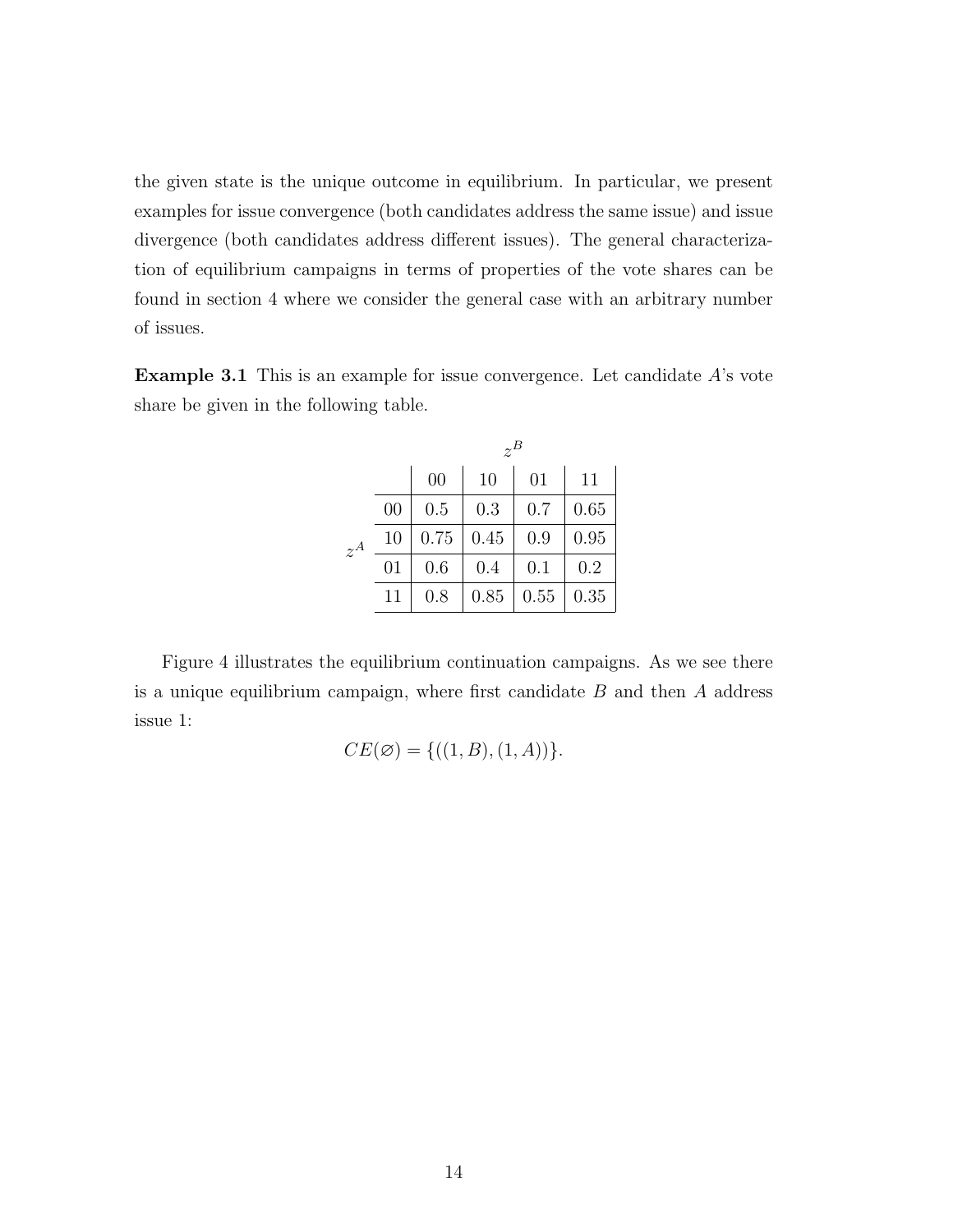the given state is the unique outcome in equilibrium. In particular, we present examples for issue convergence (both candidates address the same issue) and issue divergence (both candidates address different issues). The general characterization of equilibrium campaigns in terms of properties of the vote shares can be found in section 4 where we consider the general case with an arbitrary number of issues.

**Example 3.1** This is an example for issue convergence. Let candidate $A$'s vote share be given in the following table.

| | | $z^B$ | | | |
|---|---|---|---|---|---|
| | | 00 | 10 | 01 | 11 |
| $z^A$ | 00 | 0.5 | 0.3 | 0.7 | 0.65 |
| | 10 | 0.75 | 0.45 | 0.9 | 0.95 |
| | 01 | 0.6 | 0.4 | 0.1 | 0.2 |
| | 11 | 0.8 | 0.85 | 0.55 | 0.35 |

Figure 4 illustrates the equilibrium continuation campaigns. As we see there is a unique equilibrium campaign, where first candidate $B$ and then $A$ address issue 1:

$$CE(\varnothing) = \{((1, B), (1, A))\}.$$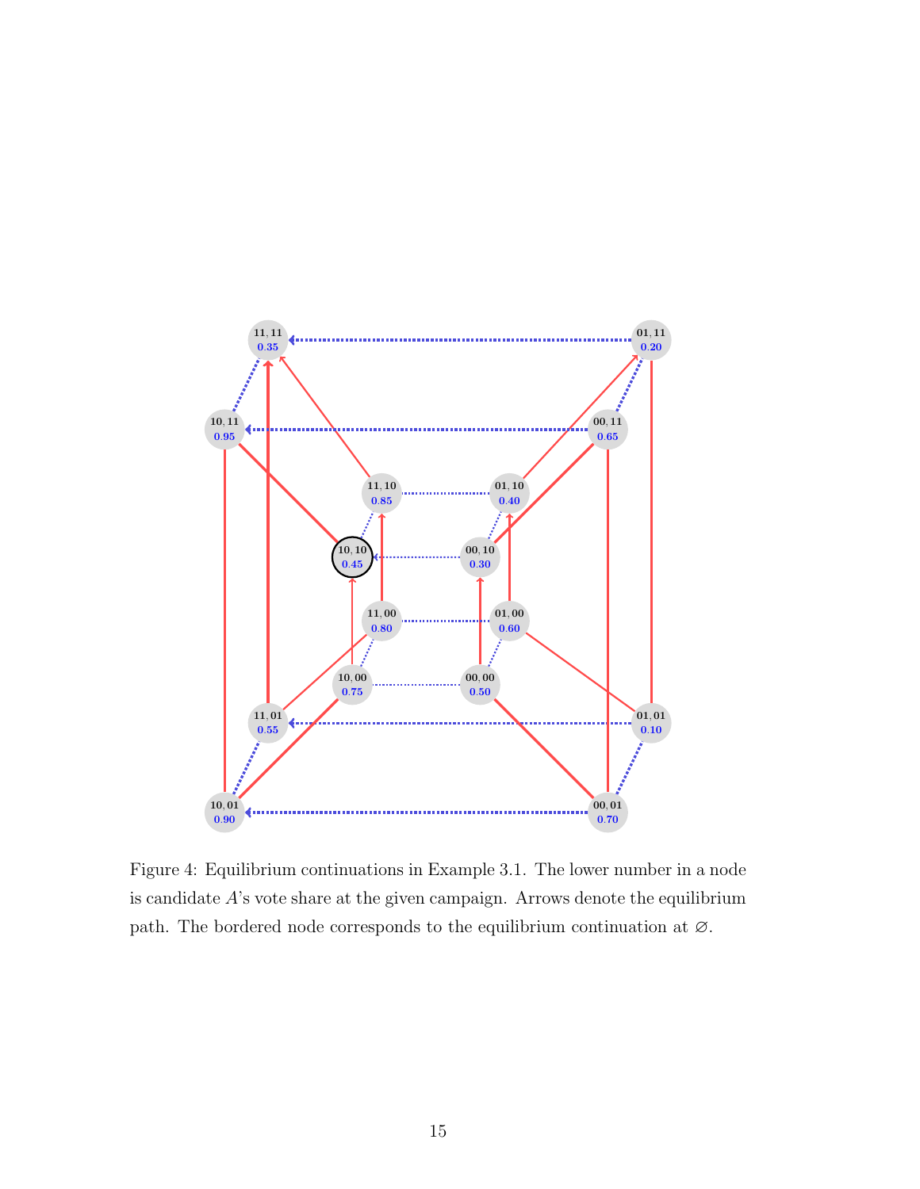Figure 4: Equilibrium continuations in Example 3.1. The lower number in a node is candidate $A$'s vote share at the given campaign. Arrows denote the equilibrium path. The bordered node corresponds to the equilibrium continuation at $\varnothing$.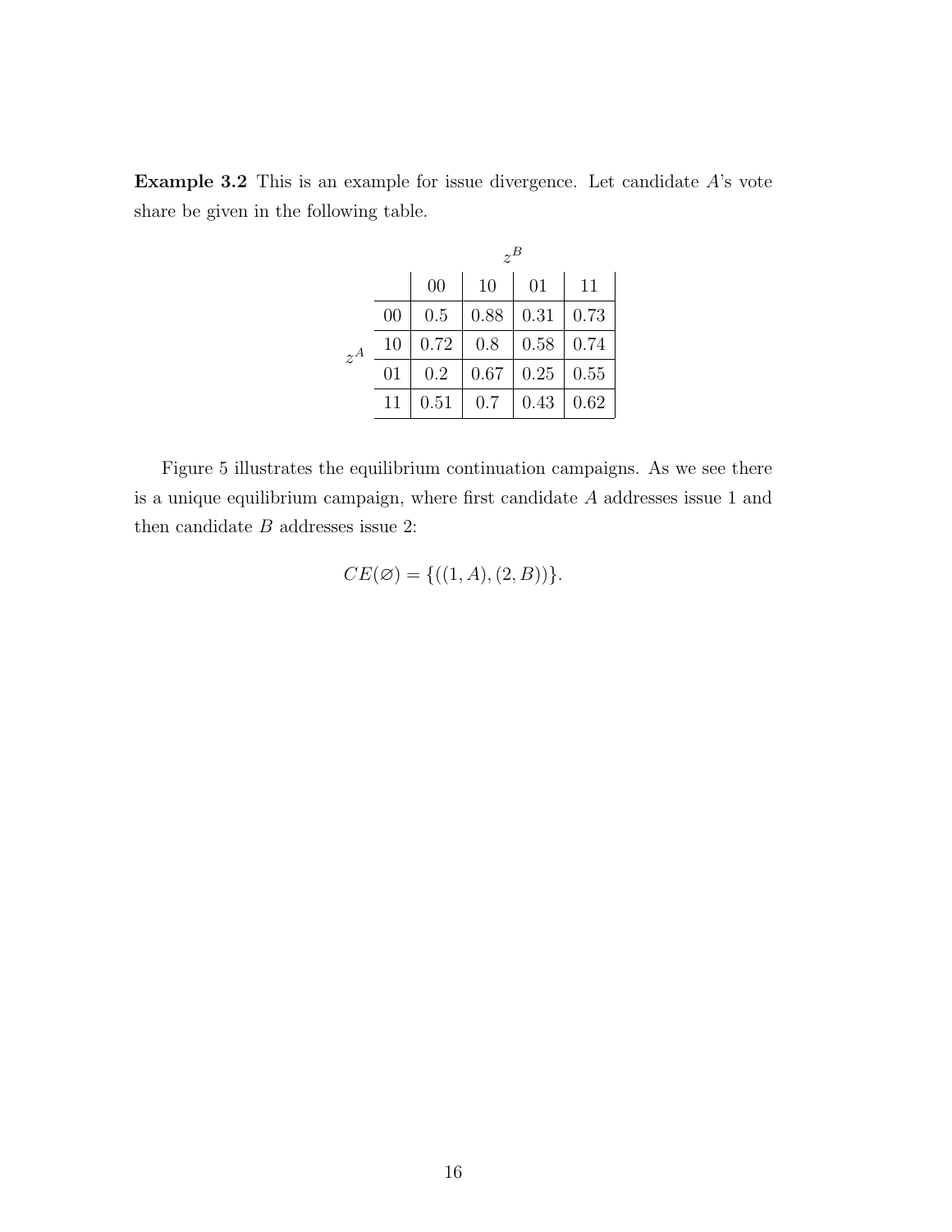**Example 3.2** This is an example for issue divergence. Let candidate $A$'s vote share be given in the following table.

| $z^A$ \ $z^B$ | 00 | 10 | 01 | 11 |
|---|---|---|---|---|
| 00 | 0.5 | 0.88 | 0.31 | 0.73 |
| 10 | 0.72 | 0.8 | 0.58 | 0.74 |
| 01 | 0.2 | 0.67 | 0.25 | 0.55 |
| 11 | 0.51 | 0.7 | 0.43 | 0.62 |

Figure 5 illustrates the equilibrium continuation campaigns. As we see there is a unique equilibrium campaign, where first candidate $A$ addresses issue 1 and then candidate $B$ addresses issue 2:

$$CE(\varnothing) = \{((1, A), (2, B))\}.$$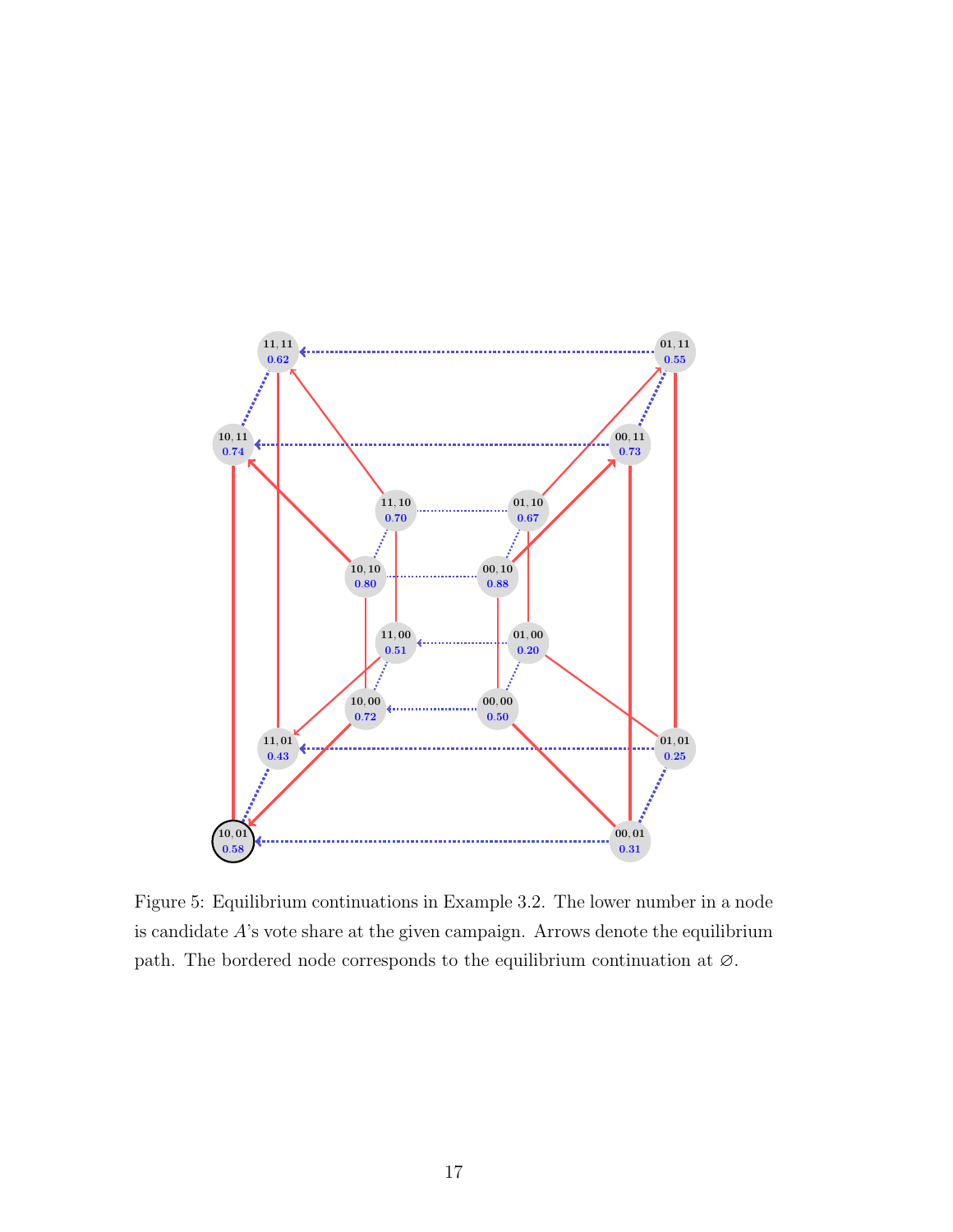Figure 5: Equilibrium continuations in Example 3.2. The lower number in a node is candidate $A$'s vote share at the given campaign. Arrows denote the equilibrium path. The bordered node corresponds to the equilibrium continuation at $\varnothing$.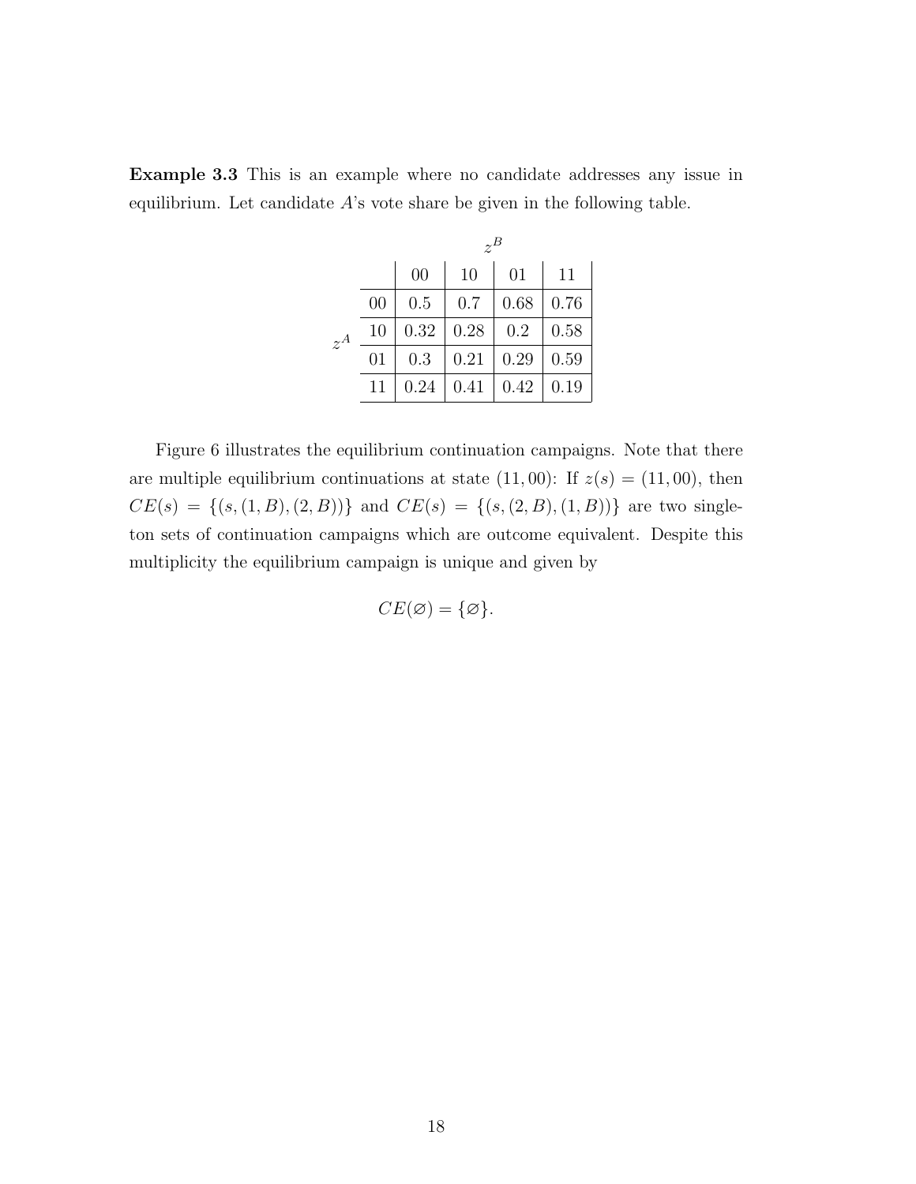**Example 3.3** This is an example where no candidate addresses any issue in equilibrium. Let candidate $A$'s vote share be given in the following table.

| | $z^B$: 00 | 10 | 01 | 11 |
|---|---|---|---|---|
| $z^A$: 00 | 0.5 | 0.7 | 0.68 | 0.76 |
| 10 | 0.32 | 0.28 | 0.2 | 0.58 |
| 01 | 0.3 | 0.21 | 0.29 | 0.59 |
| 11 | 0.24 | 0.41 | 0.42 | 0.19 |

Figure 6 illustrates the equilibrium continuation campaigns. Note that there are multiple equilibrium continuations at state $(11, 00)$: If $z(s) = (11, 00)$, then $CE(s) = \{(s, (1, B), (2, B))\}$ and $CE(s) = \{(s, (2, B), (1, B))\}$ are two singleton sets of continuation campaigns which are outcome equivalent. Despite this multiplicity the equilibrium campaign is unique and given by

$$CE(\varnothing) = \{\varnothing\}.$$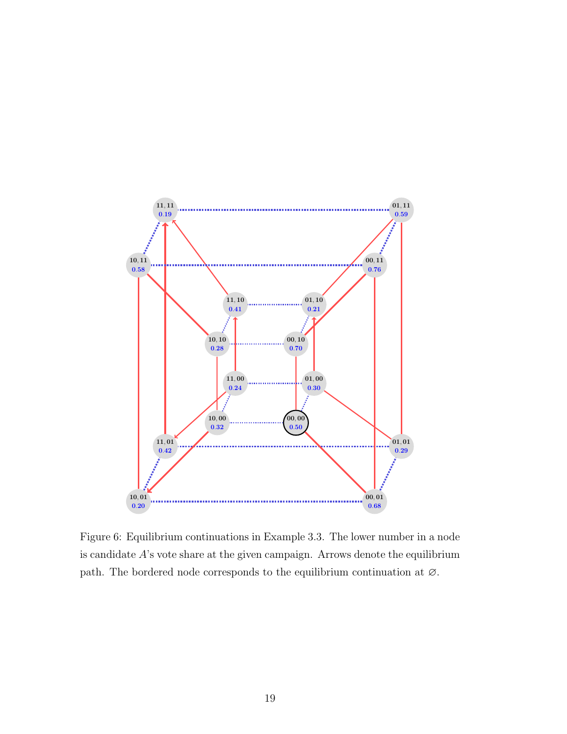Figure 6: Equilibrium continuations in Example 3.3. The lower number in a node is candidate $A$'s vote share at the given campaign. Arrows denote the equilibrium path. The bordered node corresponds to the equilibrium continuation at $\varnothing$.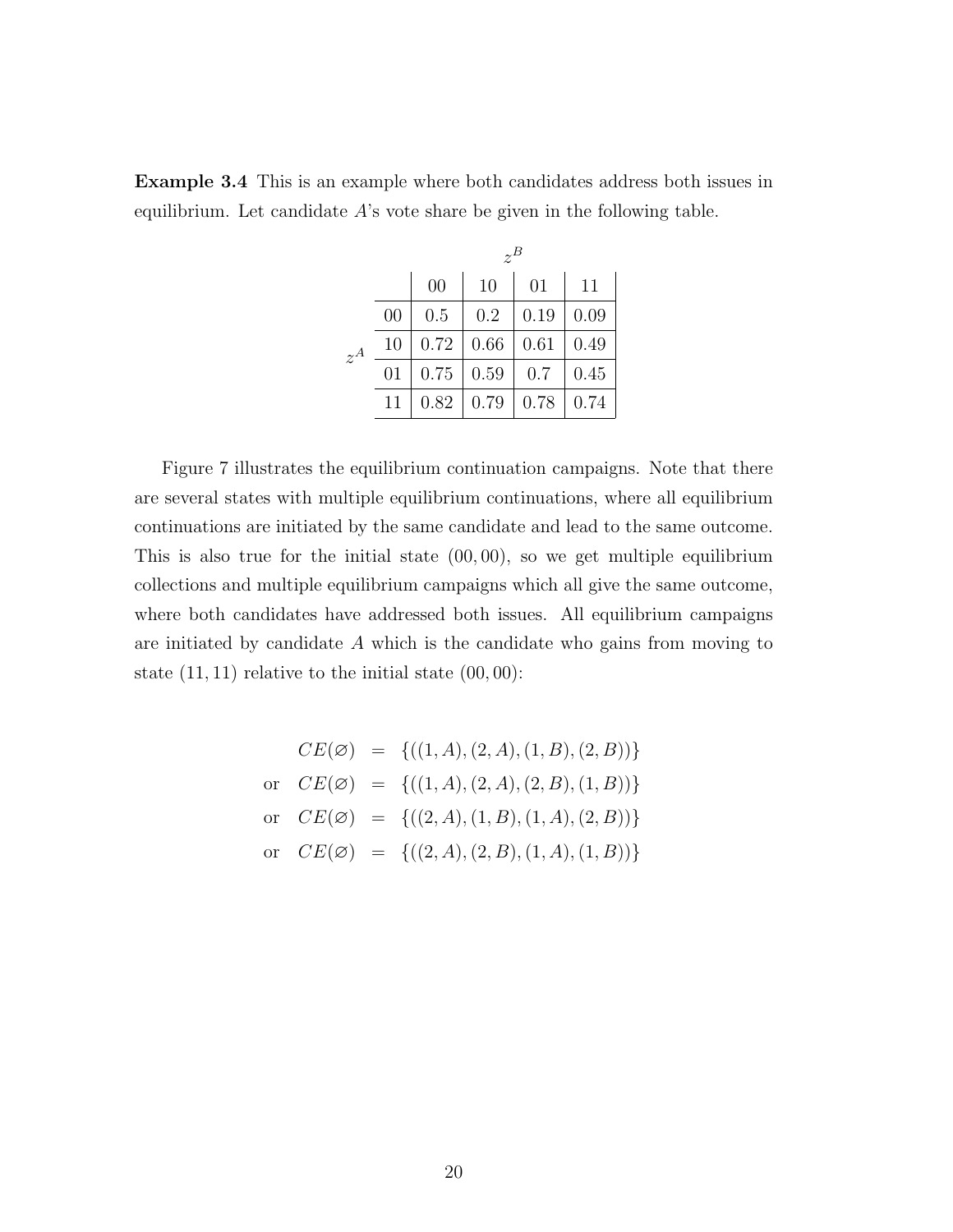**Example 3.4** This is an example where both candidates address both issues in equilibrium. Let candidate $A$'s vote share be given in the following table.

| | | $z^B$ | | | |
|---|---|---|---|---|---|
| | | 00 | 10 | 01 | 11 |
| $z^A$ | 00 | 0.5 | 0.2 | 0.19 | 0.09 |
| | 10 | 0.72 | 0.66 | 0.61 | 0.49 |
| | 01 | 0.75 | 0.59 | 0.7 | 0.45 |
| | 11 | 0.82 | 0.79 | 0.78 | 0.74 |

Figure 7 illustrates the equilibrium continuation campaigns. Note that there are several states with multiple equilibrium continuations, where all equilibrium continuations are initiated by the same candidate and lead to the same outcome. This is also true for the initial state $(00, 00)$, so we get multiple equilibrium collections and multiple equilibrium campaigns which all give the same outcome, where both candidates have addressed both issues. All equilibrium campaigns are initiated by candidate $A$ which is the candidate who gains from moving to state $(11, 11)$ relative to the initial state $(00, 00)$:

$$
\begin{aligned}
& CE(\varnothing) &=& \{((1, A), (2, A), (1, B), (2, B))\} \\
\text{or} \quad & CE(\varnothing) &=& \{((1, A), (2, A), (2, B), (1, B))\} \\
\text{or} \quad & CE(\varnothing) &=& \{((2, A), (1, B), (1, A), (2, B))\} \\
\text{or} \quad & CE(\varnothing) &=& \{((2, A), (2, B), (1, A), (1, B))\}
\end{aligned}
$$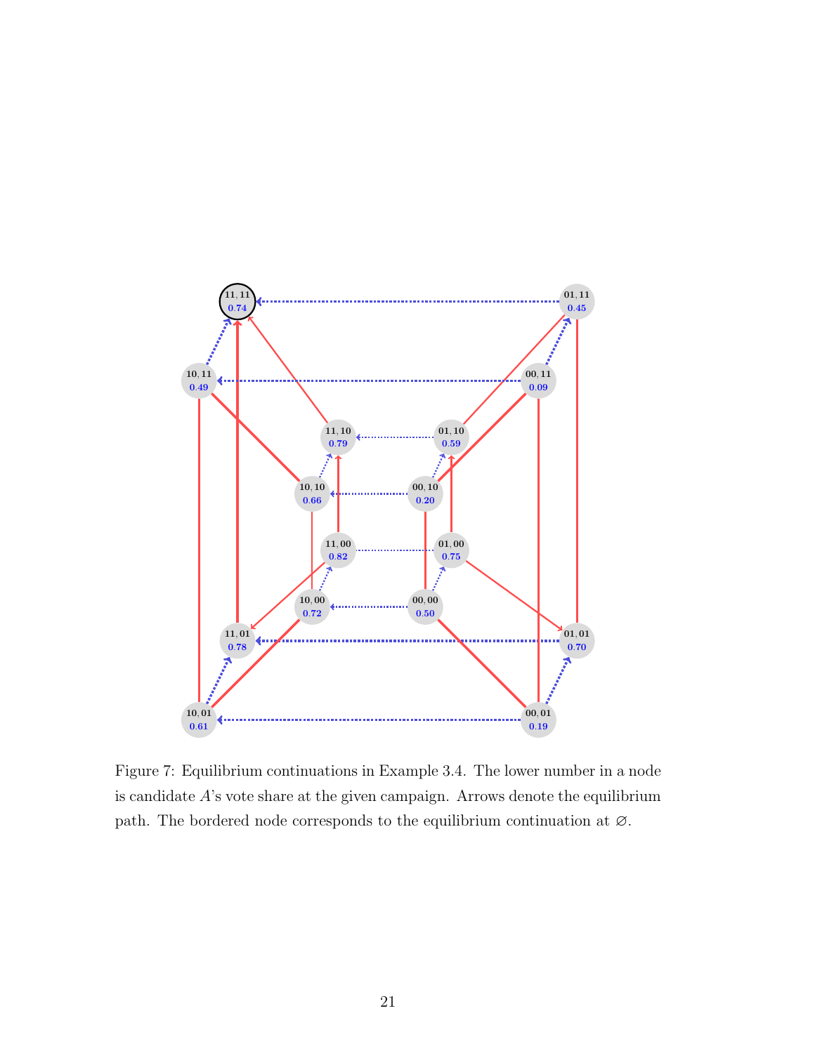Figure 7: Equilibrium continuations in Example 3.4. The lower number in a node is candidate $A$'s vote share at the given campaign. Arrows denote the equilibrium path. The bordered node corresponds to the equilibrium continuation at $\varnothing$.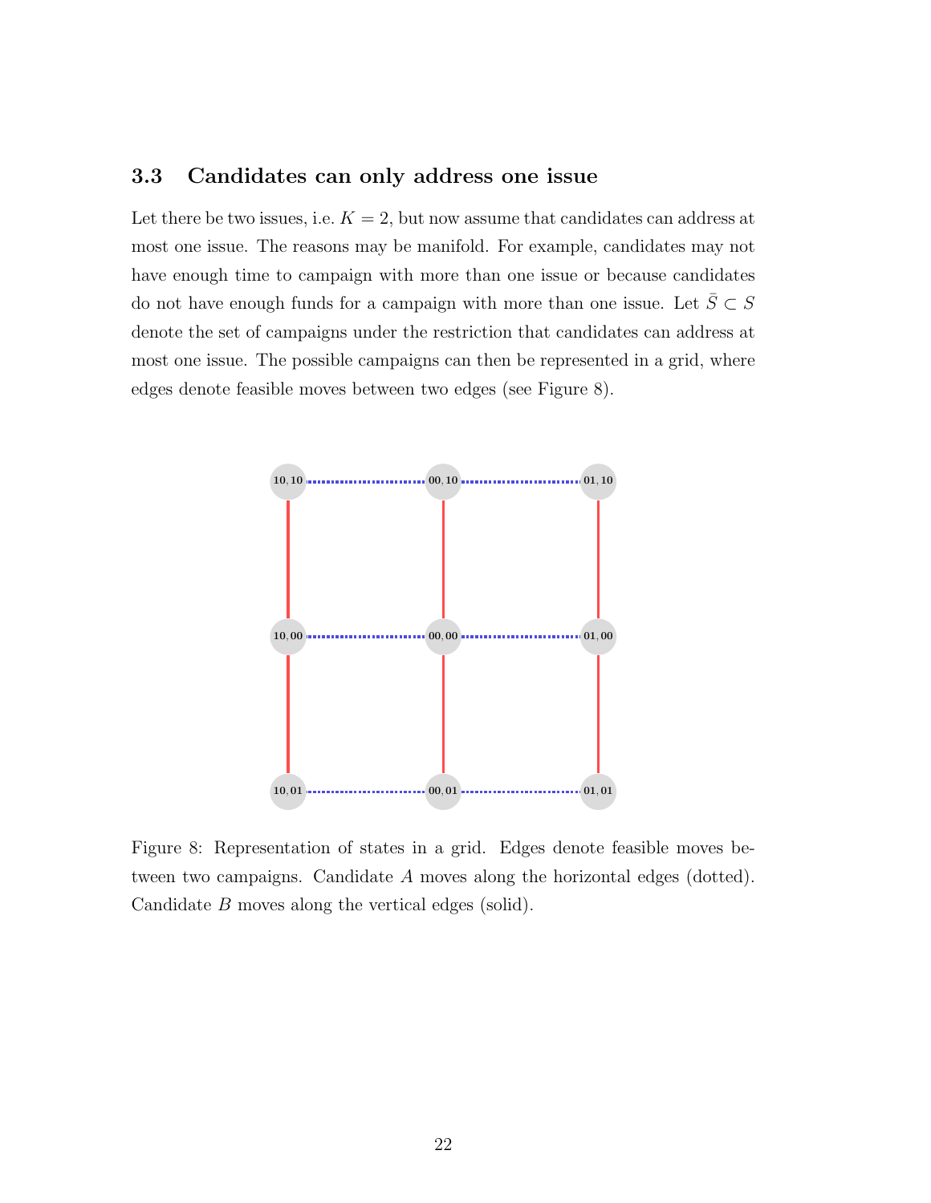### 3.3 Candidates can only address one issue

Let there be two issues, i.e. $K = 2$, but now assume that candidates can address at most one issue. The reasons may be manifold. For example, candidates may not have enough time to campaign with more than one issue or because candidates do not have enough funds for a campaign with more than one issue. Let $\bar{S} \subset S$ denote the set of campaigns under the restriction that candidates can address at most one issue. The possible campaigns can then be represented in a grid, where edges denote feasible moves between two edges (see Figure 8).

Figure 8: Representation of states in a grid. Edges denote feasible moves between two campaigns. Candidate $A$ moves along the horizontal edges (dotted). Candidate $B$ moves along the vertical edges (solid).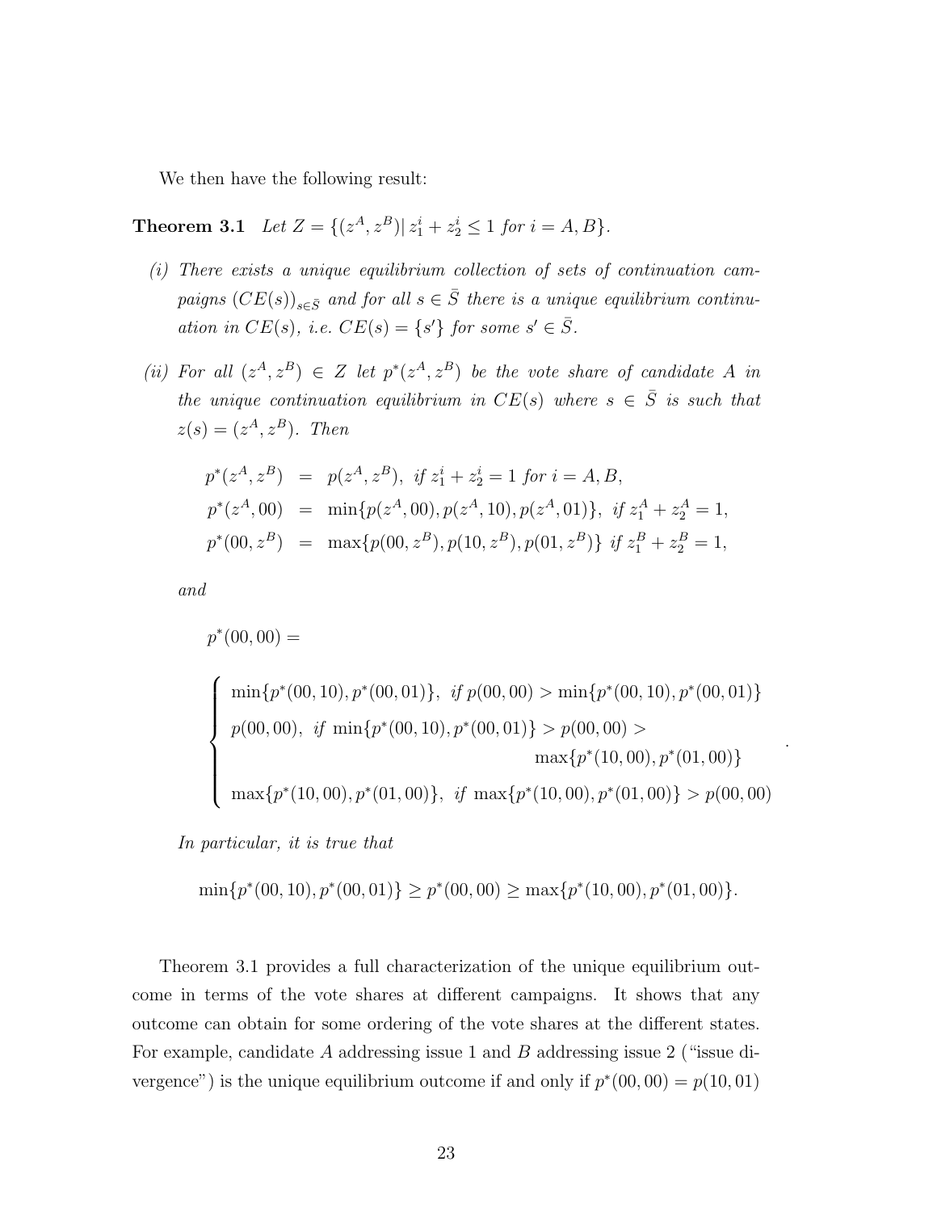We then have the following result:

**Theorem 3.1** *Let $Z = \{(z^A, z^B) | \, z_1^i + z_2^i \leq 1 \text{ for } i = A, B\}$.*

*(i) There exists a unique equilibrium collection of sets of continuation campaigns $(CE(s))_{s \in \bar{S}}$ and for all $s \in \bar{S}$ there is a unique equilibrium continuation in $CE(s)$, i.e. $CE(s) = \{s'\}$ for some $s' \in \bar{S}$.*

*(ii) For all $(z^A, z^B) \in Z$ let $p^*(z^A, z^B)$ be the vote share of candidate $A$ in the unique continuation equilibrium in $CE(s)$ where $s \in \bar{S}$ is such that $z(s) = (z^A, z^B)$. Then*

$$
\begin{aligned}
p^*(z^A, z^B) &= p(z^A, z^B), \text{ if } z_1^i + z_2^i = 1 \text{ for } i = A, B, \\
p^*(z^A, 00) &= \min\{p(z^A, 00), p(z^A, 10), p(z^A, 01)\}, \text{ if } z_1^A + z_2^A = 1, \\
p^*(00, z^B) &= \max\{p(00, z^B), p(10, z^B), p(01, z^B)\} \text{ if } z_1^B + z_2^B = 1,
\end{aligned}
$$

*and*

$$
p^*(00, 00) =
$$

$$
\begin{cases}
\min\{p^*(00,10), p^*(00,01)\}, \text{ if } p(00,00) > \min\{p^*(00,10), p^*(00,01)\} \\
p(00,00), \text{ if } \min\{p^*(00,10), p^*(00,01)\} > p(00,00) > \\
\qquad\qquad\qquad\qquad\qquad\qquad \max\{p^*(10,00), p^*(01,00)\} \\
\max\{p^*(10,00), p^*(01,00)\}, \text{ if } \max\{p^*(10,00), p^*(01,00)\} > p(00,00)
\end{cases}.
$$

*In particular, it is true that*

$$
\min\{p^*(00,10), p^*(00,01)\} \geq p^*(00,00) \geq \max\{p^*(10,00), p^*(01,00)\}.
$$

Theorem 3.1 provides a full characterization of the unique equilibrium outcome in terms of the vote shares at different campaigns. It shows that any outcome can obtain for some ordering of the vote shares at the different states. For example, candidate $A$ addressing issue 1 and $B$ addressing issue 2 ("issue divergence") is the unique equilibrium outcome if and only if $p^*(00, 00) = p(10, 01)$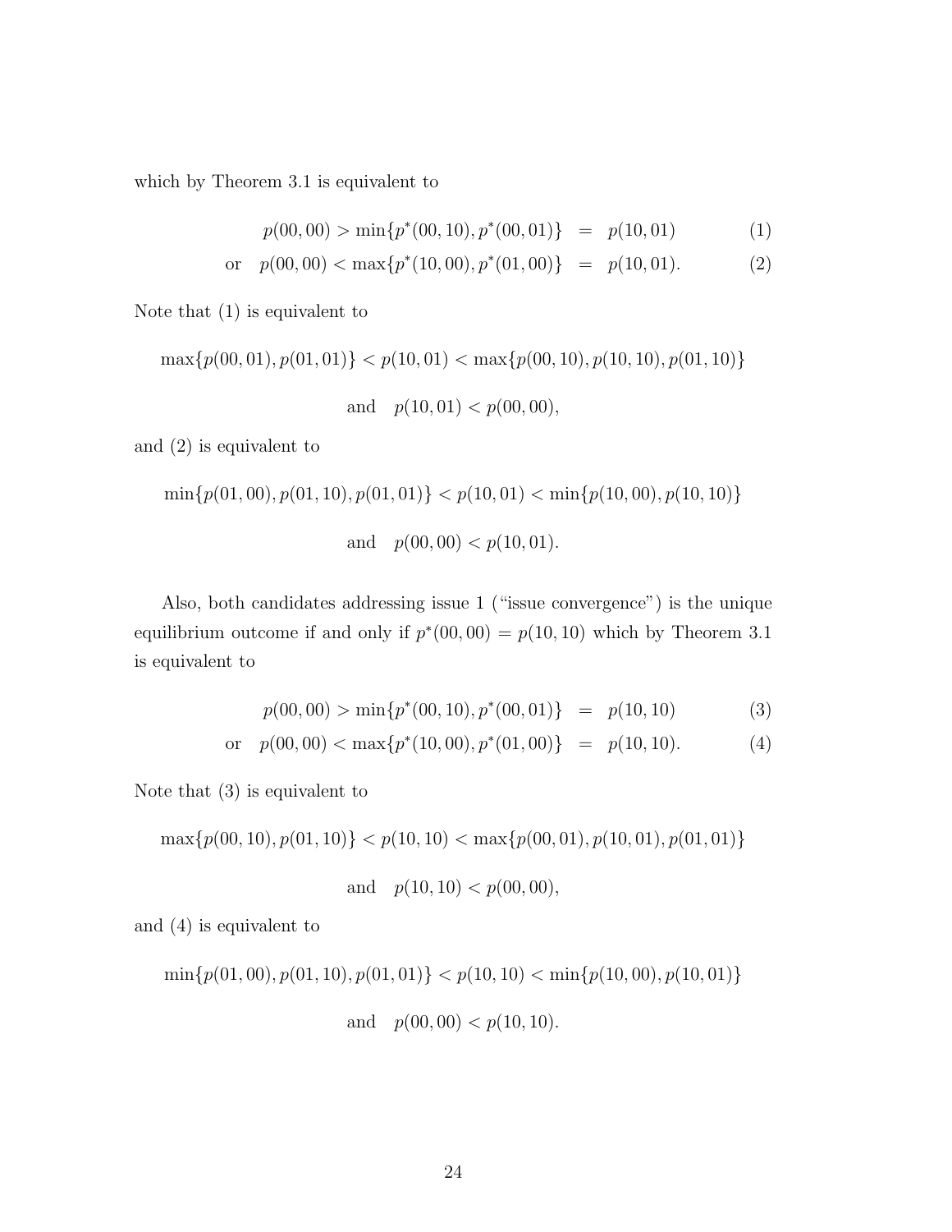which by Theorem 3.1 is equivalent to

$$
\begin{aligned}
p(00,00) > \min\{p^*(00,10), p^*(00,01)\} &= p(10,01) \quad (1)\\
\text{or} \quad p(00,00) < \max\{p^*(10,00), p^*(01,00)\} &= p(10,01). \quad (2)
\end{aligned}
$$

Note that (1) is equivalent to

$$
\max\{p(00,01), p(01,01)\} < p(10,01) < \max\{p(00,10), p(10,10), p(01,10)\}
$$

$$
\text{and} \quad p(10,01) < p(00,00),
$$

and (2) is equivalent to

$$
\min\{p(01,00), p(01,10), p(01,01)\} < p(10,01) < \min\{p(10,00), p(10,10)\}
$$

$$
\text{and} \quad p(00,00) < p(10,01).
$$

Also, both candidates addressing issue 1 ("issue convergence") is the unique equilibrium outcome if and only if $p^*(00,00) = p(10,10)$ which by Theorem 3.1 is equivalent to

$$
\begin{aligned}
p(00,00) > \min\{p^*(00,10), p^*(00,01)\} &= p(10,10) \quad (3)\\
\text{or} \quad p(00,00) < \max\{p^*(10,00), p^*(01,00)\} &= p(10,10). \quad (4)
\end{aligned}
$$

Note that (3) is equivalent to

$$
\max\{p(00,10), p(01,10)\} < p(10,10) < \max\{p(00,01), p(10,01), p(01,01)\}
$$

$$
\text{and} \quad p(10,10) < p(00,00),
$$

and (4) is equivalent to

$$
\min\{p(01,00), p(01,10), p(01,01)\} < p(10,10) < \min\{p(10,00), p(10,01)\}
$$

$$
\text{and} \quad p(00,00) < p(10,10).
$$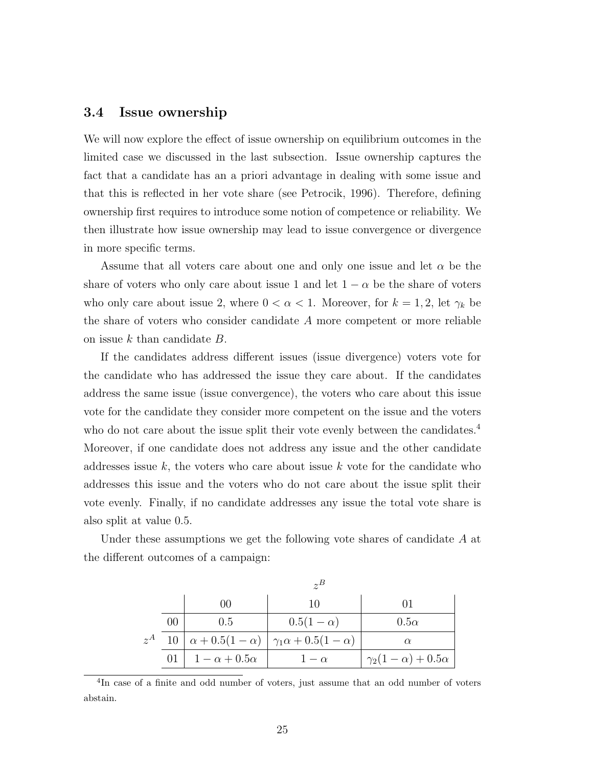### 3.4 Issue ownership

We will now explore the effect of issue ownership on equilibrium outcomes in the limited case we discussed in the last subsection. Issue ownership captures the fact that a candidate has an a priori advantage in dealing with some issue and that this is reflected in her vote share (see Petrocik, 1996). Therefore, defining ownership first requires to introduce some notion of competence or reliability. We then illustrate how issue ownership may lead to issue convergence or divergence in more specific terms.

Assume that all voters care about one and only one issue and let $\alpha$ be the share of voters who only care about issue 1 and let $1-\alpha$ be the share of voters who only care about issue 2, where $0<\alpha<1$. Moreover, for $k=1,2$, let $\gamma_k$ be the share of voters who consider candidate $A$ more competent or more reliable on issue $k$ than candidate $B$.

If the candidates address different issues (issue divergence) voters vote for the candidate who has addressed the issue they care about. If the candidates address the same issue (issue convergence), the voters who care about this issue vote for the candidate they consider more competent on the issue and the voters who do not care about the issue split their vote evenly between the candidates.[4] Moreover, if one candidate does not address any issue and the other candidate addresses issue $k$, the voters who care about issue $k$ vote for the candidate who addresses this issue and the voters who do not care about the issue split their vote evenly. Finally, if no candidate addresses any issue the total vote share is also split at value 0.5.

Under these assumptions we get the following vote shares of candidate $A$ at the different outcomes of a campaign:

| | | $z^B$ | | |
|---|---|---|---|---|
| | | 00 | 10 | 01 |
| $z^A$ | 00 | $0.5$ | $0.5(1-\alpha)$ | $0.5\alpha$ |
| | 10 | $\alpha+0.5(1-\alpha)$ | $\gamma_1\alpha+0.5(1-\alpha)$ | $\alpha$ |
| | 01 | $1-\alpha+0.5\alpha$ | $1-\alpha$ | $\gamma_2(1-\alpha)+0.5\alpha$ |

[4] In case of a finite and odd number of voters, just assume that an odd number of voters abstain.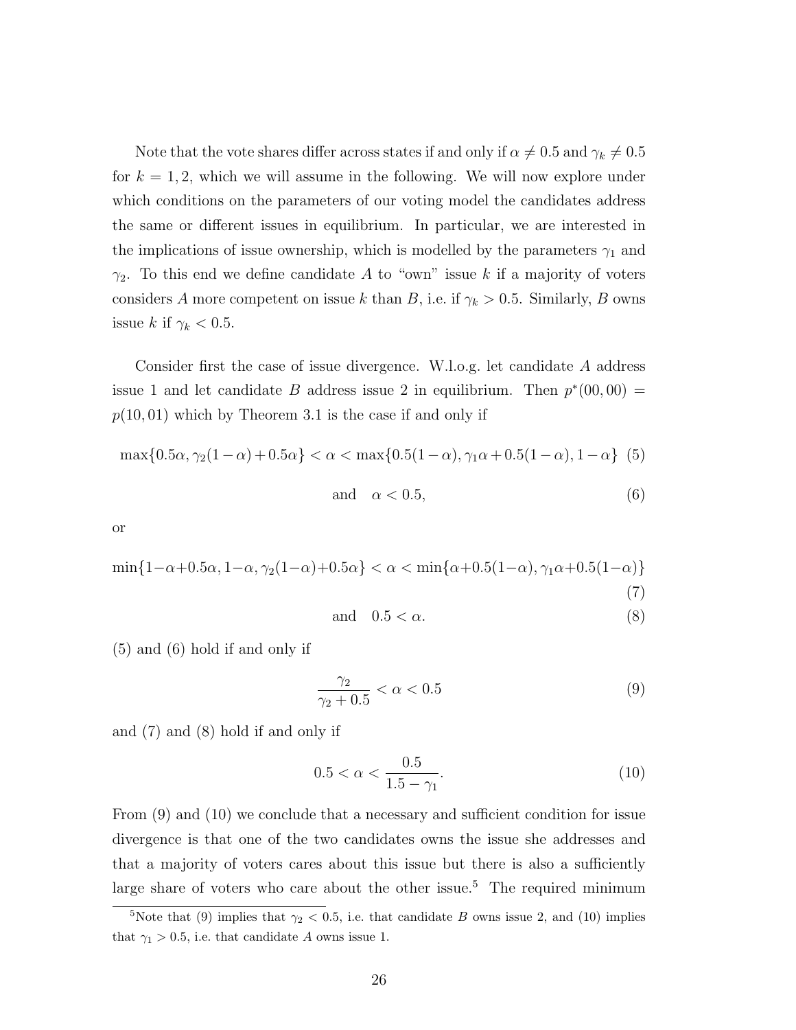Note that the vote shares differ across states if and only if $\alpha \neq 0.5$ and $\gamma_k \neq 0.5$ for $k = 1, 2$, which we will assume in the following. We will now explore under which conditions on the parameters of our voting model the candidates address the same or different issues in equilibrium. In particular, we are interested in the implications of issue ownership, which is modelled by the parameters $\gamma_1$ and $\gamma_2$. To this end we define candidate $A$ to "own" issue $k$ if a majority of voters considers $A$ more competent on issue $k$ than $B$, i.e. if $\gamma_k > 0.5$. Similarly, $B$ owns issue $k$ if $\gamma_k < 0.5$.

Consider first the case of issue divergence. W.l.o.g. let candidate $A$ address issue 1 and let candidate $B$ address issue 2 in equilibrium. Then $p^*(00, 00) = p(10, 01)$ which by Theorem 3.1 is the case if and only if

$$\max\{0.5\alpha, \gamma_2(1-\alpha) + 0.5\alpha\} < \alpha < \max\{0.5(1-\alpha), \gamma_1\alpha + 0.5(1-\alpha), 1-\alpha\} \quad (5)$$

$$\text{and} \quad \alpha < 0.5, \quad (6)$$

or

$$\min\{1-\alpha+0.5\alpha, 1-\alpha, \gamma_2(1-\alpha)+0.5\alpha\} < \alpha < \min\{\alpha+0.5(1-\alpha), \gamma_1\alpha+0.5(1-\alpha)\} \quad (7)$$

$$\text{and} \quad 0.5 < \alpha. \quad (8)$$

(5) and (6) hold if and only if

$$\frac{\gamma_2}{\gamma_2 + 0.5} < \alpha < 0.5 \quad (9)$$

and (7) and (8) hold if and only if

$$0.5 < \alpha < \frac{0.5}{1.5 - \gamma_1}. \quad (10)$$

From (9) and (10) we conclude that a necessary and sufficient condition for issue divergence is that one of the two candidates owns the issue she addresses and that a majority of voters cares about this issue but there is also a sufficiently large share of voters who care about the other issue.[5] The required minimum

[5] Note that (9) implies that $\gamma_2 < 0.5$, i.e. that candidate $B$ owns issue 2, and (10) implies that $\gamma_1 > 0.5$, i.e. that candidate $A$ owns issue 1.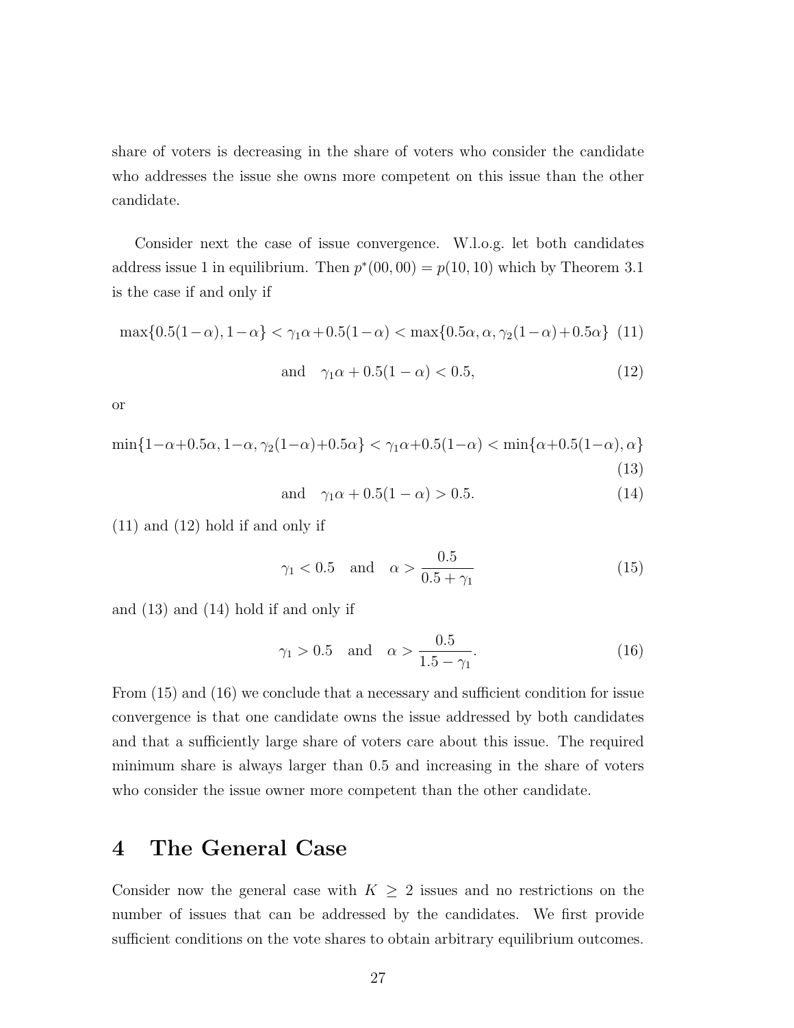share of voters is decreasing in the share of voters who consider the candidate who addresses the issue she owns more competent on this issue than the other candidate.

Consider next the case of issue convergence. W.l.o.g. let both candidates address issue 1 in equilibrium. Then $p^*(00,00) = p(10,10)$ which by Theorem 3.1 is the case if and only if

$$\max\{0.5(1-\alpha), 1-\alpha\} < \gamma_1\alpha + 0.5(1-\alpha) < \max\{0.5\alpha, \alpha, \gamma_2(1-\alpha) + 0.5\alpha\} \quad (11)$$

$$\text{and} \quad \gamma_1\alpha + 0.5(1-\alpha) < 0.5, \quad (12)$$

or

$$\min\{1-\alpha+0.5\alpha, 1-\alpha, \gamma_2(1-\alpha)+0.5\alpha\} < \gamma_1\alpha + 0.5(1-\alpha) < \min\{\alpha+0.5(1-\alpha), \alpha\} \quad (13)$$

$$\text{and} \quad \gamma_1\alpha + 0.5(1-\alpha) > 0.5. \quad (14)$$

(11) and (12) hold if and only if

$$\gamma_1 < 0.5 \quad \text{and} \quad \alpha > \frac{0.5}{0.5 + \gamma_1} \quad (15)$$

and (13) and (14) hold if and only if

$$\gamma_1 > 0.5 \quad \text{and} \quad \alpha > \frac{0.5}{1.5 - \gamma_1}. \quad (16)$$

From (15) and (16) we conclude that a necessary and sufficient condition for issue convergence is that one candidate owns the issue addressed by both candidates and that a sufficiently large share of voters care about this issue. The required minimum share is always larger than 0.5 and increasing in the share of voters who consider the issue owner more competent than the other candidate.

# 4 The General Case

Consider now the general case with $K \geq 2$ issues and no restrictions on the number of issues that can be addressed by the candidates. We first provide sufficient conditions on the vote shares to obtain arbitrary equilibrium outcomes.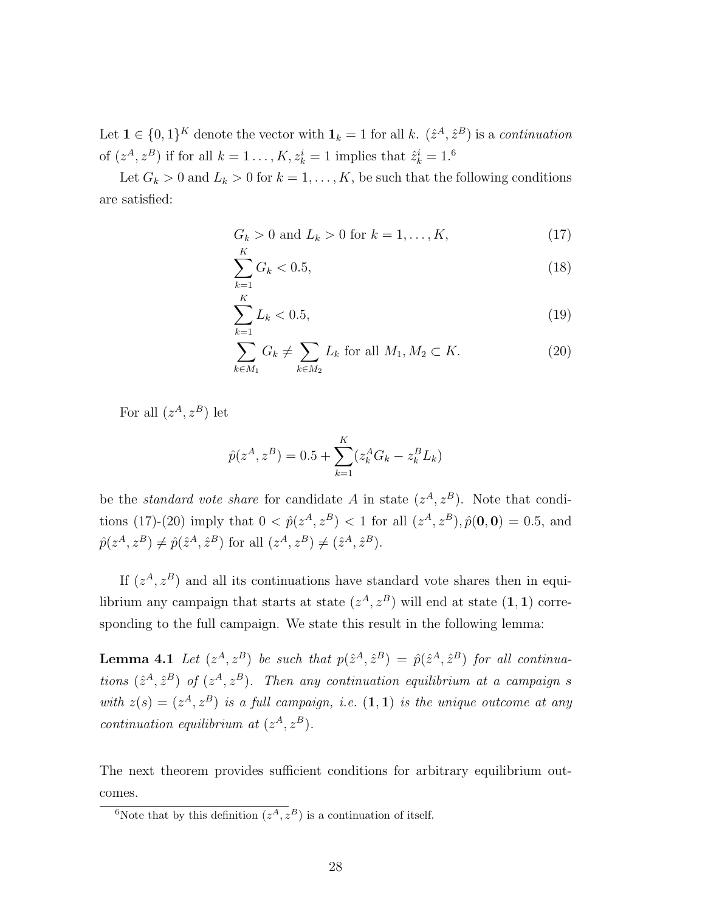Let $\mathbf{1} \in \{0,1\}^K$ denote the vector with $\mathbf{1}_k = 1$ for all $k$. $(\hat{z}^A, \hat{z}^B)$ is a *continuation* of $(z^A, z^B)$ if for all $k = 1 \ldots, K, z_k^i = 1$ implies that $\hat{z}_k^i = 1$.[6]

Let $G_k > 0$ and $L_k > 0$ for $k = 1, \ldots, K$, be such that the following conditions are satisfied:

$$G_k > 0 \text{ and } L_k > 0 \text{ for } k = 1, \ldots, K, \tag{17}$$

$$\sum_{k=1}^{K} G_k < 0.5, \tag{18}$$

$$\sum_{k=1}^{K} L_k < 0.5, \tag{19}$$

$$\sum_{k \in M_1} G_k \neq \sum_{k \in M_2} L_k \text{ for all } M_1, M_2 \subset K. \tag{20}$$

For all $(z^A, z^B)$ let

$$\hat{p}(z^A, z^B) = 0.5 + \sum_{k=1}^{K} (z_k^A G_k - z_k^B L_k)$$

be the *standard vote share* for candidate $A$ in state $(z^A, z^B)$. Note that conditions (17)-(20) imply that $0 < \hat{p}(z^A, z^B) < 1$ for all $(z^A, z^B), \hat{p}(\mathbf{0}, \mathbf{0}) = 0.5$, and $\hat{p}(z^A, z^B) \neq \hat{p}(\hat{z}^A, \hat{z}^B)$ for all $(z^A, z^B) \neq (\hat{z}^A, \hat{z}^B)$.

If $(z^A, z^B)$ and all its continuations have standard vote shares then in equilibrium any campaign that starts at state $(z^A, z^B)$ will end at state $(\mathbf{1}, \mathbf{1})$ corresponding to the full campaign. We state this result in the following lemma:

**Lemma 4.1** *Let $(z^A, z^B)$ be such that $p(\hat{z}^A, \hat{z}^B) = \hat{p}(\hat{z}^A, \hat{z}^B)$ for all continuations $(\hat{z}^A, \hat{z}^B)$ of $(z^A, z^B)$. Then any continuation equilibrium at a campaign $s$ with $z(s) = (z^A, z^B)$ is a full campaign, i.e. $(\mathbf{1}, \mathbf{1})$ is the unique outcome at any continuation equilibrium at $(z^A, z^B)$.*

The next theorem provides sufficient conditions for arbitrary equilibrium outcomes.

[6] Note that by this definition $(z^A, z^B)$ is a continuation of itself.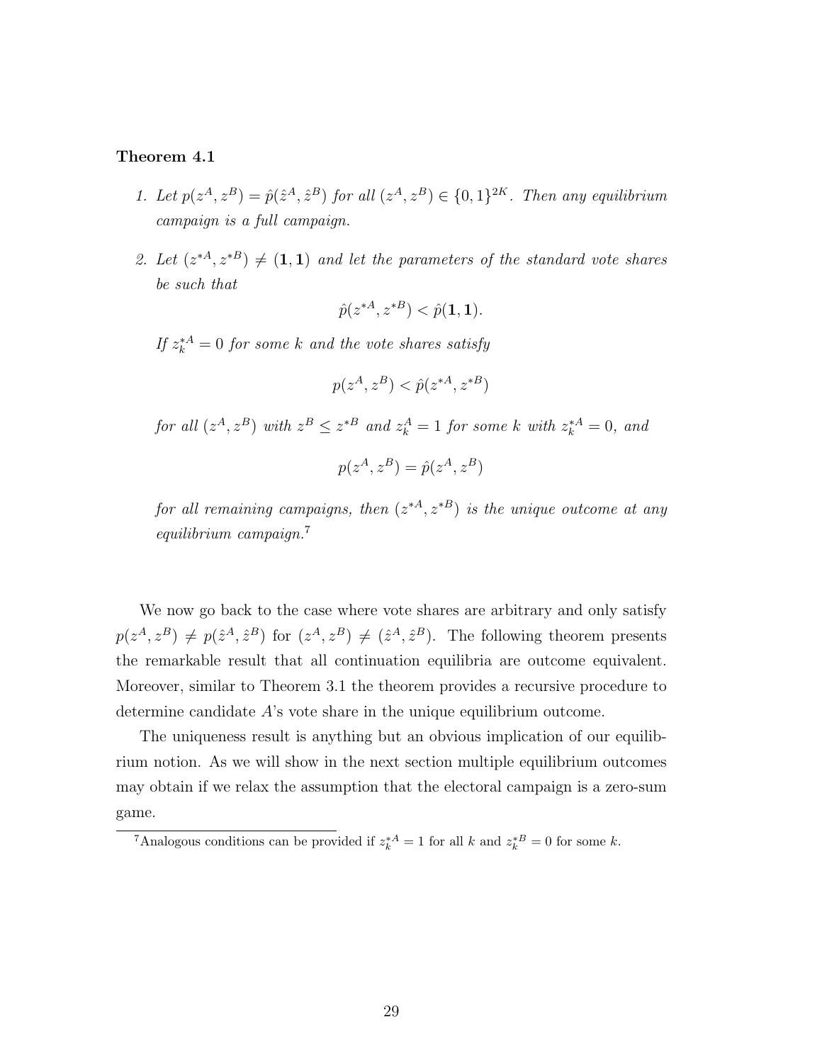**Theorem 4.1**

1. *Let $p(z^A, z^B) = \hat{p}(\hat{z}^A, \hat{z}^B)$ for all $(z^A, z^B) \in \{0,1\}^{2K}$. Then any equilibrium campaign is a full campaign.*

2. *Let $(z^{*A}, z^{*B}) \neq (\mathbf{1}, \mathbf{1})$ and let the parameters of the standard vote shares be such that*

$$\hat{p}(z^{*A}, z^{*B}) < \hat{p}(\mathbf{1}, \mathbf{1}).$$

*If $z_k^{*A} = 0$ for some $k$ and the vote shares satisfy*

$$p(z^A, z^B) < \hat{p}(z^{*A}, z^{*B})$$

*for all $(z^A, z^B)$ with $z^B \leq z^{*B}$ and $z_k^A = 1$ for some $k$ with $z_k^{*A} = 0$, and*

$$p(z^A, z^B) = \hat{p}(z^A, z^B)$$

*for all remaining campaigns, then $(z^{*A}, z^{*B})$ is the unique outcome at any equilibrium campaign.*[7]

We now go back to the case where vote shares are arbitrary and only satisfy $p(z^A, z^B) \neq p(\hat{z}^A, \hat{z}^B)$ for $(z^A, z^B) \neq (\hat{z}^A, \hat{z}^B)$. The following theorem presents the remarkable result that all continuation equilibria are outcome equivalent. Moreover, similar to Theorem 3.1 the theorem provides a recursive procedure to determine candidate $A$'s vote share in the unique equilibrium outcome.

The uniqueness result is anything but an obvious implication of our equilibrium notion. As we will show in the next section multiple equilibrium outcomes may obtain if we relax the assumption that the electoral campaign is a zero-sum game.

[7] Analogous conditions can be provided if $z_k^{*A} = 1$ for all $k$ and $z_k^{*B} = 0$ for some $k$.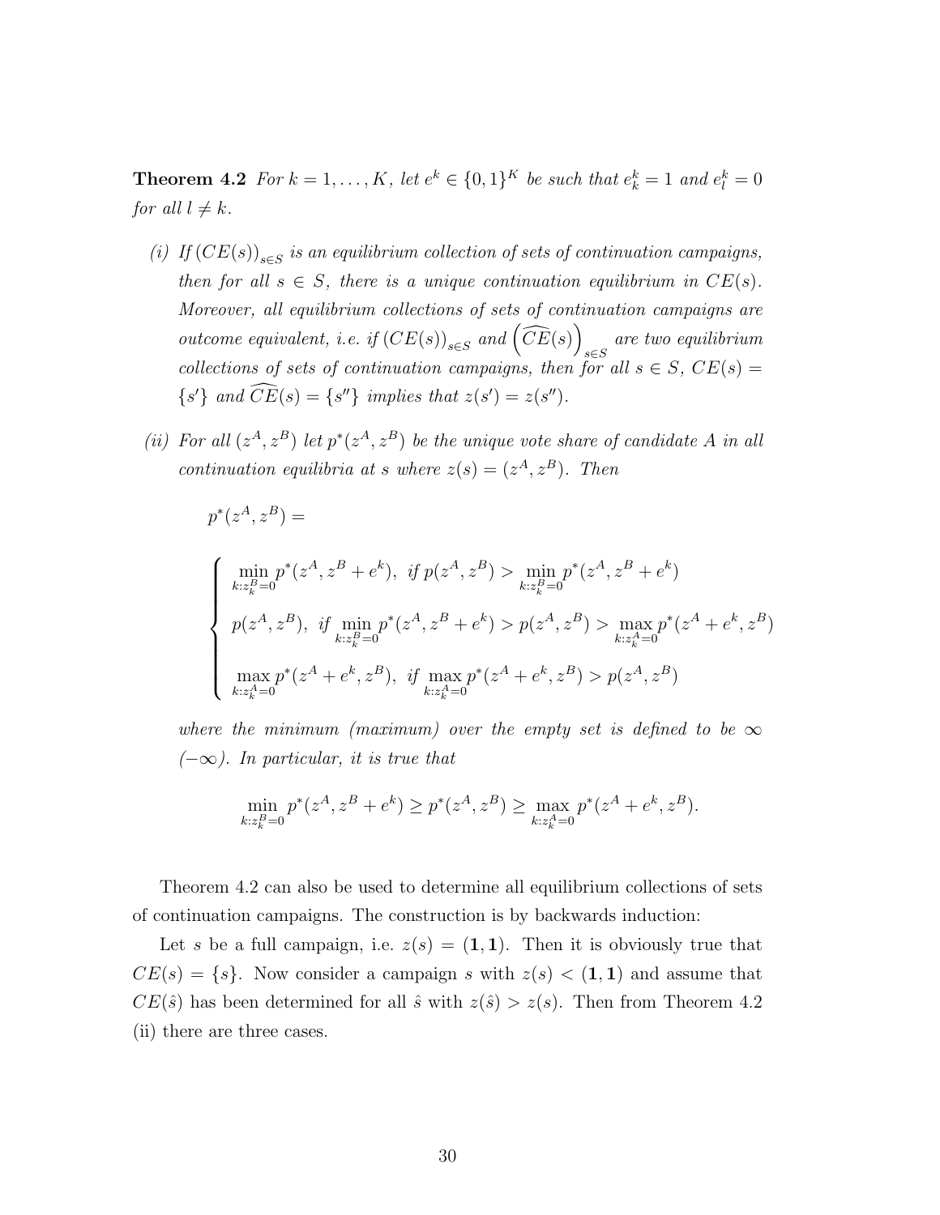**Theorem 4.2** *For $k = 1, \ldots, K$, let $e^k \in \{0,1\}^K$ be such that $e^k_k = 1$ and $e^k_l = 0$ for all $l \neq k$.*

*(i) If $(CE(s))_{s \in S}$ is an equilibrium collection of sets of continuation campaigns, then for all $s \in S$, there is a unique continuation equilibrium in $CE(s)$. Moreover, all equilibrium collections of sets of continuation campaigns are outcome equivalent, i.e. if $(CE(s))_{s \in S}$ and $\left(\widehat{CE}(s)\right)_{s \in S}$ are two equilibrium collections of sets of continuation campaigns, then for all $s \in S$, $CE(s) = \{s'\}$ and $\widehat{CE}(s) = \{s''\}$ implies that $z(s') = z(s'')$.*

*(ii) For all $(z^A, z^B)$ let $p^*(z^A, z^B)$ be the unique vote share of candidate $A$ in all continuation equilibria at $s$ where $z(s) = (z^A, z^B)$. Then*

$$p^*(z^A, z^B) =$$

$$\begin{cases} \min\limits_{k: z^B_k = 0} p^*(z^A, z^B + e^k), & \text{if } p(z^A, z^B) > \min\limits_{k: z^B_k = 0} p^*(z^A, z^B + e^k) \\ p(z^A, z^B), & \text{if } \min\limits_{k: z^B_k = 0} p^*(z^A, z^B + e^k) > p(z^A, z^B) > \max\limits_{k: z^A_k = 0} p^*(z^A + e^k, z^B) \\ \max\limits_{k: z^A_k = 0} p^*(z^A + e^k, z^B), & \text{if } \max\limits_{k: z^A_k = 0} p^*(z^A + e^k, z^B) > p(z^A, z^B) \end{cases}$$

*where the minimum (maximum) over the empty set is defined to be $\infty$ $(-\infty)$. In particular, it is true that*

$$\min_{k: z^B_k = 0} p^*(z^A, z^B + e^k) \geq p^*(z^A, z^B) \geq \max_{k: z^A_k = 0} p^*(z^A + e^k, z^B).$$

Theorem 4.2 can also be used to determine all equilibrium collections of sets of continuation campaigns. The construction is by backwards induction:

Let $s$ be a full campaign, i.e. $z(s) = (\mathbf{1}, \mathbf{1})$. Then it is obviously true that $CE(s) = \{s\}$. Now consider a campaign $s$ with $z(s) < (\mathbf{1}, \mathbf{1})$ and assume that $CE(\hat{s})$ has been determined for all $\hat{s}$ with $z(\hat{s}) > z(s)$. Then from Theorem 4.2 (ii) there are three cases.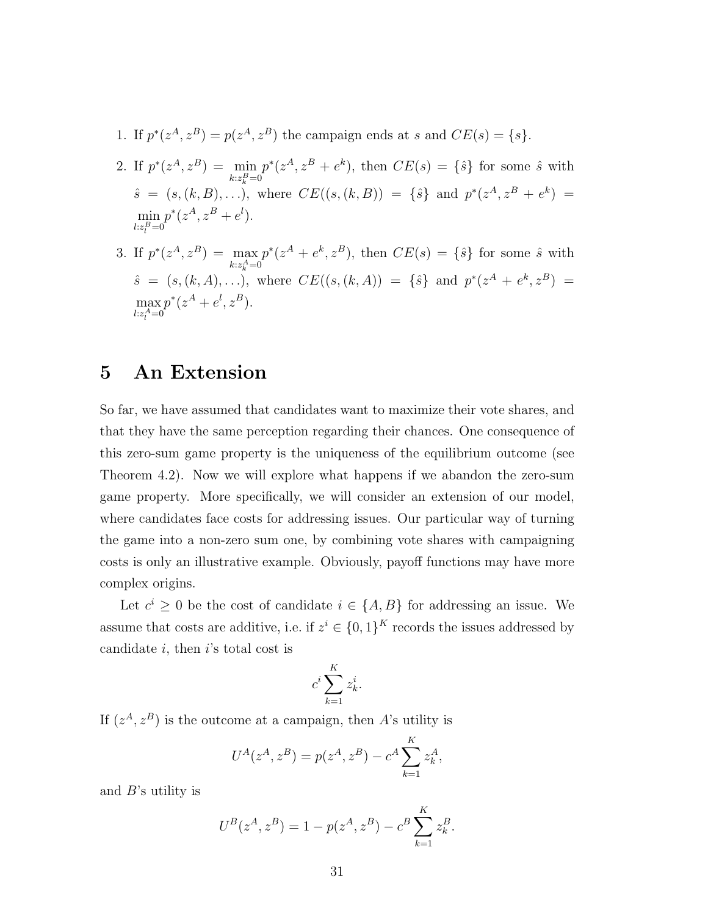1. If $p^*(z^A, z^B) = p(z^A, z^B)$ the campaign ends at $s$ and $CE(s) = \{s\}$.
2. If $p^*(z^A, z^B) = \min_{k:z_k^B=0} p^*(z^A, z^B + e^k)$, then $CE(s) = \{\hat{s}\}$ for some $\hat{s}$ with $\hat{s} = (s, (k, B), \ldots)$, where $CE((s, (k, B)) = \{\hat{s}\}$ and $p^*(z^A, z^B + e^k) = \min_{l:z_l^B=0} p^*(z^A, z^B + e^l)$.
3. If $p^*(z^A, z^B) = \max_{k:z_k^A=0} p^*(z^A + e^k, z^B)$, then $CE(s) = \{\hat{s}\}$ for some $\hat{s}$ with $\hat{s} = (s, (k, A), \ldots)$, where $CE((s, (k, A)) = \{\hat{s}\}$ and $p^*(z^A + e^k, z^B) = \max_{l:z_l^A=0} p^*(z^A + e^l, z^B)$.

# 5 An Extension

So far, we have assumed that candidates want to maximize their vote shares, and that they have the same perception regarding their chances. One consequence of this zero-sum game property is the uniqueness of the equilibrium outcome (see Theorem 4.2). Now we will explore what happens if we abandon the zero-sum game property. More specifically, we will consider an extension of our model, where candidates face costs for addressing issues. Our particular way of turning the game into a non-zero sum one, by combining vote shares with campaigning costs is only an illustrative example. Obviously, payoff functions may have more complex origins.

Let $c^i \geq 0$ be the cost of candidate $i \in \{A, B\}$ for addressing an issue. We assume that costs are additive, i.e. if $z^i \in \{0, 1\}^K$ records the issues addressed by candidate $i$, then $i$'s total cost is

$$c^i \sum_{k=1}^{K} z_k^i.$$

If $(z^A, z^B)$ is the outcome at a campaign, then $A$'s utility is

$$U^A(z^A, z^B) = p(z^A, z^B) - c^A \sum_{k=1}^{K} z_k^A,$$

and $B$'s utility is

$$U^B(z^A, z^B) = 1 - p(z^A, z^B) - c^B \sum_{k=1}^{K} z_k^B.$$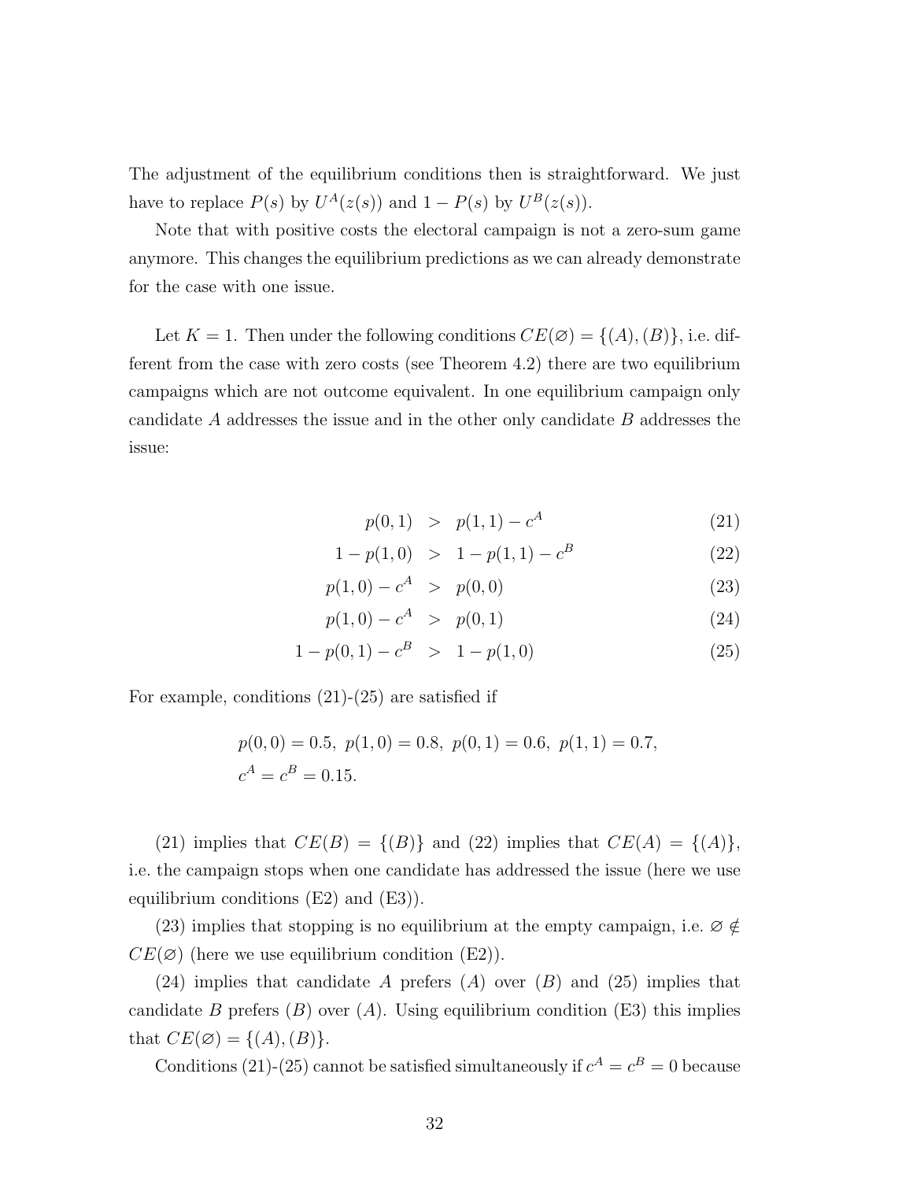The adjustment of the equilibrium conditions then is straightforward. We just have to replace $P(s)$ by $U^A(z(s))$ and $1 - P(s)$ by $U^B(z(s))$.

Note that with positive costs the electoral campaign is not a zero-sum game anymore. This changes the equilibrium predictions as we can already demonstrate for the case with one issue.

Let $K = 1$. Then under the following conditions $CE(\varnothing) = \{(A), (B)\}$, i.e. different from the case with zero costs (see Theorem 4.2) there are two equilibrium campaigns which are not outcome equivalent. In one equilibrium campaign only candidate $A$ addresses the issue and in the other only candidate $B$ addresses the issue:

$$p(0,1) > p(1,1) - c^A \tag{21}$$

$$1 - p(1,0) > 1 - p(1,1) - c^B \tag{22}$$

$$p(1,0) - c^A > p(0,0) \tag{23}$$

$$p(1,0) - c^A > p(0,1) \tag{24}$$

$$1 - p(0,1) - c^B > 1 - p(1,0) \tag{25}$$

For example, conditions (21)-(25) are satisfied if

$$p(0,0) = 0.5,\ p(1,0) = 0.8,\ p(0,1) = 0.6,\ p(1,1) = 0.7,$$
$$c^A = c^B = 0.15.$$

(21) implies that $CE(B) = \{(B)\}$ and (22) implies that $CE(A) = \{(A)\}$, i.e. the campaign stops when one candidate has addressed the issue (here we use equilibrium conditions (E2) and (E3)).

(23) implies that stopping is no equilibrium at the empty campaign, i.e. $\varnothing \notin CE(\varnothing)$ (here we use equilibrium condition (E2)).

(24) implies that candidate $A$ prefers $(A)$ over $(B)$ and (25) implies that candidate $B$ prefers $(B)$ over $(A)$. Using equilibrium condition (E3) this implies that $CE(\varnothing) = \{(A), (B)\}$.

Conditions (21)-(25) cannot be satisfied simultaneously if $c^A = c^B = 0$ because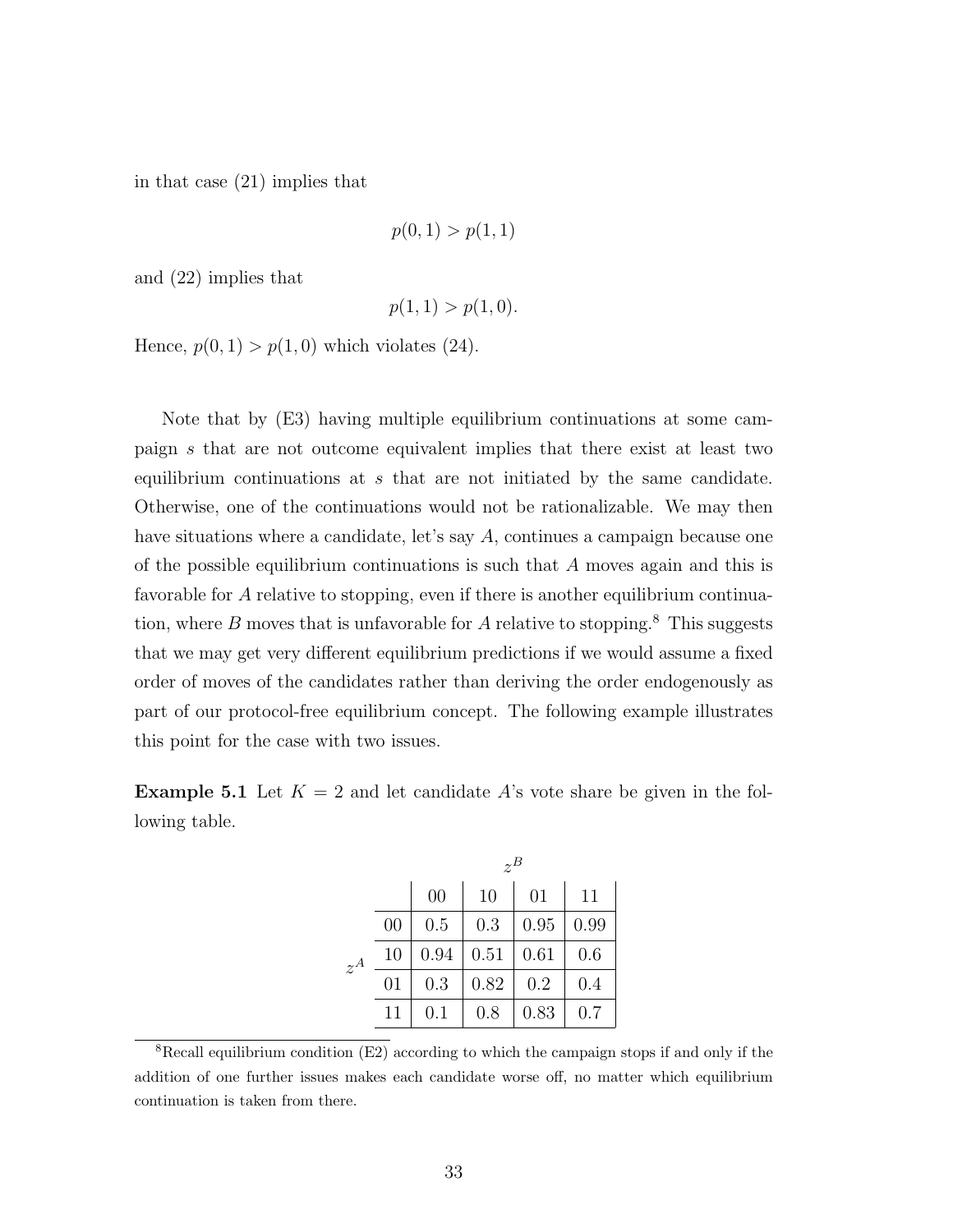in that case (21) implies that

$$p(0,1) > p(1,1)$$

and (22) implies that

$$p(1,1) > p(1,0).$$

Hence, $p(0,1) > p(1,0)$ which violates (24).

Note that by (E3) having multiple equilibrium continuations at some campaign $s$ that are not outcome equivalent implies that there exist at least two equilibrium continuations at $s$ that are not initiated by the same candidate. Otherwise, one of the continuations would not be rationalizable. We may then have situations where a candidate, let's say $A$, continues a campaign because one of the possible equilibrium continuations is such that $A$ moves again and this is favorable for $A$ relative to stopping, even if there is another equilibrium continuation, where $B$ moves that is unfavorable for $A$ relative to stopping.[8] This suggests that we may get very different equilibrium predictions if we would assume a fixed order of moves of the candidates rather than deriving the order endogenously as part of our protocol-free equilibrium concept. The following example illustrates this point for the case with two issues.

**Example 5.1** Let $K = 2$ and let candidate $A$'s vote share be given in the following table.

| | | $z^B$ | | | |
|---|---|---|---|---|---|
| | | 00 | 10 | 01 | 11 |
| $z^A$ | 00 | 0.5 | 0.3 | 0.95 | 0.99 |
| | 10 | 0.94 | 0.51 | 0.61 | 0.6 |
| | 01 | 0.3 | 0.82 | 0.2 | 0.4 |
| | 11 | 0.1 | 0.8 | 0.83 | 0.7 |

[8] Recall equilibrium condition (E2) according to which the campaign stops if and only if the addition of one further issues makes each candidate worse off, no matter which equilibrium continuation is taken from there.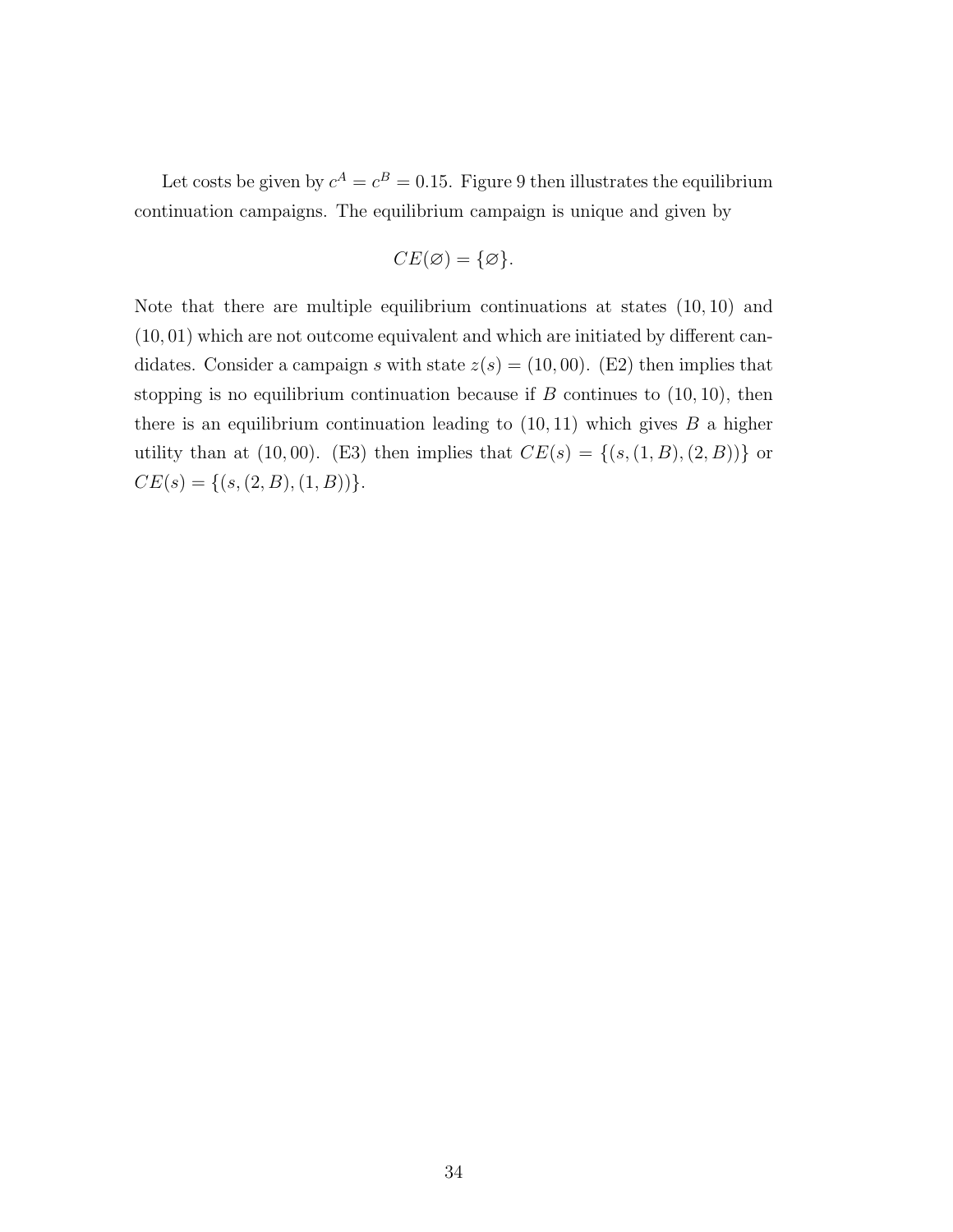Let costs be given by $c^A = c^B = 0.15$. Figure 9 then illustrates the equilibrium continuation campaigns. The equilibrium campaign is unique and given by

$$CE(\varnothing) = \{\varnothing\}.$$

Note that there are multiple equilibrium continuations at states $(10, 10)$ and $(10, 01)$ which are not outcome equivalent and which are initiated by different candidates. Consider a campaign $s$ with state $z(s) = (10, 00)$. (E2) then implies that stopping is no equilibrium continuation because if $B$ continues to $(10, 10)$, then there is an equilibrium continuation leading to $(10, 11)$ which gives $B$ a higher utility than at $(10, 00)$. (E3) then implies that $CE(s) = \{(s, (1, B), (2, B))\}$ or $CE(s) = \{(s, (2, B), (1, B))\}$.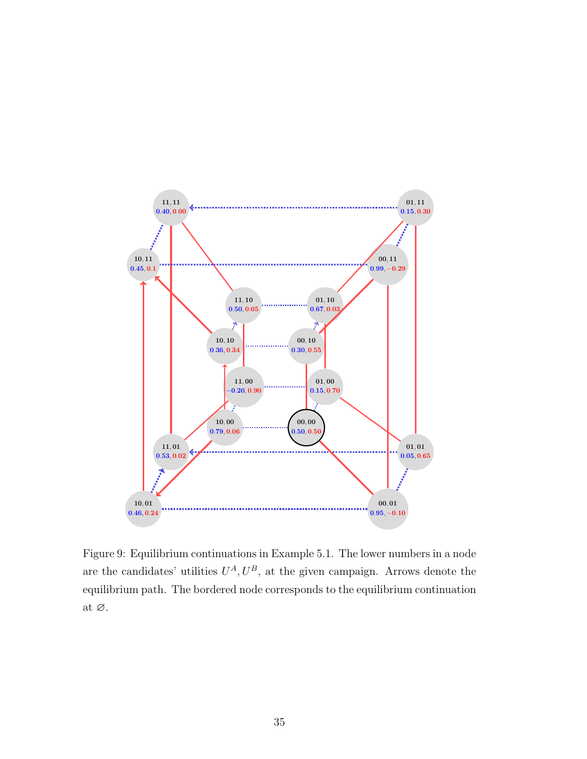Figure 9: Equilibrium continuations in Example 5.1. The lower numbers in a node are the candidates' utilities $U^A, U^B$, at the given campaign. Arrows denote the equilibrium path. The bordered node corresponds to the equilibrium continuation at $\varnothing$.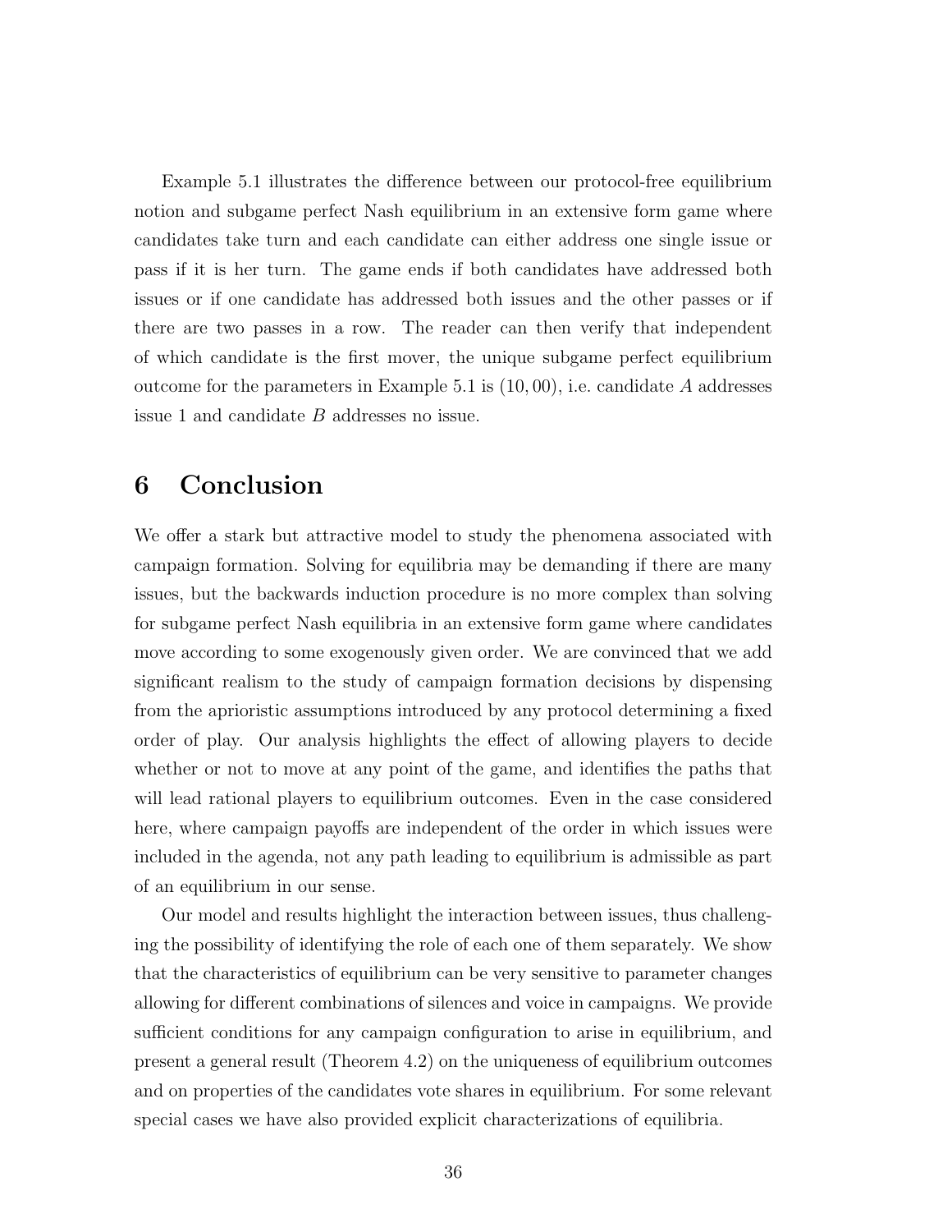Example 5.1 illustrates the difference between our protocol-free equilibrium notion and subgame perfect Nash equilibrium in an extensive form game where candidates take turn and each candidate can either address one single issue or pass if it is her turn. The game ends if both candidates have addressed both issues or if one candidate has addressed both issues and the other passes or if there are two passes in a row. The reader can then verify that independent of which candidate is the first mover, the unique subgame perfect equilibrium outcome for the parameters in Example 5.1 is $(10, 00)$, i.e. candidate $A$ addresses issue 1 and candidate $B$ addresses no issue.

# 6 Conclusion

We offer a stark but attractive model to study the phenomena associated with campaign formation. Solving for equilibria may be demanding if there are many issues, but the backwards induction procedure is no more complex than solving for subgame perfect Nash equilibria in an extensive form game where candidates move according to some exogenously given order. We are convinced that we add significant realism to the study of campaign formation decisions by dispensing from the aprioristic assumptions introduced by any protocol determining a fixed order of play. Our analysis highlights the effect of allowing players to decide whether or not to move at any point of the game, and identifies the paths that will lead rational players to equilibrium outcomes. Even in the case considered here, where campaign payoffs are independent of the order in which issues were included in the agenda, not any path leading to equilibrium is admissible as part of an equilibrium in our sense.

Our model and results highlight the interaction between issues, thus challenging the possibility of identifying the role of each one of them separately. We show that the characteristics of equilibrium can be very sensitive to parameter changes allowing for different combinations of silences and voice in campaigns. We provide sufficient conditions for any campaign configuration to arise in equilibrium, and present a general result (Theorem 4.2) on the uniqueness of equilibrium outcomes and on properties of the candidates vote shares in equilibrium. For some relevant special cases we have also provided explicit characterizations of equilibria.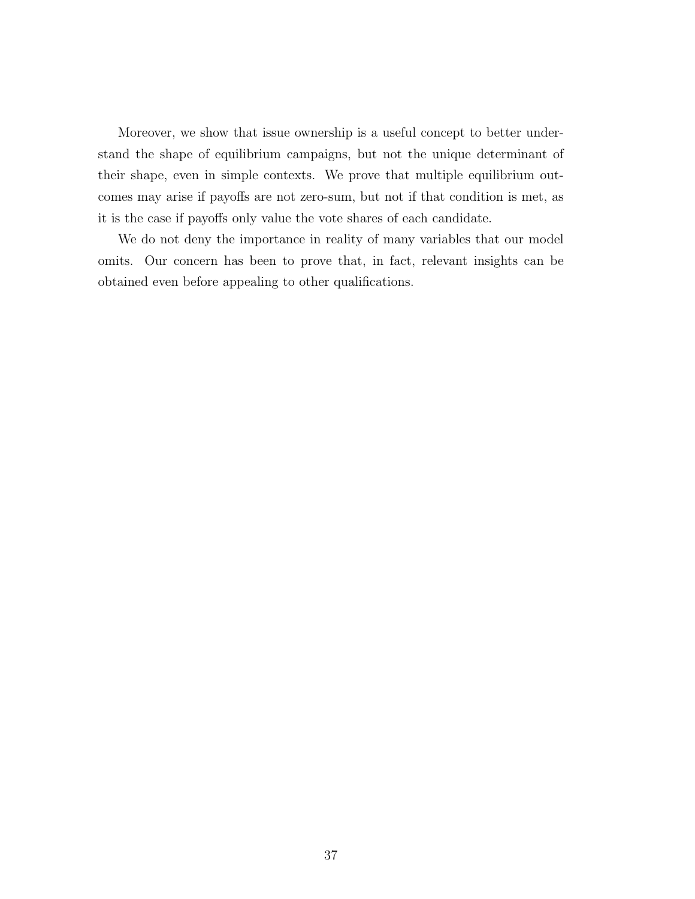Moreover, we show that issue ownership is a useful concept to better understand the shape of equilibrium campaigns, but not the unique determinant of their shape, even in simple contexts. We prove that multiple equilibrium outcomes may arise if payoffs are not zero-sum, but not if that condition is met, as it is the case if payoffs only value the vote shares of each candidate.

We do not deny the importance in reality of many variables that our model omits. Our concern has been to prove that, in fact, relevant insights can be obtained even before appealing to other qualifications.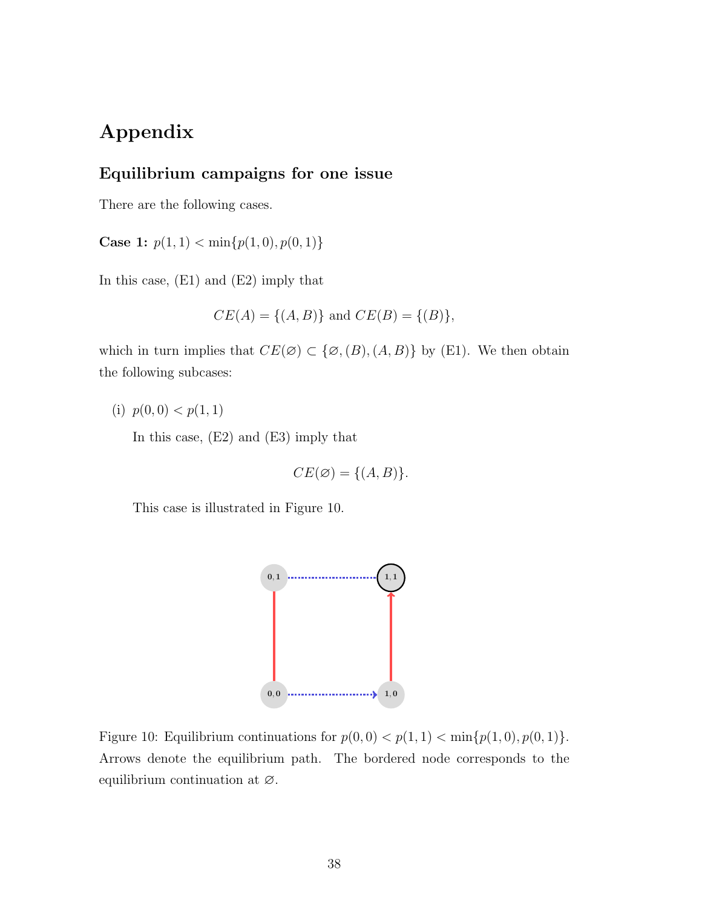# Appendix

## Equilibrium campaigns for one issue

There are the following cases.

**Case 1:** $p(1,1) < \min\{p(1,0), p(0,1)\}$

In this case, (E1) and (E2) imply that

$$CE(A) = \{(A,B)\} \text{ and } CE(B) = \{(B)\},$$

which in turn implies that $CE(\varnothing) \subset \{\varnothing, (B), (A,B)\}$ by (E1). We then obtain the following subcases:

(i) $p(0,0) < p(1,1)$

In this case, (E2) and (E3) imply that

$$CE(\varnothing) = \{(A,B)\}.$$

This case is illustrated in Figure 10.

Figure 10: Equilibrium continuations for $p(0,0) < p(1,1) < \min\{p(1,0), p(0,1)\}$. Arrows denote the equilibrium path. The bordered node corresponds to the equilibrium continuation at $\varnothing$.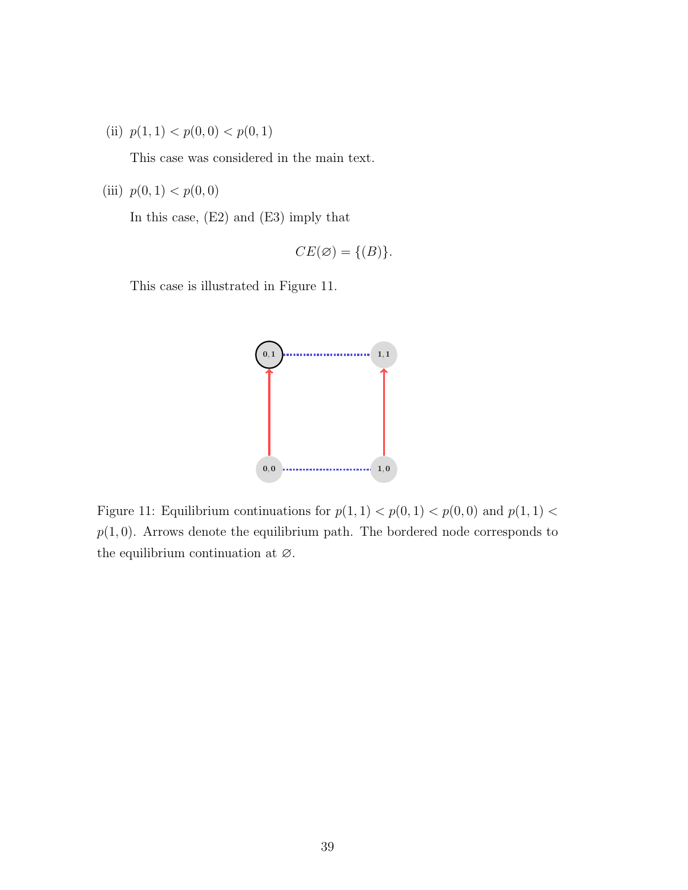(ii) $p(1,1) < p(0,0) < p(0,1)$

This case was considered in the main text.

(iii) $p(0,1) < p(0,0)$

In this case, (E2) and (E3) imply that

$$CE(\varnothing) = \{(B)\}.$$

This case is illustrated in Figure 11.

Figure 11: Equilibrium continuations for $p(1,1) < p(0,1) < p(0,0)$ and $p(1,1) < p(1,0)$. Arrows denote the equilibrium path. The bordered node corresponds to the equilibrium continuation at $\varnothing$.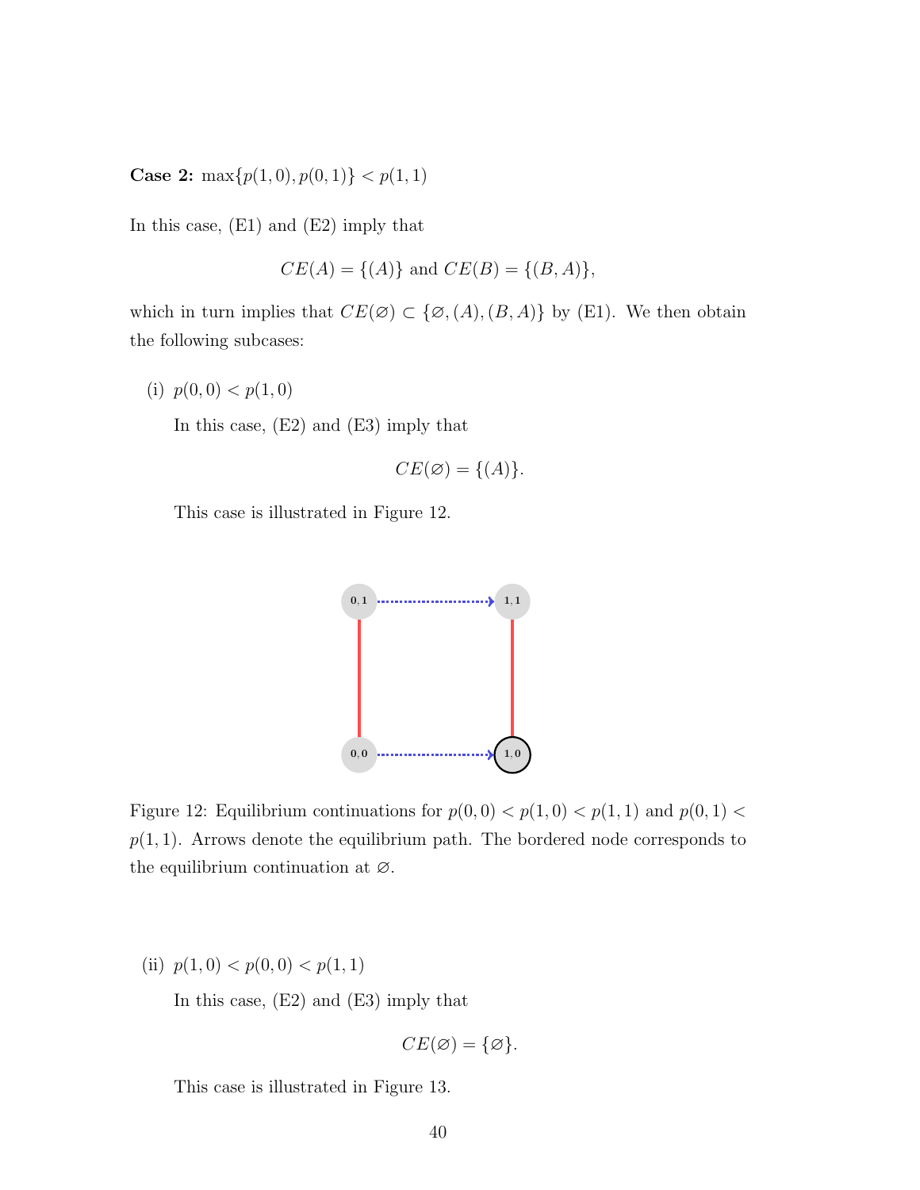**Case 2:** $\max\{p(1,0), p(0,1)\} < p(1,1)$

In this case, (E1) and (E2) imply that

$$CE(A) = \{(A)\} \text{ and } CE(B) = \{(B, A)\},$$

which in turn implies that $CE(\varnothing) \subset \{\varnothing, (A), (B, A)\}$ by (E1). We then obtain the following subcases:

(i) $p(0,0) < p(1,0)$

In this case, (E2) and (E3) imply that

$$CE(\varnothing) = \{(A)\}.$$

This case is illustrated in Figure 12.

Figure 12: Equilibrium continuations for $p(0,0) < p(1,0) < p(1,1)$ and $p(0,1) < p(1,1)$. Arrows denote the equilibrium path. The bordered node corresponds to the equilibrium continuation at $\varnothing$.

(ii) $p(1,0) < p(0,0) < p(1,1)$

In this case, (E2) and (E3) imply that

$$CE(\varnothing) = \{\varnothing\}.$$

This case is illustrated in Figure 13.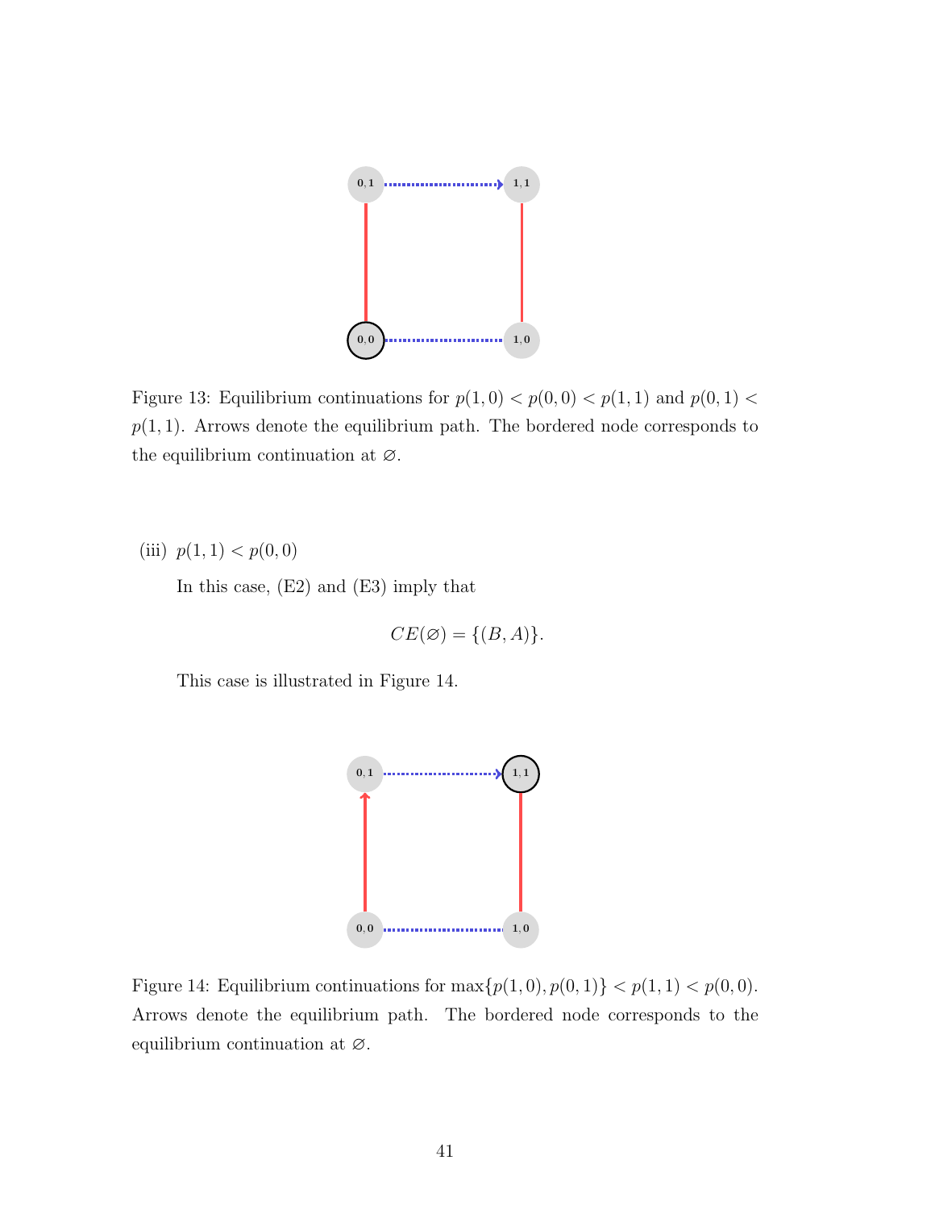Figure 13: Equilibrium continuations for $p(1,0) < p(0,0) < p(1,1)$ and $p(0,1) < p(1,1)$. Arrows denote the equilibrium path. The bordered node corresponds to the equilibrium continuation at $\varnothing$.

(iii) $p(1,1) < p(0,0)$

In this case, (E2) and (E3) imply that

$$CE(\varnothing) = \{(B, A)\}.$$

This case is illustrated in Figure 14.

Figure 14: Equilibrium continuations for $\max\{p(1,0), p(0,1)\} < p(1,1) < p(0,0)$. Arrows denote the equilibrium path. The bordered node corresponds to the equilibrium continuation at $\varnothing$.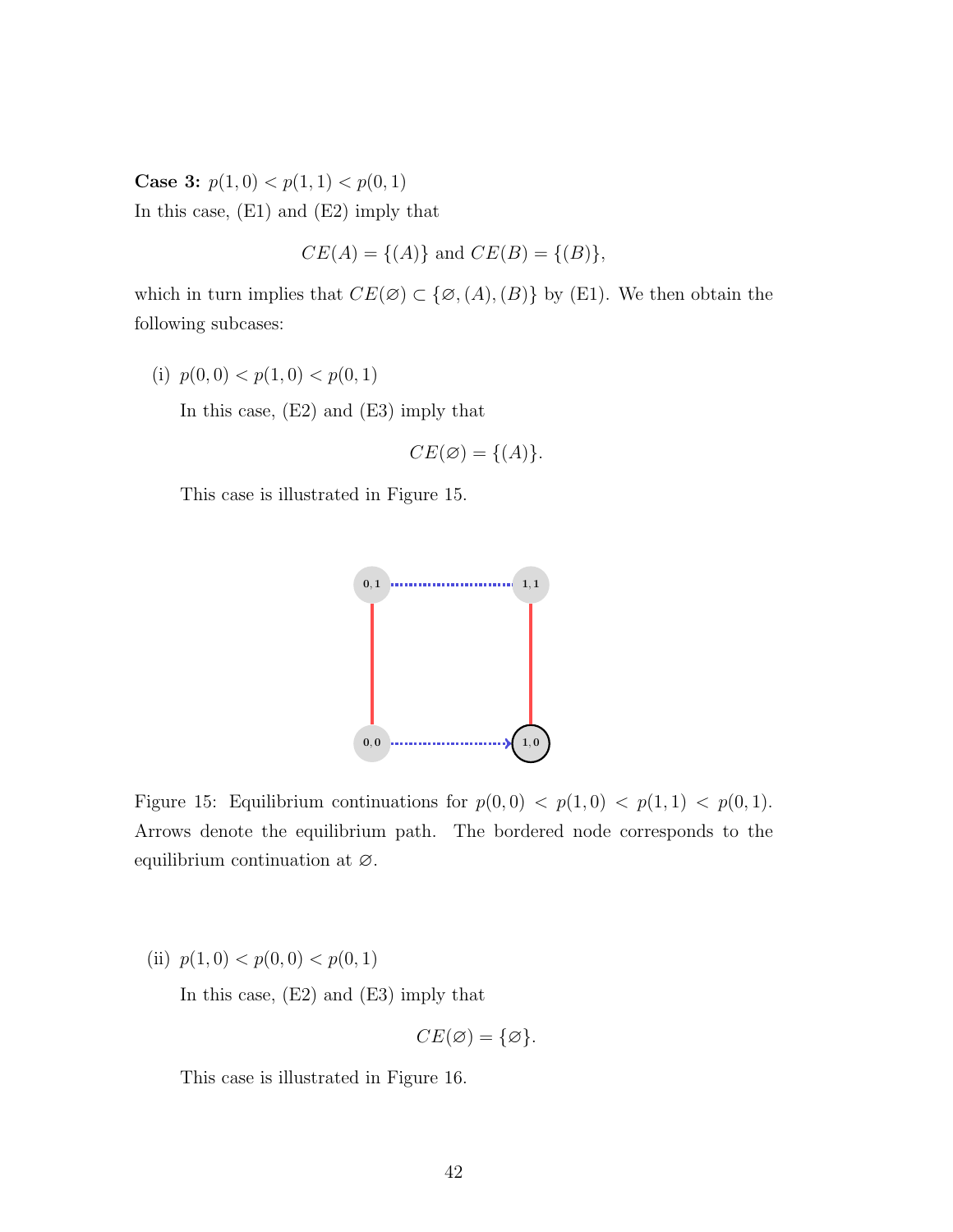**Case 3:** $p(1,0) < p(1,1) < p(0,1)$

In this case, (E1) and (E2) imply that

$$CE(A) = \{(A)\} \text{ and } CE(B) = \{(B)\},$$

which in turn implies that $CE(\varnothing) \subset \{\varnothing, (A), (B)\}$ by (E1). We then obtain the following subcases:

(i) $p(0,0) < p(1,0) < p(0,1)$

In this case, (E2) and (E3) imply that

$$CE(\varnothing) = \{(A)\}.$$

This case is illustrated in Figure 15.

Figure 15: Equilibrium continuations for $p(0,0) < p(1,0) < p(1,1) < p(0,1)$. Arrows denote the equilibrium path. The bordered node corresponds to the equilibrium continuation at $\varnothing$.

(ii) $p(1,0) < p(0,0) < p(0,1)$

In this case, (E2) and (E3) imply that

$$CE(\varnothing) = \{\varnothing\}.$$

This case is illustrated in Figure 16.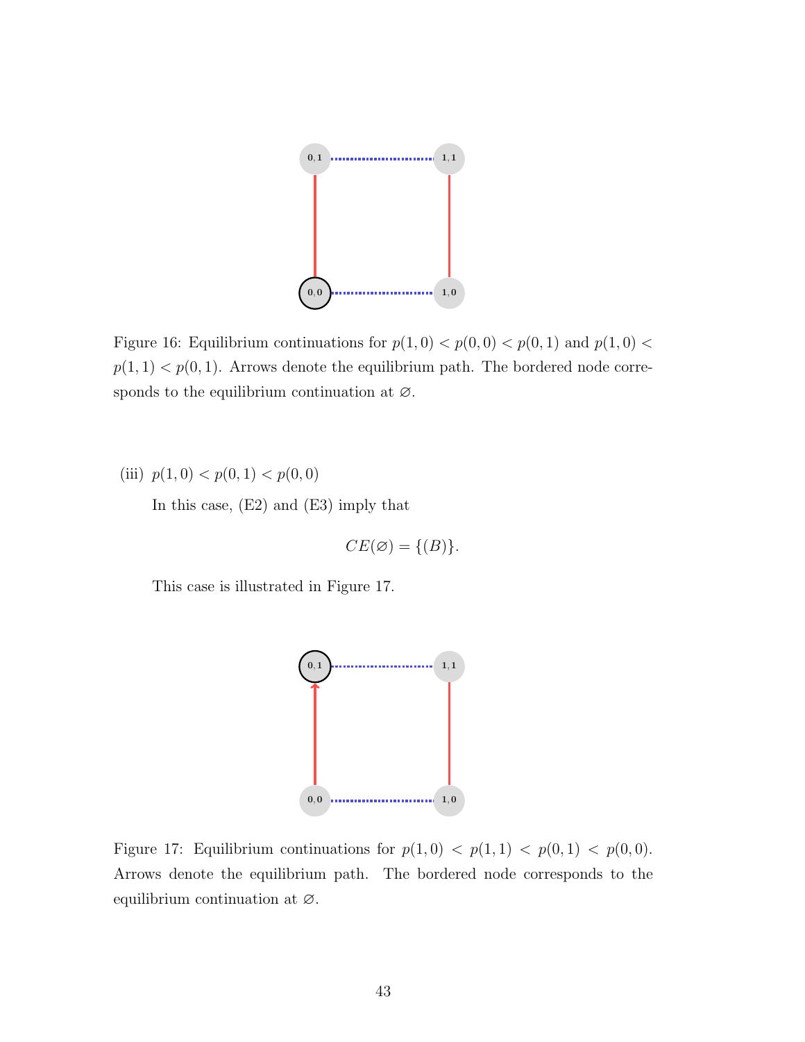Figure 16: Equilibrium continuations for $p(1,0) < p(0,0) < p(0,1)$ and $p(1,0) < p(1,1) < p(0,1)$. Arrows denote the equilibrium path. The bordered node corresponds to the equilibrium continuation at $\varnothing$.

(iii) $p(1,0) < p(0,1) < p(0,0)$

In this case, (E2) and (E3) imply that

$$CE(\varnothing) = \{(B)\}.$$

This case is illustrated in Figure 17.

Figure 17: Equilibrium continuations for $p(1,0) < p(1,1) < p(0,1) < p(0,0)$. Arrows denote the equilibrium path. The bordered node corresponds to the equilibrium continuation at $\varnothing$.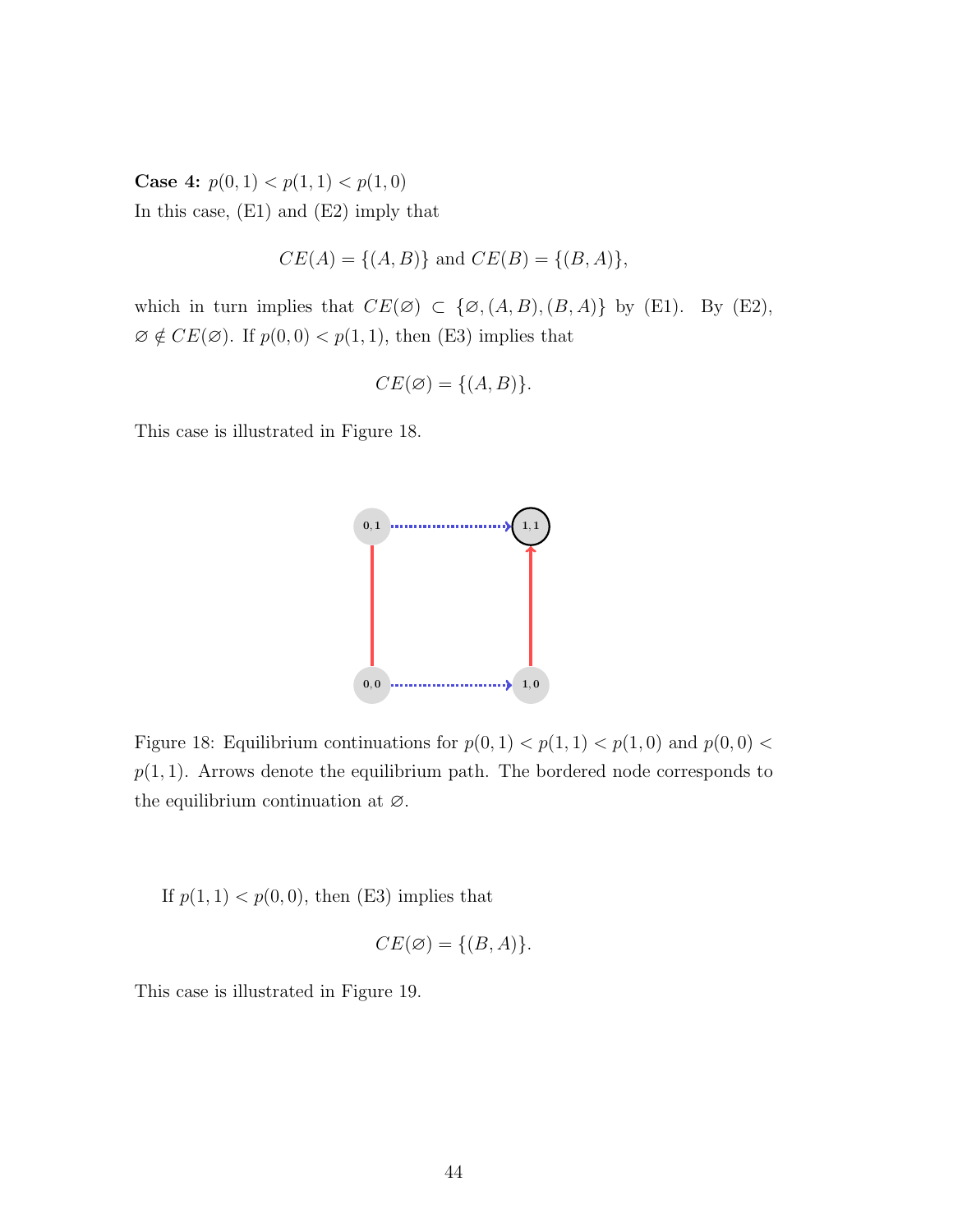**Case 4:** $p(0,1) < p(1,1) < p(1,0)$

In this case, (E1) and (E2) imply that

$$CE(A) = \{(A,B)\} \text{ and } CE(B) = \{(B,A)\},$$

which in turn implies that $CE(\varnothing) \subset \{\varnothing, (A,B), (B,A)\}$ by (E1). By (E2), $\varnothing \notin CE(\varnothing)$. If $p(0,0) < p(1,1)$, then (E3) implies that

$$CE(\varnothing) = \{(A,B)\}.$$

This case is illustrated in Figure 18.

Figure 18: Equilibrium continuations for $p(0,1) < p(1,1) < p(1,0)$ and $p(0,0) < p(1,1)$. Arrows denote the equilibrium path. The bordered node corresponds to the equilibrium continuation at $\varnothing$.

If $p(1,1) < p(0,0)$, then (E3) implies that

$$CE(\varnothing) = \{(B,A)\}.$$

This case is illustrated in Figure 19.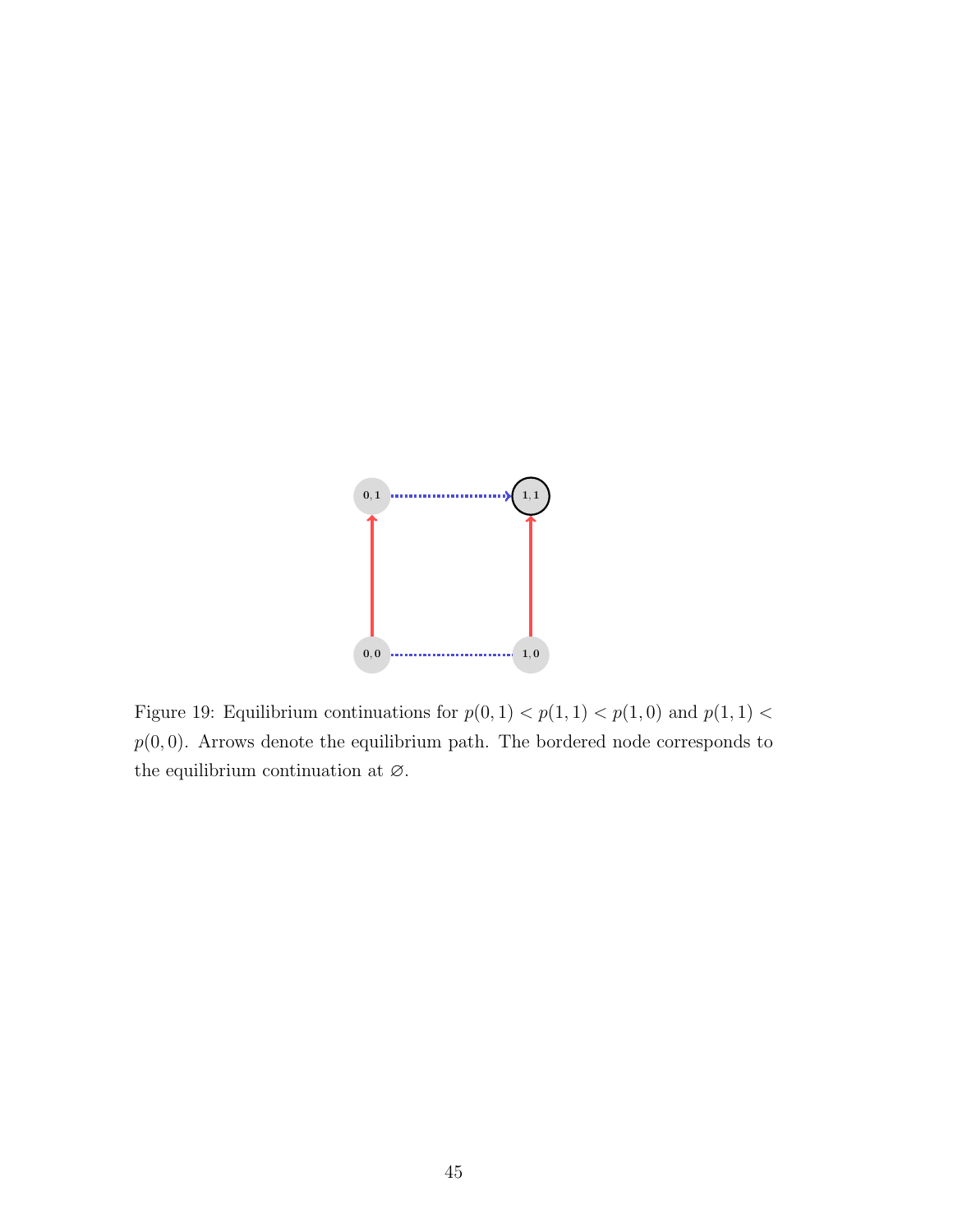Figure 19: Equilibrium continuations for $p(0,1) < p(1,1) < p(1,0)$ and $p(1,1) < p(0,0)$. Arrows denote the equilibrium path. The bordered node corresponds to the equilibrium continuation at $\varnothing$.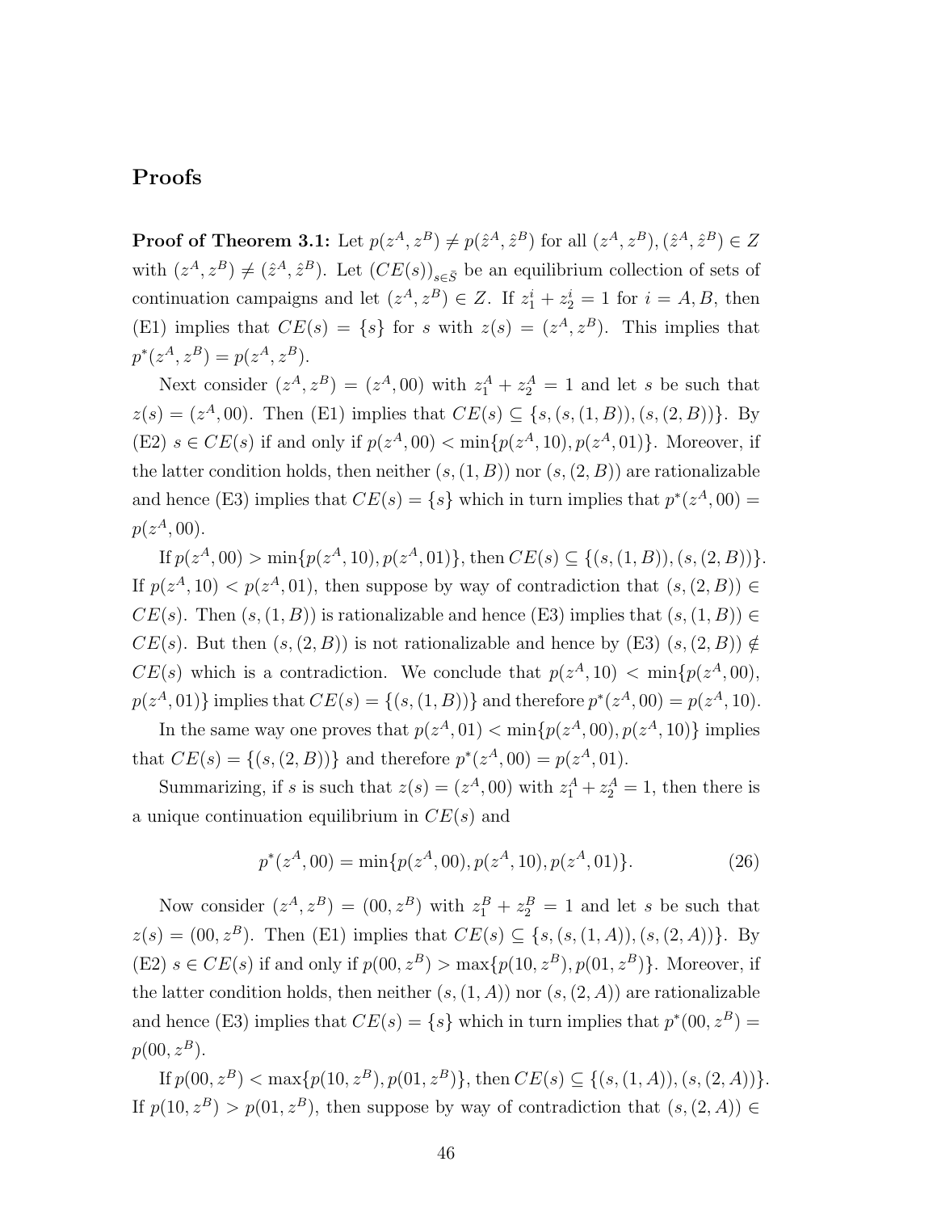## Proofs

**Proof of Theorem 3.1:** Let $p(z^A, z^B) \neq p(\hat{z}^A, \hat{z}^B)$ for all $(z^A, z^B), (\hat{z}^A, \hat{z}^B) \in Z$ with $(z^A, z^B) \neq (\hat{z}^A, \hat{z}^B)$. Let $(CE(s))_{s \in \bar{S}}$ be an equilibrium collection of sets of continuation campaigns and let $(z^A, z^B) \in Z$. If $z_1^i + z_2^i = 1$ for $i = A, B$, then (E1) implies that $CE(s) = \{s\}$ for $s$ with $z(s) = (z^A, z^B)$. This implies that $p^*(z^A, z^B) = p(z^A, z^B)$.

Next consider $(z^A, z^B) = (z^A, 00)$ with $z_1^A + z_2^A = 1$ and let $s$ be such that $z(s) = (z^A, 00)$. Then (E1) implies that $CE(s) \subseteq \{s, (s, (1, B)), (s, (2, B))\}$. By (E2) $s \in CE(s)$ if and only if $p(z^A, 00) < \min\{p(z^A, 10), p(z^A, 01)\}$. Moreover, if the latter condition holds, then neither $(s, (1, B))$ nor $(s, (2, B))$ are rationalizable and hence (E3) implies that $CE(s) = \{s\}$ which in turn implies that $p^*(z^A, 00) = p(z^A, 00)$.

If $p(z^A, 00) > \min\{p(z^A, 10), p(z^A, 01)\}$, then $CE(s) \subseteq \{(s, (1, B)), (s, (2, B))\}$. If $p(z^A, 10) < p(z^A, 01)$, then suppose by way of contradiction that $(s, (2, B)) \in CE(s)$. Then $(s, (1, B))$ is rationalizable and hence (E3) implies that $(s, (1, B)) \in CE(s)$. But then $(s, (2, B))$ is not rationalizable and hence by (E3) $(s, (2, B)) \notin CE(s)$ which is a contradiction. We conclude that $p(z^A, 10) < \min\{p(z^A, 00), p(z^A, 01)\}$ implies that $CE(s) = \{(s, (1, B))\}$ and therefore $p^*(z^A, 00) = p(z^A, 10)$.

In the same way one proves that $p(z^A, 01) < \min\{p(z^A, 00), p(z^A, 10)\}$ implies that $CE(s) = \{(s, (2, B))\}$ and therefore $p^*(z^A, 00) = p(z^A, 01)$.

Summarizing, if $s$ is such that $z(s) = (z^A, 00)$ with $z_1^A + z_2^A = 1$, then there is a unique continuation equilibrium in $CE(s)$ and

$$p^*(z^A, 00) = \min\{p(z^A, 00), p(z^A, 10), p(z^A, 01)\}. \tag{26}$$

Now consider $(z^A, z^B) = (00, z^B)$ with $z_1^B + z_2^B = 1$ and let $s$ be such that $z(s) = (00, z^B)$. Then (E1) implies that $CE(s) \subseteq \{s, (s, (1, A)), (s, (2, A))\}$. By (E2) $s \in CE(s)$ if and only if $p(00, z^B) > \max\{p(10, z^B), p(01, z^B)\}$. Moreover, if the latter condition holds, then neither $(s, (1, A))$ nor $(s, (2, A))$ are rationalizable and hence (E3) implies that $CE(s) = \{s\}$ which in turn implies that $p^*(00, z^B) = p(00, z^B)$.

If $p(00, z^B) < \max\{p(10, z^B), p(01, z^B)\}$, then $CE(s) \subseteq \{(s, (1, A)), (s, (2, A))\}$. If $p(10, z^B) > p(01, z^B)$, then suppose by way of contradiction that $(s, (2, A)) \in$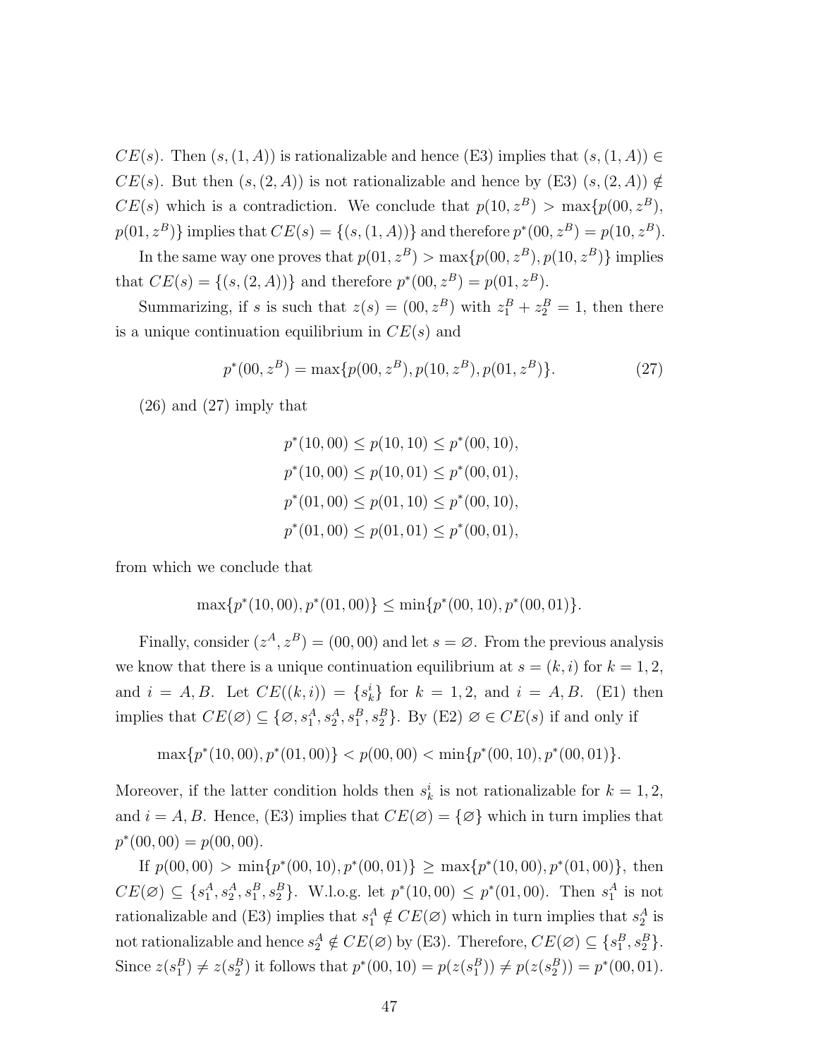$CE(s)$. Then $(s, (1, A))$ is rationalizable and hence (E3) implies that $(s, (1, A)) \in CE(s)$. But then $(s, (2, A))$ is not rationalizable and hence by (E3) $(s, (2, A)) \notin CE(s)$ which is a contradiction. We conclude that $p(10, z^B) > \max\{p(00, z^B), p(01, z^B)\}$ implies that $CE(s) = \{(s, (1, A))\}$ and therefore $p^*(00, z^B) = p(10, z^B)$.

In the same way one proves that $p(01, z^B) > \max\{p(00, z^B), p(10, z^B)\}$ implies that $CE(s) = \{(s, (2, A))\}$ and therefore $p^*(00, z^B) = p(01, z^B)$.

Summarizing, if $s$ is such that $z(s) = (00, z^B)$ with $z_1^B + z_2^B = 1$, then there is a unique continuation equilibrium in $CE(s)$ and

$$p^*(00, z^B) = \max\{p(00, z^B), p(10, z^B), p(01, z^B)\}. \tag{27}$$

(26) and (27) imply that

$$\begin{aligned}
p^*(10, 00) &\leq p(10, 10) \leq p^*(00, 10), \\
p^*(10, 00) &\leq p(10, 01) \leq p^*(00, 01), \\
p^*(01, 00) &\leq p(01, 10) \leq p^*(00, 10), \\
p^*(01, 00) &\leq p(01, 01) \leq p^*(00, 01),
\end{aligned}$$

from which we conclude that

$$\max\{p^*(10, 00), p^*(01, 00)\} \leq \min\{p^*(00, 10), p^*(00, 01)\}.$$

Finally, consider $(z^A, z^B) = (00, 00)$ and let $s = \varnothing$. From the previous analysis we know that there is a unique continuation equilibrium at $s = (k, i)$ for $k = 1, 2$, and $i = A, B$. Let $CE((k, i)) = \{s_k^i\}$ for $k = 1, 2$, and $i = A, B$. (E1) then implies that $CE(\varnothing) \subseteq \{\varnothing, s_1^A, s_2^A, s_1^B, s_2^B\}$. By (E2) $\varnothing \in CE(s)$ if and only if

$$\max\{p^*(10, 00), p^*(01, 00)\} < p(00, 00) < \min\{p^*(00, 10), p^*(00, 01)\}.$$

Moreover, if the latter condition holds then $s_k^i$ is not rationalizable for $k = 1, 2$, and $i = A, B$. Hence, (E3) implies that $CE(\varnothing) = \{\varnothing\}$ which in turn implies that $p^*(00, 00) = p(00, 00)$.

If $p(00, 00) > \min\{p^*(00, 10), p^*(00, 01)\} \geq \max\{p^*(10, 00), p^*(01, 00)\}$, then $CE(\varnothing) \subseteq \{s_1^A, s_2^A, s_1^B, s_2^B\}$. W.l.o.g. let $p^*(10, 00) \leq p^*(01, 00)$. Then $s_1^A$ is not rationalizable and (E3) implies that $s_1^A \notin CE(\varnothing)$ which in turn implies that $s_2^A$ is not rationalizable and hence $s_2^A \notin CE(\varnothing)$ by (E3). Therefore, $CE(\varnothing) \subseteq \{s_1^B, s_2^B\}$. Since $z(s_1^B) \neq z(s_2^B)$ it follows that $p^*(00, 10) = p(z(s_1^B)) \neq p(z(s_2^B)) = p^*(00, 01)$.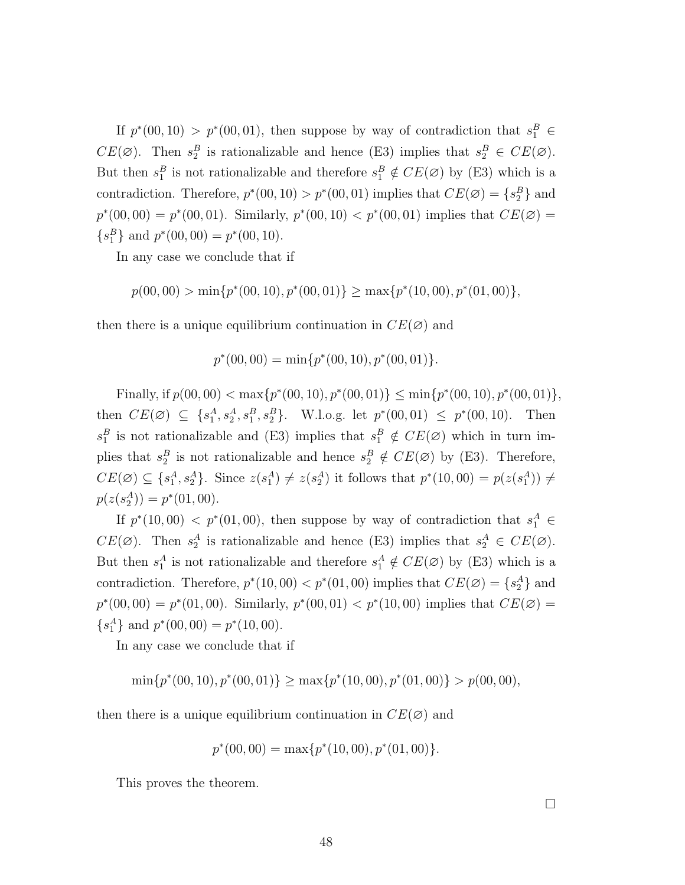If $p^*(00,10) > p^*(00,01)$, then suppose by way of contradiction that $s_1^B \in CE(\varnothing)$. Then $s_2^B$ is rationalizable and hence (E3) implies that $s_2^B \in CE(\varnothing)$. But then $s_1^B$ is not rationalizable and therefore $s_1^B \notin CE(\varnothing)$ by (E3) which is a contradiction. Therefore, $p^*(00,10) > p^*(00,01)$ implies that $CE(\varnothing) = \{s_2^B\}$ and $p^*(00,00) = p^*(00,01)$. Similarly, $p^*(00,10) < p^*(00,01)$ implies that $CE(\varnothing) = \{s_1^B\}$ and $p^*(00,00) = p^*(00,10)$.

In any case we conclude that if

$$p(00,00) > \min\{p^*(00,10), p^*(00,01)\} \geq \max\{p^*(10,00), p^*(01,00)\},$$

then there is a unique equilibrium continuation in $CE(\varnothing)$ and

$$p^*(00,00) = \min\{p^*(00,10), p^*(00,01)\}.$$

Finally, if $p(00,00) < \max\{p^*(00,10), p^*(00,01)\} \leq \min\{p^*(00,10), p^*(00,01)\}$, then $CE(\varnothing) \subseteq \{s_1^A, s_2^A, s_1^B, s_2^B\}$. W.l.o.g. let $p^*(00,01) \leq p^*(00,10)$. Then $s_1^B$ is not rationalizable and (E3) implies that $s_1^B \notin CE(\varnothing)$ which in turn implies that $s_2^B$ is not rationalizable and hence $s_2^B \notin CE(\varnothing)$ by (E3). Therefore, $CE(\varnothing) \subseteq \{s_1^A, s_2^A\}$. Since $z(s_1^A) \neq z(s_2^A)$ it follows that $p^*(10,00) = p(z(s_1^A)) \neq p(z(s_2^A)) = p^*(01,00)$.

If $p^*(10,00) < p^*(01,00)$, then suppose by way of contradiction that $s_1^A \in CE(\varnothing)$. Then $s_2^A$ is rationalizable and hence (E3) implies that $s_2^A \in CE(\varnothing)$. But then $s_1^A$ is not rationalizable and therefore $s_1^A \notin CE(\varnothing)$ by (E3) which is a contradiction. Therefore, $p^*(10,00) < p^*(01,00)$ implies that $CE(\varnothing) = \{s_2^A\}$ and $p^*(00,00) = p^*(01,00)$. Similarly, $p^*(00,01) < p^*(10,00)$ implies that $CE(\varnothing) = \{s_1^A\}$ and $p^*(00,00) = p^*(10,00)$.

In any case we conclude that if

$$\min\{p^*(00,10), p^*(00,01)\} \geq \max\{p^*(10,00), p^*(01,00)\} > p(00,00),$$

then there is a unique equilibrium continuation in $CE(\varnothing)$ and

$$p^*(00,00) = \max\{p^*(10,00), p^*(01,00)\}.$$

This proves the theorem.

□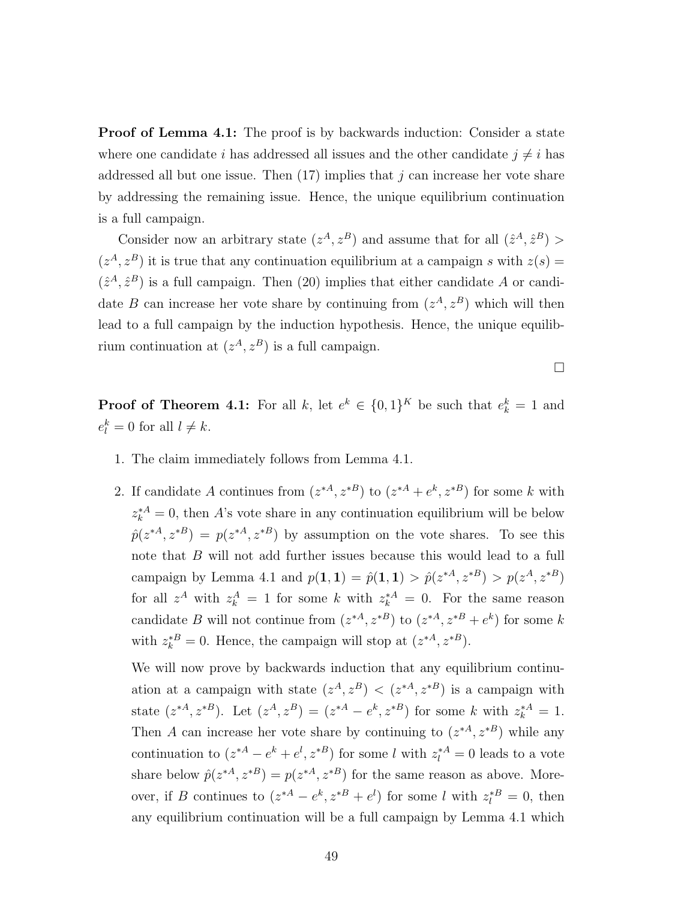**Proof of Lemma 4.1:** The proof is by backwards induction: Consider a state where one candidate $i$ has addressed all issues and the other candidate $j \neq i$ has addressed all but one issue. Then (17) implies that $j$ can increase her vote share by addressing the remaining issue. Hence, the unique equilibrium continuation is a full campaign.

Consider now an arbitrary state $(z^A, z^B)$ and assume that for all $(\hat{z}^A, \hat{z}^B) > (z^A, z^B)$ it is true that any continuation equilibrium at a campaign $s$ with $z(s) = (\hat{z}^A, \hat{z}^B)$ is a full campaign. Then (20) implies that either candidate $A$ or candidate $B$ can increase her vote share by continuing from $(z^A, z^B)$ which will then lead to a full campaign by the induction hypothesis. Hence, the unique equilibrium continuation at $(z^A, z^B)$ is a full campaign.

□

**Proof of Theorem 4.1:** For all $k$, let $e^k \in \{0,1\}^K$ be such that $e^k_k = 1$ and $e^k_l = 0$ for all $l \neq k$.

1. The claim immediately follows from Lemma 4.1.

2. If candidate $A$ continues from $(z^{*A}, z^{*B})$ to $(z^{*A} + e^k, z^{*B})$ for some $k$ with $z^{*A}_k = 0$, then $A$'s vote share in any continuation equilibrium will be below $\hat{p}(z^{*A}, z^{*B}) = p(z^{*A}, z^{*B})$ by assumption on the vote shares. To see this note that $B$ will not add further issues because this would lead to a full campaign by Lemma 4.1 and $p(\mathbf{1}, \mathbf{1}) = \hat{p}(\mathbf{1}, \mathbf{1}) > \hat{p}(z^{*A}, z^{*B}) > p(z^A, z^{*B})$ for all $z^A$ with $z^A_k = 1$ for some $k$ with $z^{*A}_k = 0$. For the same reason candidate $B$ will not continue from $(z^{*A}, z^{*B})$ to $(z^{*A}, z^{*B} + e^k)$ for some $k$ with $z^{*B}_k = 0$. Hence, the campaign will stop at $(z^{*A}, z^{*B})$.

   We will now prove by backwards induction that any equilibrium continuation at a campaign with state $(z^A, z^B) < (z^{*A}, z^{*B})$ is a campaign with state $(z^{*A}, z^{*B})$. Let $(z^A, z^B) = (z^{*A} - e^k, z^{*B})$ for some $k$ with $z^{*A}_k = 1$. Then $A$ can increase her vote share by continuing to $(z^{*A}, z^{*B})$ while any continuation to $(z^{*A} - e^k + e^l, z^{*B})$ for some $l$ with $z^{*A}_l = 0$ leads to a vote share below $\hat{p}(z^{*A}, z^{*B}) = p(z^{*A}, z^{*B})$ for the same reason as above. Moreover, if $B$ continues to $(z^{*A} - e^k, z^{*B} + e^l)$ for some $l$ with $z^{*B}_l = 0$, then any equilibrium continuation will be a full campaign by Lemma 4.1 which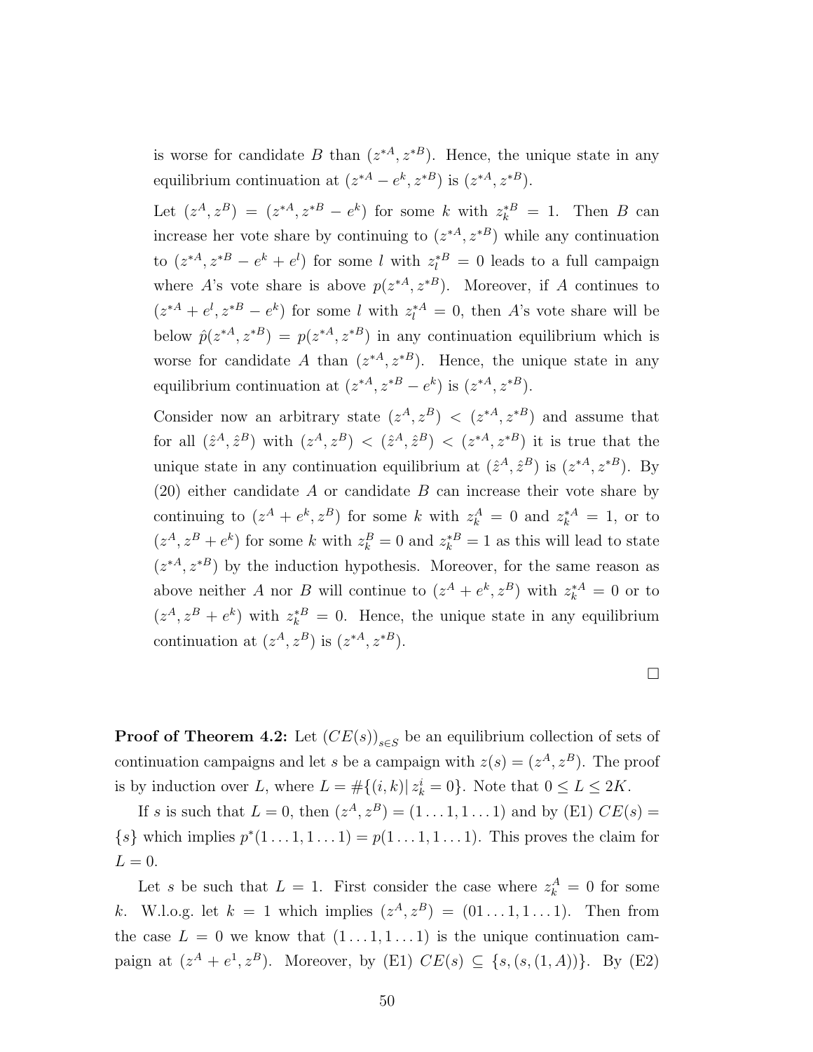is worse for candidate $B$ than $(z^{*A}, z^{*B})$. Hence, the unique state in any equilibrium continuation at $(z^{*A} - e^k, z^{*B})$ is $(z^{*A}, z^{*B})$.

Let $(z^A, z^B) = (z^{*A}, z^{*B} - e^k)$ for some $k$ with $z_k^{*B} = 1$. Then $B$ can increase her vote share by continuing to $(z^{*A}, z^{*B})$ while any continuation to $(z^{*A}, z^{*B} - e^k + e^l)$ for some $l$ with $z_l^{*B} = 0$ leads to a full campaign where $A$'s vote share is above $p(z^{*A}, z^{*B})$. Moreover, if $A$ continues to $(z^{*A} + e^l, z^{*B} - e^k)$ for some $l$ with $z_l^{*A} = 0$, then $A$'s vote share will be below $\hat{p}(z^{*A}, z^{*B}) = p(z^{*A}, z^{*B})$ in any continuation equilibrium which is worse for candidate $A$ than $(z^{*A}, z^{*B})$. Hence, the unique state in any equilibrium continuation at $(z^{*A}, z^{*B} - e^k)$ is $(z^{*A}, z^{*B})$.

Consider now an arbitrary state $(z^A, z^B) < (z^{*A}, z^{*B})$ and assume that for all $(\hat{z}^A, \hat{z}^B)$ with $(z^A, z^B) < (\hat{z}^A, \hat{z}^B) < (z^{*A}, z^{*B})$ it is true that the unique state in any continuation equilibrium at $(\hat{z}^A, \hat{z}^B)$ is $(z^{*A}, z^{*B})$. By (20) either candidate $A$ or candidate $B$ can increase their vote share by continuing to $(z^A + e^k, z^B)$ for some $k$ with $z_k^A = 0$ and $z_k^{*A} = 1$, or to $(z^A, z^B + e^k)$ for some $k$ with $z_k^B = 0$ and $z_k^{*B} = 1$ as this will lead to state $(z^{*A}, z^{*B})$ by the induction hypothesis. Moreover, for the same reason as above neither $A$ nor $B$ will continue to $(z^A + e^k, z^B)$ with $z_k^{*A} = 0$ or to $(z^A, z^B + e^k)$ with $z_k^{*B} = 0$. Hence, the unique state in any equilibrium continuation at $(z^A, z^B)$ is $(z^{*A}, z^{*B})$.

□

**Proof of Theorem 4.2:** Let $(CE(s))_{s \in S}$ be an equilibrium collection of sets of continuation campaigns and let $s$ be a campaign with $z(s) = (z^A, z^B)$. The proof is by induction over $L$, where $L = \#\{(i,k) |\, z_k^i = 0\}$. Note that $0 \leq L \leq 2K$.

If $s$ is such that $L = 0$, then $(z^A, z^B) = (1 \ldots 1, 1 \ldots 1)$ and by (E1) $CE(s) = \{s\}$ which implies $p^*(1 \ldots 1, 1 \ldots 1) = p(1 \ldots 1, 1 \ldots 1)$. This proves the claim for $L = 0$.

Let $s$ be such that $L = 1$. First consider the case where $z_k^A = 0$ for some $k$. W.l.o.g. let $k = 1$ which implies $(z^A, z^B) = (01 \ldots 1, 1 \ldots 1)$. Then from the case $L = 0$ we know that $(1 \ldots 1, 1 \ldots 1)$ is the unique continuation campaign at $(z^A + e^1, z^B)$. Moreover, by (E1) $CE(s) \subseteq \{s, (s, (1, A))\}$. By (E2)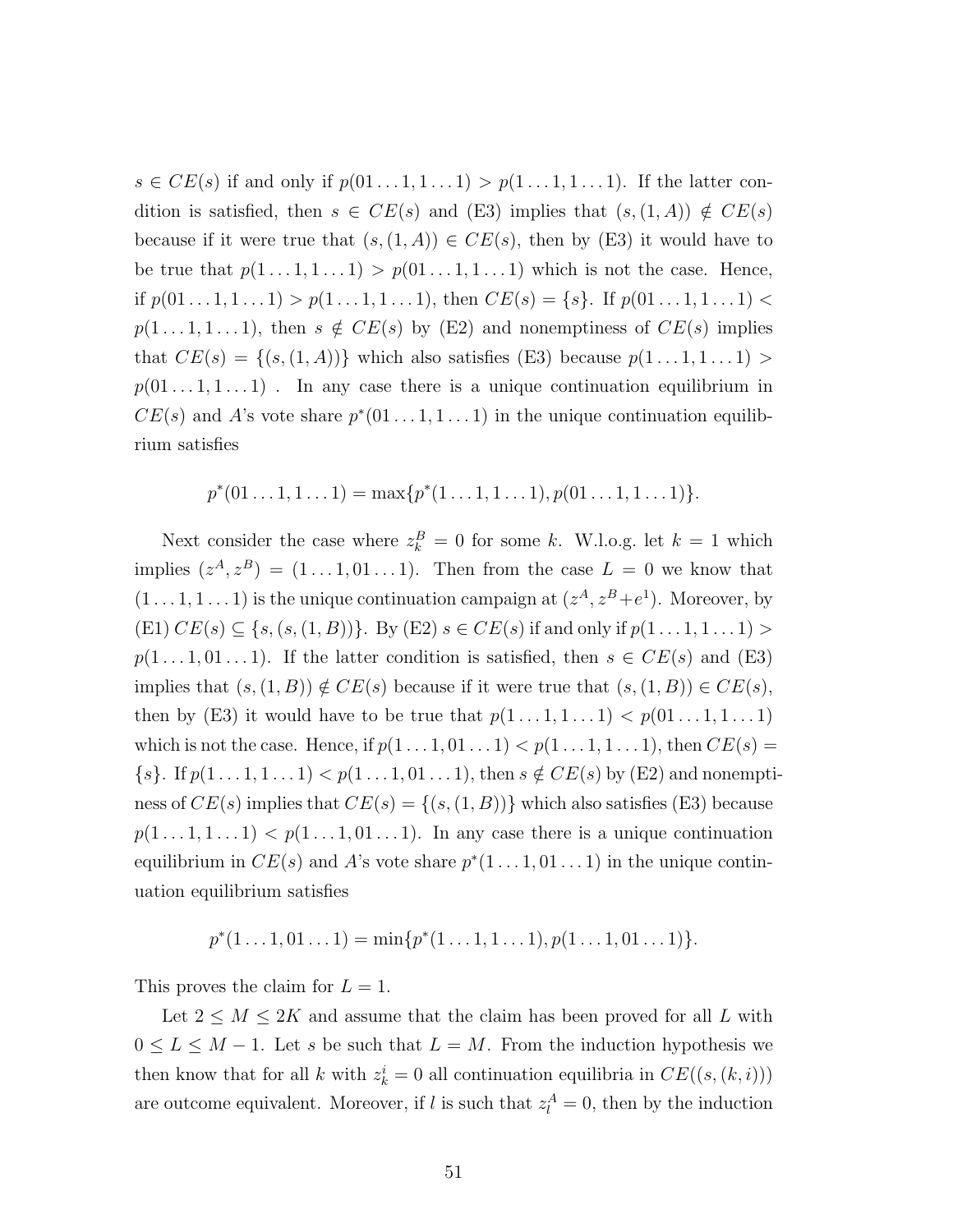$s \in CE(s)$ if and only if $p(01\ldots1, 1\ldots1) > p(1\ldots1, 1\ldots1)$. If the latter condition is satisfied, then $s \in CE(s)$ and (E3) implies that $(s,(1,A)) \notin CE(s)$ because if it were true that $(s,(1,A)) \in CE(s)$, then by (E3) it would have to be true that $p(1\ldots1, 1\ldots1) > p(01\ldots1, 1\ldots1)$ which is not the case. Hence, if $p(01\ldots1, 1\ldots1) > p(1\ldots1, 1\ldots1)$, then $CE(s) = \{s\}$. If $p(01\ldots1, 1\ldots1) < p(1\ldots1, 1\ldots1)$, then $s \notin CE(s)$ by (E2) and nonemptiness of $CE(s)$ implies that $CE(s) = \{(s,(1,A))\}$ which also satisfies (E3) because $p(1\ldots1, 1\ldots1) > p(01\ldots1, 1\ldots1)$ . In any case there is a unique continuation equilibrium in $CE(s)$ and $A$'s vote share $p^*(01\ldots1, 1\ldots1)$ in the unique continuation equilibrium satisfies

$$p^*(01\ldots1, 1\ldots1) = \max\{p^*(1\ldots1, 1\ldots1), p(01\ldots1, 1\ldots1)\}.$$

Next consider the case where $z_k^B = 0$ for some $k$. W.l.o.g. let $k = 1$ which implies $(z^A, z^B) = (1\ldots1, 01\ldots1)$. Then from the case $L = 0$ we know that $(1\ldots1, 1\ldots1)$ is the unique continuation campaign at $(z^A, z^B + e^1)$. Moreover, by (E1) $CE(s) \subseteq \{s, (s,(1,B))\}$. By (E2) $s \in CE(s)$ if and only if $p(1\ldots1, 1\ldots1) > p(1\ldots1, 01\ldots1)$. If the latter condition is satisfied, then $s \in CE(s)$ and (E3) implies that $(s,(1,B)) \notin CE(s)$ because if it were true that $(s,(1,B)) \in CE(s)$, then by (E3) it would have to be true that $p(1\ldots1, 1\ldots1) < p(01\ldots1, 1\ldots1)$ which is not the case. Hence, if $p(1\ldots1, 01\ldots1) < p(1\ldots1, 1\ldots1)$, then $CE(s) = \{s\}$. If $p(1\ldots1, 1\ldots1) < p(1\ldots1, 01\ldots1)$, then $s \notin CE(s)$ by (E2) and nonemptiness of $CE(s)$ implies that $CE(s) = \{(s,(1,B))\}$ which also satisfies (E3) because $p(1\ldots1, 1\ldots1) < p(1\ldots1, 01\ldots1)$. In any case there is a unique continuation equilibrium in $CE(s)$ and $A$'s vote share $p^*(1\ldots1, 01\ldots1)$ in the unique continuation equilibrium satisfies

$$p^*(1\ldots1, 01\ldots1) = \min\{p^*(1\ldots1, 1\ldots1), p(1\ldots1, 01\ldots1)\}.$$

This proves the claim for $L = 1$.

Let $2 \leq M \leq 2K$ and assume that the claim has been proved for all $L$ with $0 \leq L \leq M - 1$. Let $s$ be such that $L = M$. From the induction hypothesis we then know that for all $k$ with $z_k^i = 0$ all continuation equilibria in $CE((s,(k,i)))$ are outcome equivalent. Moreover, if $l$ is such that $z_l^A = 0$, then by the induction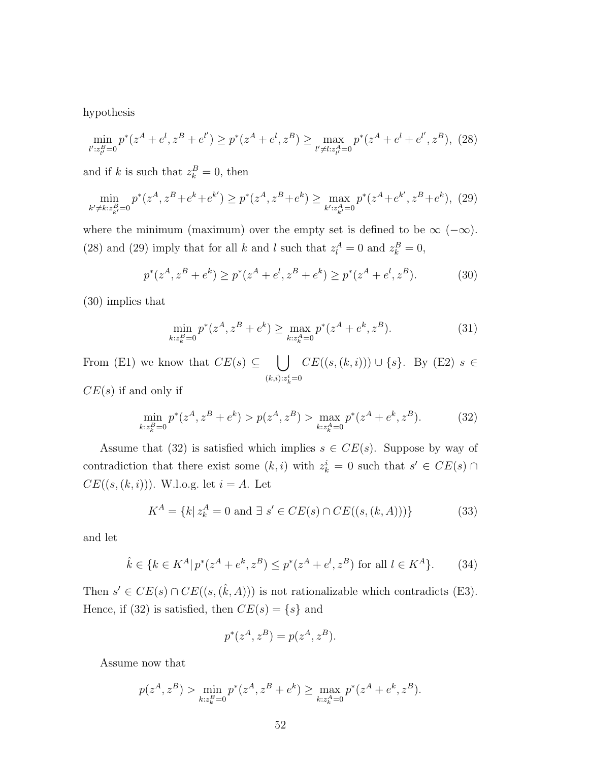hypothesis

$$\min_{l':z^B_{l'}=0} p^*(z^A + e^l, z^B + e^{l'}) \geq p^*(z^A + e^l, z^B) \geq \max_{l'\neq l:z^A_{l'}=0} p^*(z^A + e^l + e^{l'}, z^B), \quad (28)$$

and if $k$ is such that $z^B_k = 0$, then

$$\min_{k'\neq k:z^B_{k'}=0} p^*(z^A, z^B + e^k + e^{k'}) \geq p^*(z^A, z^B + e^k) \geq \max_{k':z^A_{k'}=0} p^*(z^A + e^{k'}, z^B + e^k), \quad (29)$$

where the minimum (maximum) over the empty set is defined to be $\infty$ ($-\infty$). (28) and (29) imply that for all $k$ and $l$ such that $z^A_l = 0$ and $z^B_k = 0$,

$$p^*(z^A, z^B + e^k) \geq p^*(z^A + e^l, z^B + e^k) \geq p^*(z^A + e^l, z^B). \quad (30)$$

(30) implies that

$$\min_{k:z^B_k=0} p^*(z^A, z^B + e^k) \geq \max_{k:z^A_k=0} p^*(z^A + e^k, z^B). \quad (31)$$

From (E1) we know that $CE(s) \subseteq \bigcup_{(k,i):z^i_k=0} CE((s,(k,i))) \cup \{s\}$. By (E2) $s \in CE(s)$ if and only if

$$\min_{k:z^B_k=0} p^*(z^A, z^B + e^k) > p(z^A, z^B) > \max_{k:z^A_k=0} p^*(z^A + e^k, z^B). \quad (32)$$

Assume that (32) is satisfied which implies $s \in CE(s)$. Suppose by way of contradiction that there exist some $(k,i)$ with $z^i_k = 0$ such that $s' \in CE(s) \cap CE((s,(k,i)))$. W.l.o.g. let $i = A$. Let

$$K^A = \{k |\, z^A_k = 0 \text{ and } \exists\ s' \in CE(s) \cap CE((s,(k,A)))\} \quad (33)$$

and let

$$\hat{k} \in \{k \in K^A |\, p^*(z^A + e^k, z^B) \leq p^*(z^A + e^l, z^B) \text{ for all } l \in K^A\}. \quad (34)$$

Then $s' \in CE(s) \cap CE((s,(\hat{k},A)))$ is not rationalizable which contradicts (E3). Hence, if (32) is satisfied, then $CE(s) = \{s\}$ and

$$p^*(z^A, z^B) = p(z^A, z^B).$$

Assume now that

$$p(z^A, z^B) > \min_{k:z^B_k=0} p^*(z^A, z^B + e^k) \geq \max_{k:z^A_k=0} p^*(z^A + e^k, z^B).$$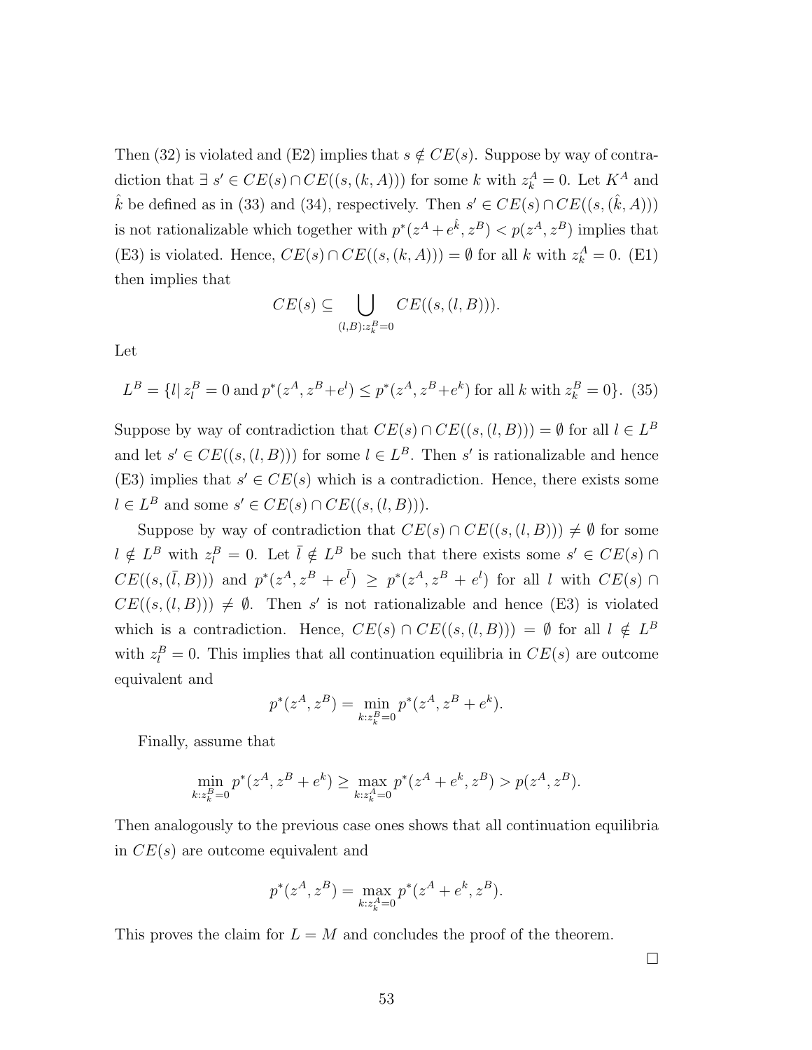Then (32) is violated and (E2) implies that $s \notin CE(s)$. Suppose by way of contradiction that $\exists\, s' \in CE(s) \cap CE((s,(k,A)))$ for some $k$ with $z_k^A = 0$. Let $K^A$ and $\hat{k}$ be defined as in (33) and (34), respectively. Then $s' \in CE(s) \cap CE((s,(\hat{k},A)))$ is not rationalizable which together with $p^*(z^A + e^{\hat{k}}, z^B) < p(z^A, z^B)$ implies that (E3) is violated. Hence, $CE(s) \cap CE((s,(k,A))) = \emptyset$ for all $k$ with $z_k^A = 0$. (E1) then implies that

$$CE(s) \subseteq \bigcup_{(l,B):z_k^B=0} CE((s,(l,B))).$$

Let

$$L^B = \{l |\, z_l^B = 0 \text{ and } p^*(z^A, z^B + e^l) \leq p^*(z^A, z^B + e^k) \text{ for all } k \text{ with } z_k^B = 0\}. \quad (35)$$

Suppose by way of contradiction that $CE(s) \cap CE((s,(l,B))) = \emptyset$ for all $l \in L^B$ and let $s' \in CE((s,(l,B)))$ for some $l \in L^B$. Then $s'$ is rationalizable and hence (E3) implies that $s' \in CE(s)$ which is a contradiction. Hence, there exists some $l \in L^B$ and some $s' \in CE(s) \cap CE((s,(l,B)))$.

Suppose by way of contradiction that $CE(s) \cap CE((s,(l,B))) \neq \emptyset$ for some $l \notin L^B$ with $z_l^B = 0$. Let $\bar{l} \notin L^B$ be such that there exists some $s' \in CE(s) \cap CE((s,(\bar{l},B)))$ and $p^*(z^A, z^B + e^{\bar{l}}) \geq p^*(z^A, z^B + e^l)$ for all $l$ with $CE(s) \cap CE((s,(l,B))) \neq \emptyset$. Then $s'$ is not rationalizable and hence (E3) is violated which is a contradiction. Hence, $CE(s) \cap CE((s,(l,B))) = \emptyset$ for all $l \notin L^B$ with $z_l^B = 0$. This implies that all continuation equilibria in $CE(s)$ are outcome equivalent and

$$p^*(z^A, z^B) = \min_{k:z_k^B=0} p^*(z^A, z^B + e^k).$$

Finally, assume that

$$\min_{k:z_k^B=0} p^*(z^A, z^B + e^k) \geq \max_{k:z_k^A=0} p^*(z^A + e^k, z^B) > p(z^A, z^B).$$

Then analogously to the previous case ones shows that all continuation equilibria in $CE(s)$ are outcome equivalent and

$$p^*(z^A, z^B) = \max_{k:z_k^A=0} p^*(z^A + e^k, z^B).$$

This proves the claim for $L = M$ and concludes the proof of the theorem.

□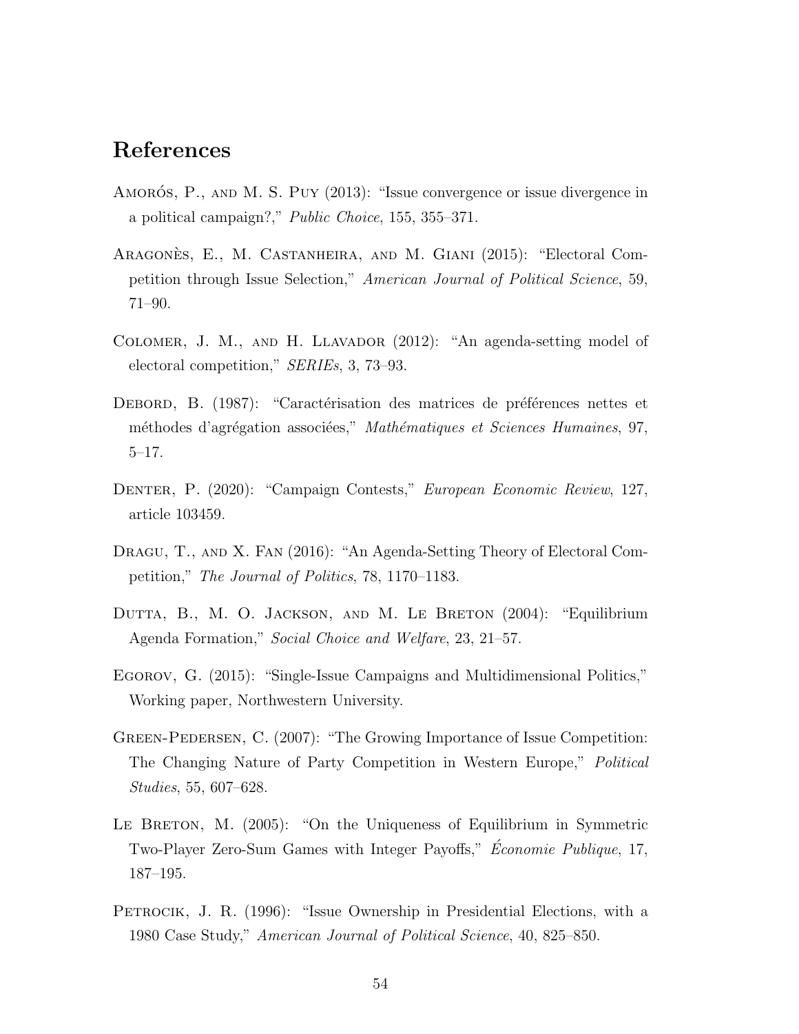## References

Amorós, P., and M. S. Puy (2013): "Issue convergence or issue divergence in a political campaign?," *Public Choice*, 155, 355–371.

Aragonès, E., M. Castanheira, and M. Giani (2015): "Electoral Competition through Issue Selection," *American Journal of Political Science*, 59, 71–90.

Colomer, J. M., and H. Llavador (2012): "An agenda-setting model of electoral competition," *SERIEs*, 3, 73–93.

Debord, B. (1987): "Caractérisation des matrices de préférences nettes et méthodes d'agrégation associées," *Mathématiques et Sciences Humaines*, 97, 5–17.

Denter, P. (2020): "Campaign Contests," *European Economic Review*, 127, article 103459.

Dragu, T., and X. Fan (2016): "An Agenda-Setting Theory of Electoral Competition," *The Journal of Politics*, 78, 1170–1183.

Dutta, B., M. O. Jackson, and M. Le Breton (2004): "Equilibrium Agenda Formation," *Social Choice and Welfare*, 23, 21–57.

Egorov, G. (2015): "Single-Issue Campaigns and Multidimensional Politics," Working paper, Northwestern University.

Green-Pedersen, C. (2007): "The Growing Importance of Issue Competition: The Changing Nature of Party Competition in Western Europe," *Political Studies*, 55, 607–628.

Le Breton, M. (2005): "On the Uniqueness of Equilibrium in Symmetric Two-Player Zero-Sum Games with Integer Payoffs," *Économie Publique*, 17, 187–195.

Petrocik, J. R. (1996): "Issue Ownership in Presidential Elections, with a 1980 Case Study," *American Journal of Political Science*, 40, 825–850.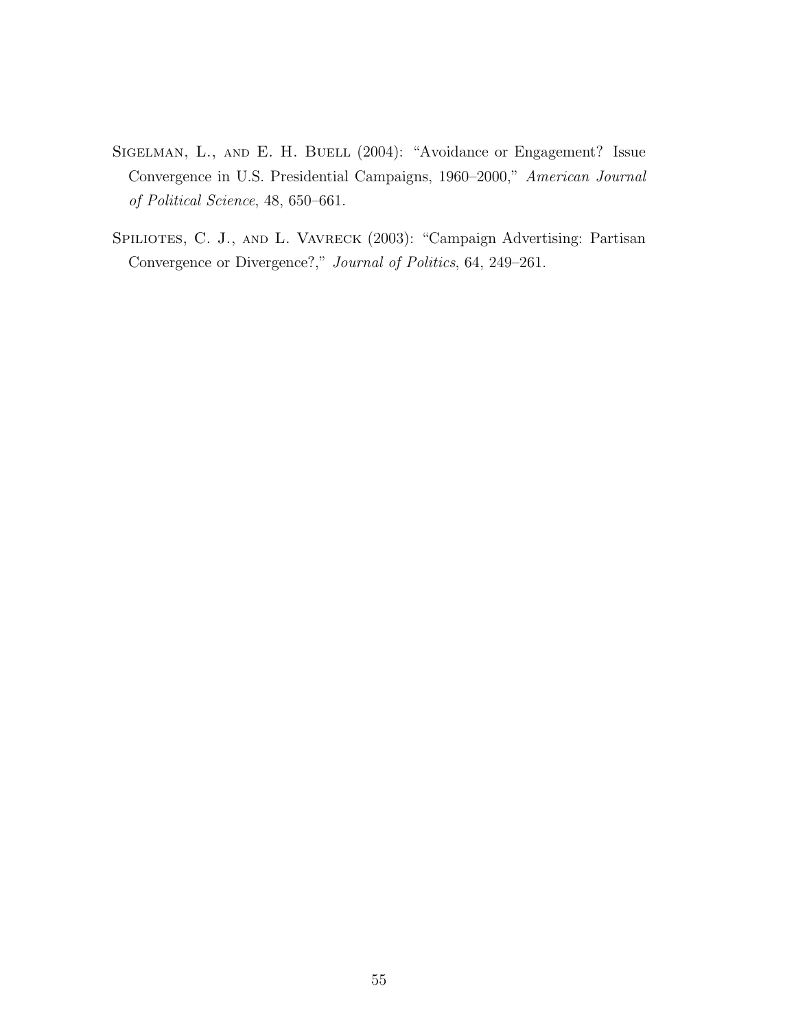Sigelman, L., and E. H. Buell (2004): "Avoidance or Engagement? Issue Convergence in U.S. Presidential Campaigns, 1960–2000," *American Journal of Political Science*, 48, 650–661.

Spiliotes, C. J., and L. Vavreck (2003): "Campaign Advertising: Partisan Convergence or Divergence?," *Journal of Politics*, 64, 249–261.